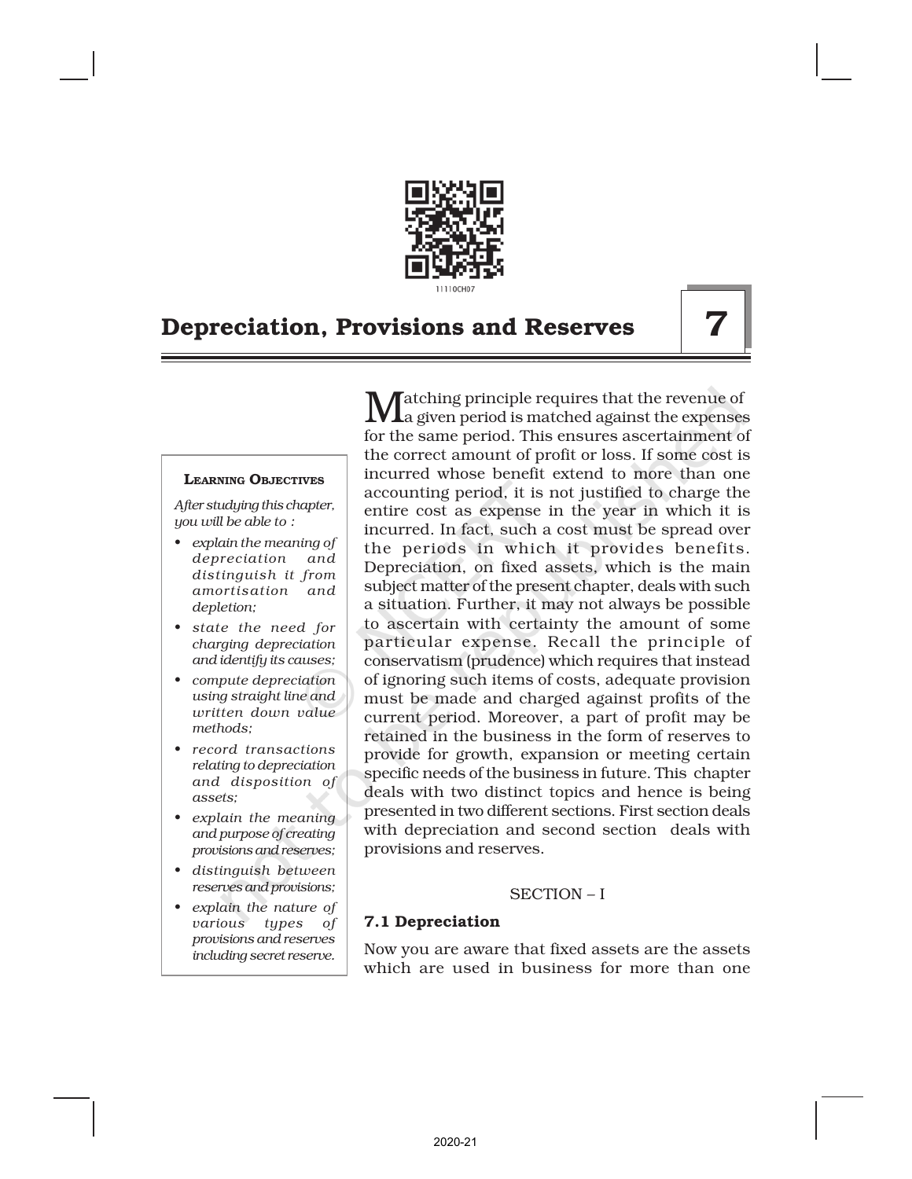# 7 Depreciation, Provisions and Reserves

**Learning Objectives**

*After studying this chapter, you will be able to :*

- *explain the meaning of depreciation and distinguish it from amortisation and depletion;*
- *state the need for charging depreciation and identify its causes;*
- *compute depreciation using straight line and written down value methods;*
- *record transactions relating to depreciation and disposition of assets;*
- *explain the meaning and purpose of creating provisions and reserves;*
- *distinguish between reserves and provisions;*
- *explain the nature of various types of provisions and reserves including secret reserve.*

Matching principle requires that the revenue of a given period is matched against the expenses for the same period. This ensures ascertainment of the correct amount of profit or loss. If some cost is incurred whose benefit extend to more than one accounting period, it is not justified to charge the entire cost as expense in the year in which it is incurred. In fact, such a cost must be spread over the periods in which it provides benefits. Depreciation, on fixed assets, which is the main subject matter of the present chapter, deals with such a situation. Further, it may not always be possible to ascertain with certainty the amount of some particular expense. Recall the principle of conservatism (prudence) which requires that instead of ignoring such items of costs, adequate provision must be made and charged against profits of the current period. Moreover, a part of profit may be retained in the business in the form of reserves to provide for growth, expansion or meeting certain specific needs of the business in future. This chapter deals with two distinct topics and hence is being presented in two different sections. First section deals with depreciation and second section deals with provisions and reserves.

SECTION – I

## 7.1 Depreciation

Now you are aware that fixed assets are the assets which are used in business for more than one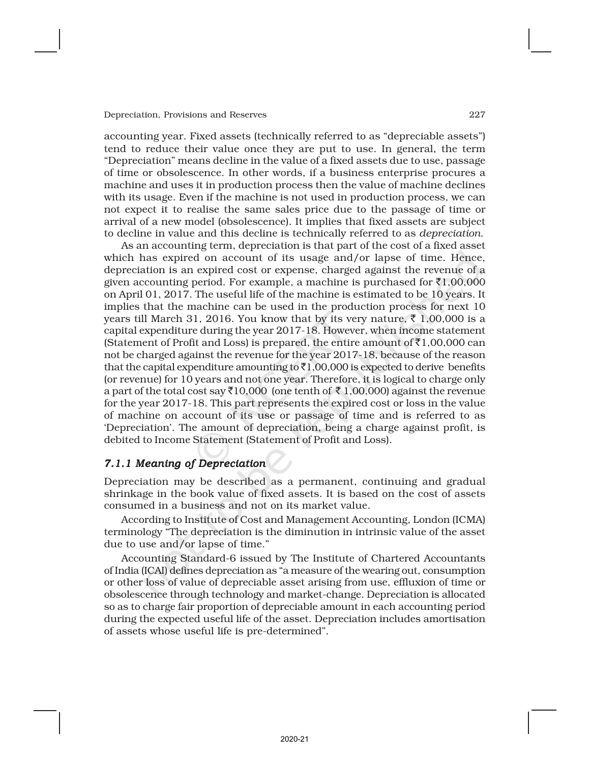accounting year. Fixed assets (technically referred to as "depreciable assets") tend to reduce their value once they are put to use. In general, the term "Depreciation" means decline in the value of a fixed assets due to use, passage of time or obsolescence. In other words, if a business enterprise procures a machine and uses it in production process then the value of machine declines with its usage. Even if the machine is not used in production process, we can not expect it to realise the same sales price due to the passage of time or arrival of a new model (obsolescence). It implies that fixed assets are subject to decline in value and this decline is technically referred to as *depreciation*.

As an accounting term, depreciation is that part of the cost of a fixed asset which has expired on account of its usage and/or lapse of time. Hence, depreciation is an expired cost or expense, charged against the revenue of a given accounting period. For example, a machine is purchased for ₹1,00,000 on April 01, 2017. The useful life of the machine is estimated to be 10 years. It implies that the machine can be used in the production process for next 10 years till March 31, 2016. You know that by its very nature, ₹ 1,00,000 is a capital expenditure during the year 2017-18. However, when income statement (Statement of Profit and Loss) is prepared, the entire amount of ₹1,00,000 can not be charged against the revenue for the year 2017-18, because of the reason that the capital expenditure amounting to ₹1,00,000 is expected to derive benefits (or revenue) for 10 years and not one year. Therefore, it is logical to charge only a part of the total cost say ₹10,000 (one tenth of ₹ 1,00,000) against the revenue for the year 2017-18. This part represents the expired cost or loss in the value of machine on account of its use or passage of time and is referred to as 'Depreciation'. The amount of depreciation, being a charge against profit, is debited to Income Statement (Statement of Profit and Loss).

### *7.1.1 Meaning of Depreciation*

Depreciation may be described as a permanent, continuing and gradual shrinkage in the book value of fixed assets. It is based on the cost of assets consumed in a business and not on its market value.

According to Institute of Cost and Management Accounting, London (ICMA) terminology "The depreciation is the diminution in intrinsic value of the asset due to use and/or lapse of time."

Accounting Standard-6 issued by The Institute of Chartered Accountants of India (ICAI) defines depreciation as "a measure of the wearing out, consumption or other loss of value of depreciable asset arising from use, effluxion of time or obsolescence through technology and market-change. Depreciation is allocated so as to charge fair proportion of depreciable amount in each accounting period during the expected useful life of the asset. Depreciation includes amortisation of assets whose useful life is pre-determined".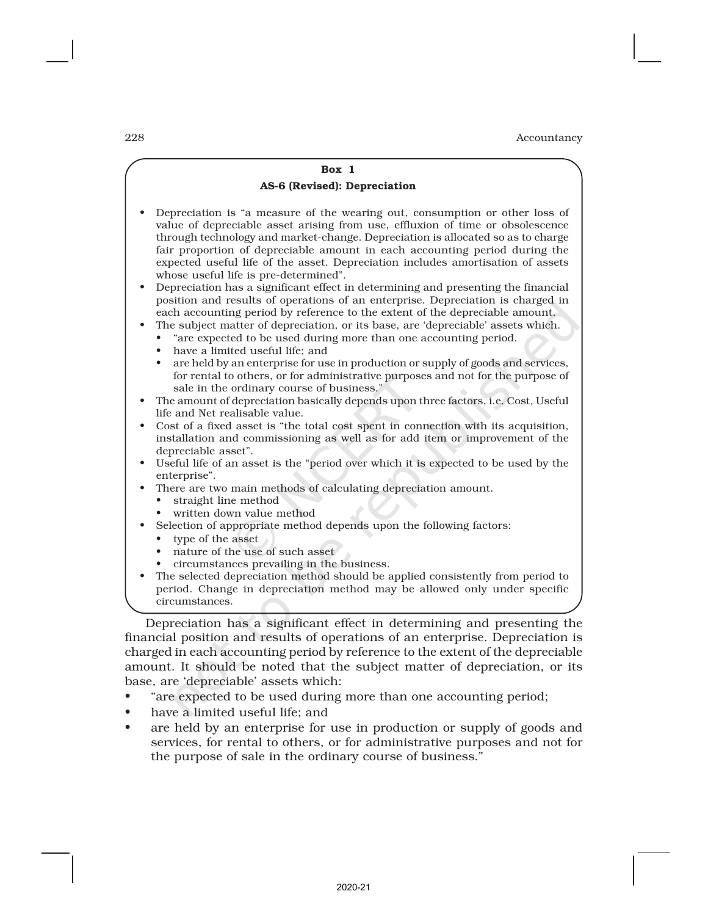**Box 1**

**AS-6 (Revised): Depreciation**

- Depreciation is "a measure of the wearing out, consumption or other loss of value of depreciable asset arising from use, effluxion of time or obsolescence through technology and market-change. Depreciation is allocated so as to charge fair proportion of depreciable amount in each accounting period during the expected useful life of the asset. Depreciation includes amortisation of assets whose useful life is pre-determined".
- Depreciation has a significant effect in determining and presenting the financial position and results of operations of an enterprise. Depreciation is charged in each accounting period by reference to the extent of the depreciable amount.
- The subject matter of depreciation, or its base, are 'depreciable' assets which.
  - "are expected to be used during more than one accounting period.
  - have a limited useful life; and
  - are held by an enterprise for use in production or supply of goods and services, for rental to others, or for administrative purposes and not for the purpose of sale in the ordinary course of business."
- The amount of depreciation basically depends upon three factors, i.e. Cost, Useful life and Net realisable value.
- Cost of a fixed asset is "the total cost spent in connection with its acquisition, installation and commissioning as well as for add item or improvement of the depreciable asset".
- Useful life of an asset is the "period over which it is expected to be used by the enterprise".
- There are two main methods of calculating depreciation amount.
  - straight line method
  - written down value method
- Selection of appropriate method depends upon the following factors:
  - type of the asset
  - nature of the use of such asset
  - circumstances prevailing in the business.
- The selected depreciation method should be applied consistently from period to period. Change in depreciation method may be allowed only under specific circumstances.

Depreciation has a significant effect in determining and presenting the financial position and results of operations of an enterprise. Depreciation is charged in each accounting period by reference to the extent of the depreciable amount. It should be noted that the subject matter of depreciation, or its base, are 'depreciable' assets which:

- "are expected to be used during more than one accounting period;
- have a limited useful life; and
- are held by an enterprise for use in production or supply of goods and services, for rental to others, or for administrative purposes and not for the purpose of sale in the ordinary course of business."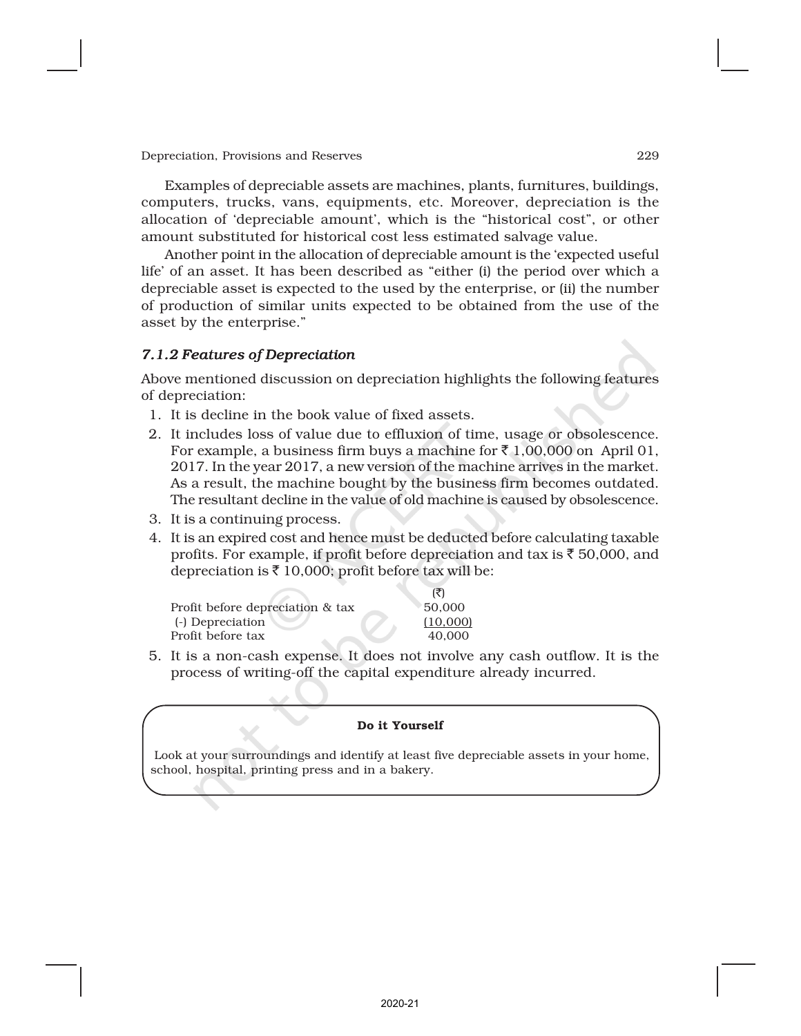Examples of depreciable assets are machines, plants, furnitures, buildings, computers, trucks, vans, equipments, etc. Moreover, depreciation is the allocation of 'depreciable amount', which is the "historical cost", or other amount substituted for historical cost less estimated salvage value.

Another point in the allocation of depreciable amount is the 'expected useful life' of an asset. It has been described as "either (i) the period over which a depreciable asset is expected to the used by the enterprise, or (ii) the number of production of similar units expected to be obtained from the use of the asset by the enterprise."

### *7.1.2 Features of Depreciation*

Above mentioned discussion on depreciation highlights the following features of depreciation:

1. It is decline in the book value of fixed assets.
2. It includes loss of value due to effluxion of time, usage or obsolescence. For example, a business firm buys a machine for ₹ 1,00,000 on April 01, 2017. In the year 2017, a new version of the machine arrives in the market. As a result, the machine bought by the business firm becomes outdated. The resultant decline in the value of old machine is caused by obsolescence.
3. It is a continuing process.
4. It is an expired cost and hence must be deducted before calculating taxable profits. For example, if profit before depreciation and tax is ₹ 50,000, and depreciation is ₹ 10,000; profit before tax will be:

| | (₹) |
|---|---|
| Profit before depreciation & tax | 50,000 |
| (-) Depreciation | (10,000) |
| Profit before tax | 40,000 |

5. It is a non-cash expense. It does not involve any cash outflow. It is the process of writing-off the capital expenditure already incurred.

**Do it Yourself**

Look at your surroundings and identify at least five depreciable assets in your home, school, hospital, printing press and in a bakery.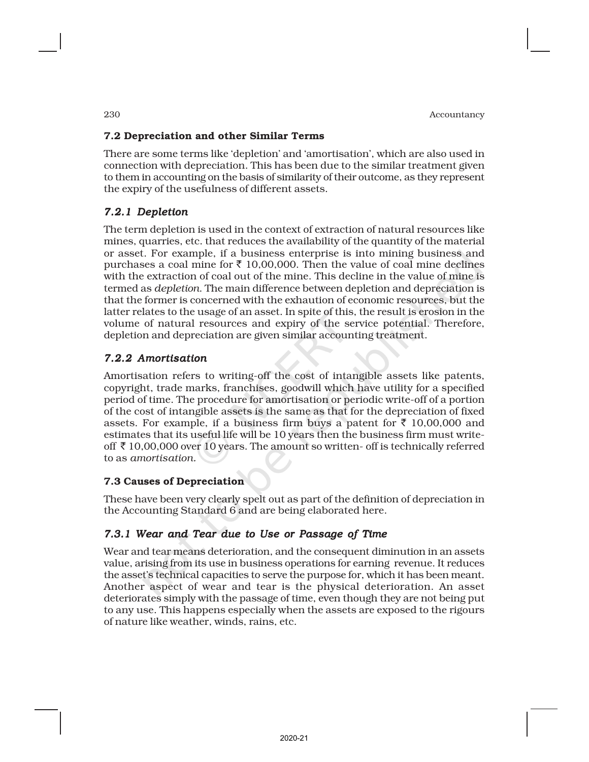## 7.2 Depreciation and other Similar Terms

There are some terms like 'depletion' and 'amortisation', which are also used in connection with depreciation. This has been due to the similar treatment given to them in accounting on the basis of similarity of their outcome, as they represent the expiry of the usefulness of different assets.

### *7.2.1 Depletion*

The term depletion is used in the context of extraction of natural resources like mines, quarries, etc. that reduces the availability of the quantity of the material or asset. For example, if a business enterprise is into mining business and purchases a coal mine for ₹ 10,00,000. Then the value of coal mine declines with the extraction of coal out of the mine. This decline in the value of mine is termed as *depletion.* The main difference between depletion and depreciation is that the former is concerned with the exhaution of economic resources, but the latter relates to the usage of an asset. In spite of this, the result is erosion in the volume of natural resources and expiry of the service potential. Therefore, depletion and depreciation are given similar accounting treatment.

### *7.2.2 Amortisation*

Amortisation refers to writing-off the cost of intangible assets like patents, copyright, trade marks, franchises, goodwill which have utility for a specified period of time. The procedure for amortisation or periodic write-off of a portion of the cost of intangible assets is the same as that for the depreciation of fixed assets. For example, if a business firm buys a patent for ₹ 10,00,000 and estimates that its useful life will be 10 years then the business firm must write-off ₹ 10,00,000 over 10 years. The amount so written- off is technically referred to as *amortisation.*

## 7.3 Causes of Depreciation

These have been very clearly spelt out as part of the definition of depreciation in the Accounting Standard 6 and are being elaborated here.

### *7.3.1 Wear and Tear due to Use or Passage of Time*

Wear and tear means deterioration, and the consequent diminution in an assets value, arising from its use in business operations for earning revenue. It reduces the asset's technical capacities to serve the purpose for, which it has been meant. Another aspect of wear and tear is the physical deterioration. An asset deteriorates simply with the passage of time, even though they are not being put to any use. This happens especially when the assets are exposed to the rigours of nature like weather, winds, rains, etc.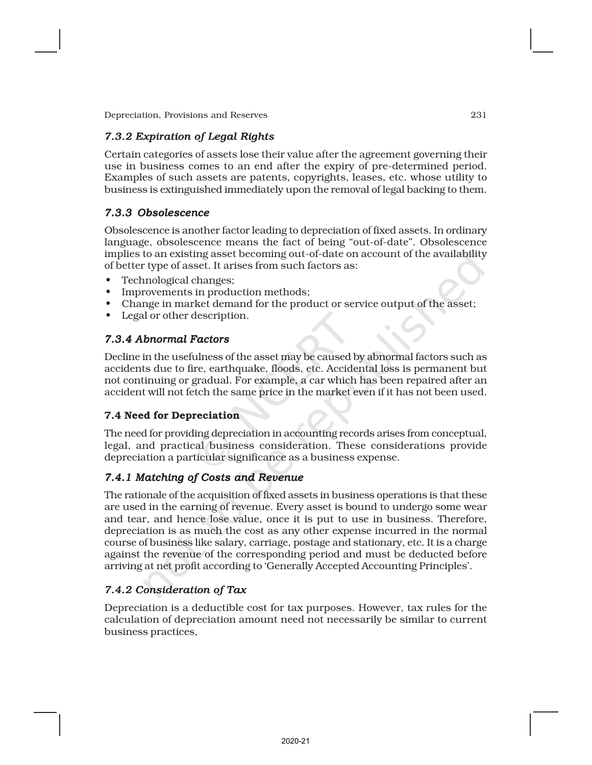### *7.3.2 Expiration of Legal Rights*

Certain categories of assets lose their value after the agreement governing their use in business comes to an end after the expiry of pre-determined period. Examples of such assets are patents, copyrights, leases, etc. whose utility to business is extinguished immediately upon the removal of legal backing to them.

### *7.3.3 Obsolescence*

Obsolescence is another factor leading to depreciation of fixed assets. In ordinary language, obsolescence means the fact of being "out-of-date". Obsolescence implies to an existing asset becoming out-of-date on account of the availability of better type of asset. It arises from such factors as:

- Technological changes;
- Improvements in production methods;
- Change in market demand for the product or service output of the asset;
- Legal or other description.

### *7.3.4 Abnormal Factors*

Decline in the usefulness of the asset may be caused by abnormal factors such as accidents due to fire, earthquake, floods, etc. Accidental loss is permanent but not continuing or gradual. For example, a car which has been repaired after an accident will not fetch the same price in the market even if it has not been used.

## 7.4 Need for Depreciation

The need for providing depreciation in accounting records arises from conceptual, legal, and practical business consideration. These considerations provide depreciation a particular significance as a business expense.

### *7.4.1 Matching of Costs and Revenue*

The rationale of the acquisition of fixed assets in business operations is that these are used in the earning of revenue. Every asset is bound to undergo some wear and tear, and hence lose value, once it is put to use in business. Therefore, depreciation is as much the cost as any other expense incurred in the normal course of business like salary, carriage, postage and stationary, etc. It is a charge against the revenue of the corresponding period and must be deducted before arriving at net profit according to 'Generally Accepted Accounting Principles'.

### *7.4.2 Consideration of Tax*

Depreciation is a deductible cost for tax purposes. However, tax rules for the calculation of depreciation amount need not necessarily be similar to current business practices,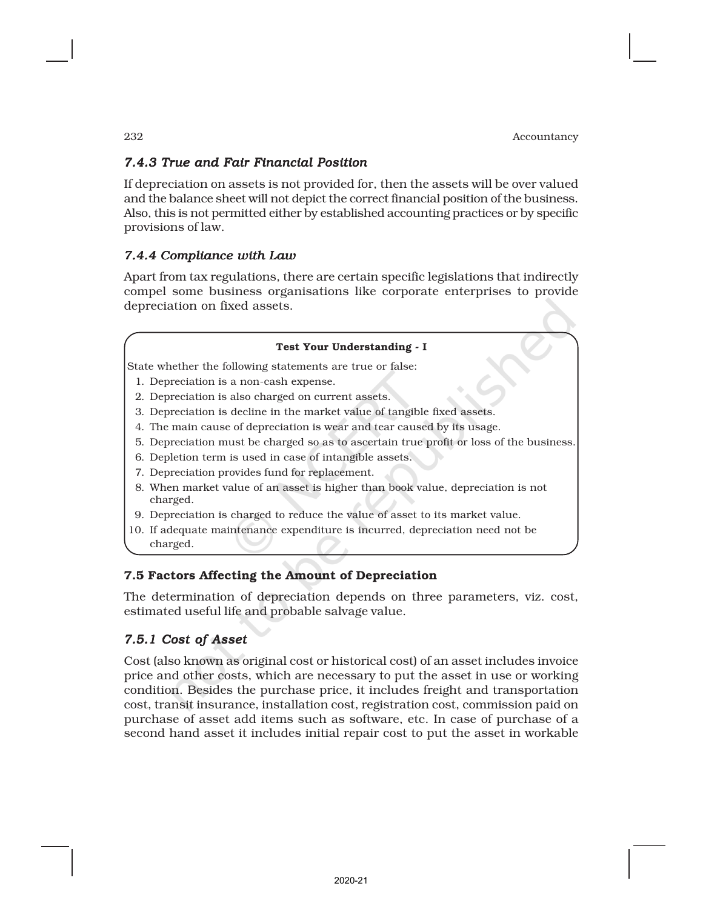### *7.4.3 True and Fair Financial Position*

If depreciation on assets is not provided for, then the assets will be over valued and the balance sheet will not depict the correct financial position of the business. Also, this is not permitted either by established accounting practices or by specific provisions of law.

### *7.4.4 Compliance with Law*

Apart from tax regulations, there are certain specific legislations that indirectly compel some business organisations like corporate enterprises to provide depreciation on fixed assets.

**Test Your Understanding - I**

State whether the following statements are true or false:

1. Depreciation is a non-cash expense.
2. Depreciation is also charged on current assets.
3. Depreciation is decline in the market value of tangible fixed assets.
4. The main cause of depreciation is wear and tear caused by its usage.
5. Depreciation must be charged so as to ascertain true profit or loss of the business.
6. Depletion term is used in case of intangible assets.
7. Depreciation provides fund for replacement.
8. When market value of an asset is higher than book value, depreciation is not charged.
9. Depreciation is charged to reduce the value of asset to its market value.
10. If adequate maintenance expenditure is incurred, depreciation need not be charged.

## 7.5 Factors Affecting the Amount of Depreciation

The determination of depreciation depends on three parameters, viz. cost, estimated useful life and probable salvage value.

### *7.5.1 Cost of Asset*

Cost (also known as original cost or historical cost) of an asset includes invoice price and other costs, which are necessary to put the asset in use or working condition. Besides the purchase price, it includes freight and transportation cost, transit insurance, installation cost, registration cost, commission paid on purchase of asset add items such as software, etc. In case of purchase of a second hand asset it includes initial repair cost to put the asset in workable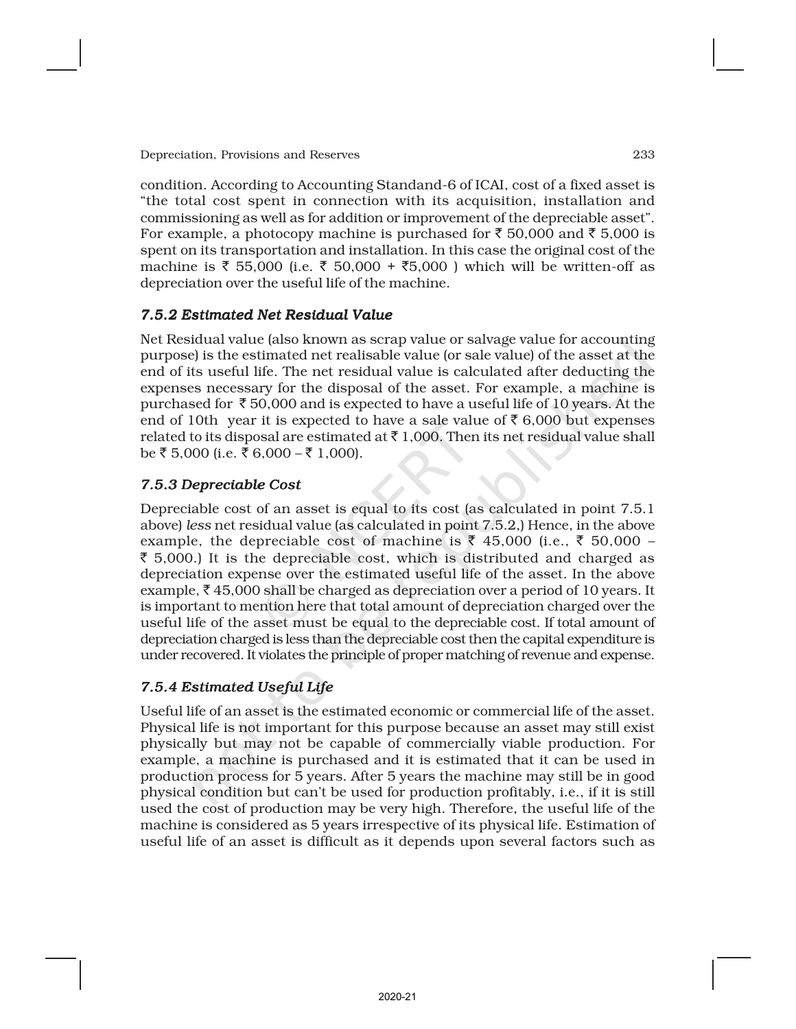condition. According to Accounting Standand-6 of ICAI, cost of a fixed asset is "the total cost spent in connection with its acquisition, installation and commissioning as well as for addition or improvement of the depreciable asset". For example, a photocopy machine is purchased for ₹ 50,000 and ₹ 5,000 is spent on its transportation and installation. In this case the original cost of the machine is ₹ 55,000 (i.e. ₹ 50,000 + ₹5,000 ) which will be written-off as depreciation over the useful life of the machine.

### *7.5.2 Estimated Net Residual Value*

Net Residual value (also known as scrap value or salvage value for accounting purpose) is the estimated net realisable value (or sale value) of the asset at the end of its useful life. The net residual value is calculated after deducting the expenses necessary for the disposal of the asset. For example, a machine is purchased for ₹ 50,000 and is expected to have a useful life of 10 years. At the end of 10th year it is expected to have a sale value of ₹ 6,000 but expenses related to its disposal are estimated at ₹ 1,000. Then its net residual value shall be ₹ 5,000 (i.e. ₹ 6,000 – ₹ 1,000).

### *7.5.3 Depreciable Cost*

Depreciable cost of an asset is equal to its cost (as calculated in point 7.5.1 above) *less* net residual value (as calculated in point 7.5.2,) Hence, in the above example, the depreciable cost of machine is ₹ 45,000 (i.e., ₹ 50,000 – ₹ 5,000.) It is the depreciable cost, which is distributed and charged as depreciation expense over the estimated useful life of the asset. In the above example, ₹ 45,000 shall be charged as depreciation over a period of 10 years. It is important to mention here that total amount of depreciation charged over the useful life of the asset must be equal to the depreciable cost. If total amount of depreciation charged is less than the depreciable cost then the capital expenditure is under recovered. It violates the principle of proper matching of revenue and expense.

### *7.5.4 Estimated Useful Life*

Useful life of an asset is the estimated economic or commercial life of the asset. Physical life is not important for this purpose because an asset may still exist physically but may not be capable of commercially viable production. For example, a machine is purchased and it is estimated that it can be used in production process for 5 years. After 5 years the machine may still be in good physical condition but can't be used for production profitably, i.e., if it is still used the cost of production may be very high. Therefore, the useful life of the machine is considered as 5 years irrespective of its physical life. Estimation of useful life of an asset is difficult as it depends upon several factors such as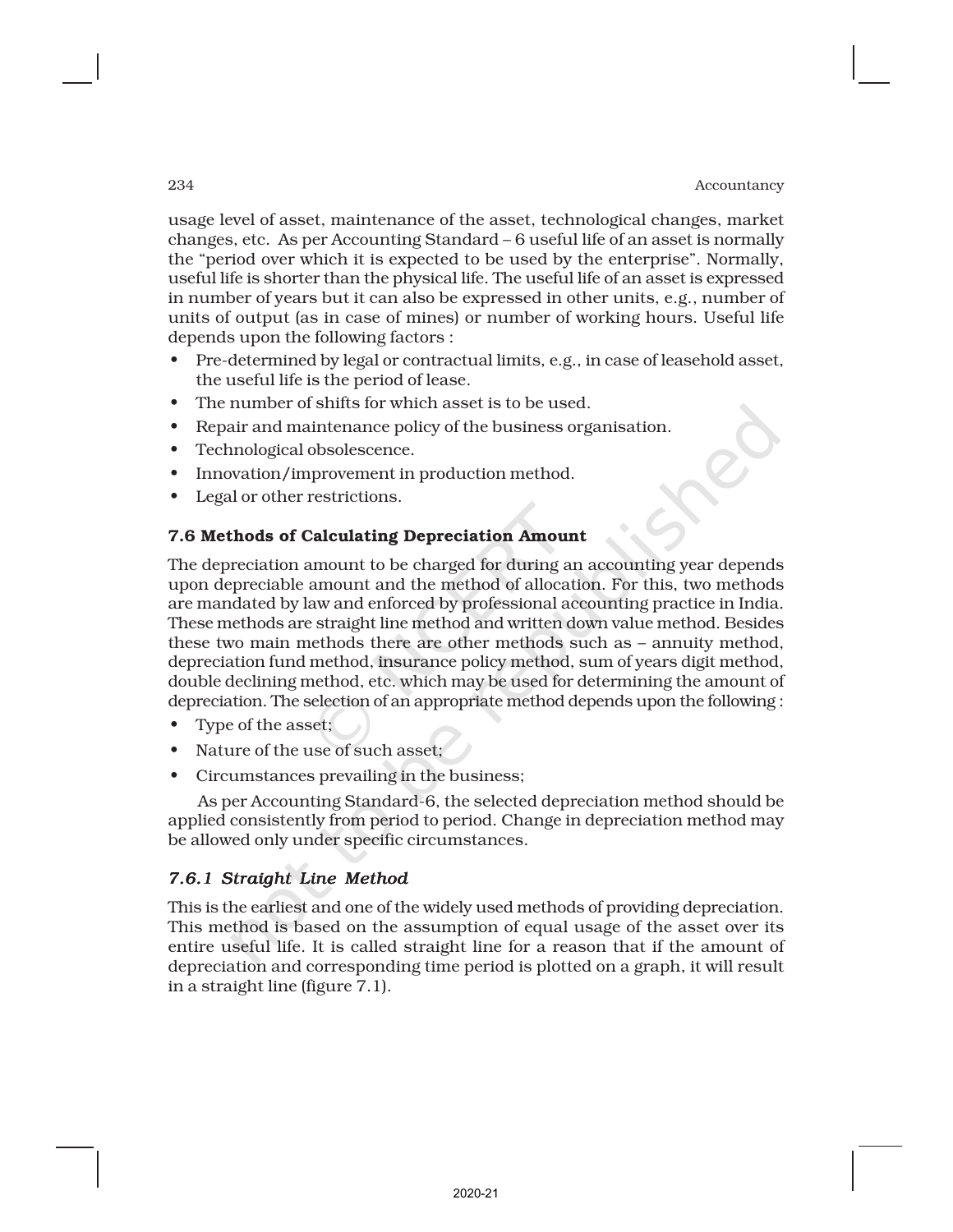usage level of asset, maintenance of the asset, technological changes, market changes, etc. As per Accounting Standard – 6 useful life of an asset is normally the "period over which it is expected to be used by the enterprise". Normally, useful life is shorter than the physical life. The useful life of an asset is expressed in number of years but it can also be expressed in other units, e.g., number of units of output (as in case of mines) or number of working hours. Useful life depends upon the following factors :

- Pre-determined by legal or contractual limits, e.g., in case of leasehold asset, the useful life is the period of lease.
- The number of shifts for which asset is to be used.
- Repair and maintenance policy of the business organisation.
- Technological obsolescence.
- Innovation/improvement in production method.
- Legal or other restrictions.

## 7.6 Methods of Calculating Depreciation Amount

The depreciation amount to be charged for during an accounting year depends upon depreciable amount and the method of allocation. For this, two methods are mandated by law and enforced by professional accounting practice in India. These methods are straight line method and written down value method. Besides these two main methods there are other methods such as – annuity method, depreciation fund method, insurance policy method, sum of years digit method, double declining method, etc. which may be used for determining the amount of depreciation. The selection of an appropriate method depends upon the following :

- Type of the asset;
- Nature of the use of such asset;
- Circumstances prevailing in the business;

As per Accounting Standard-6, the selected depreciation method should be applied consistently from period to period. Change in depreciation method may be allowed only under specific circumstances.

### *7.6.1 Straight Line Method*

This is the earliest and one of the widely used methods of providing depreciation. This method is based on the assumption of equal usage of the asset over its entire useful life. It is called straight line for a reason that if the amount of depreciation and corresponding time period is plotted on a graph, it will result in a straight line (figure 7.1).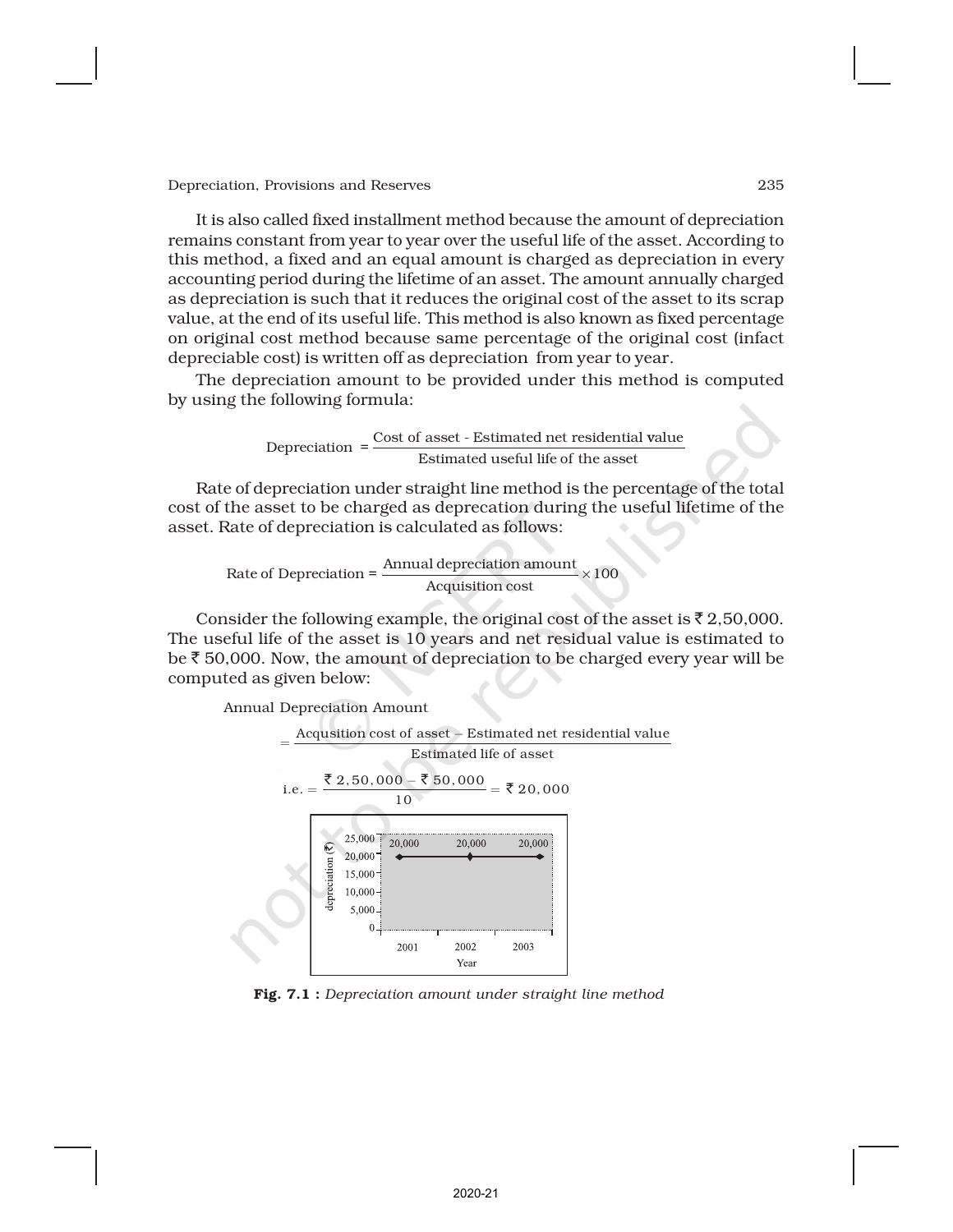It is also called fixed installment method because the amount of depreciation remains constant from year to year over the useful life of the asset. According to this method, a fixed and an equal amount is charged as depreciation in every accounting period during the lifetime of an asset. The amount annually charged as depreciation is such that it reduces the original cost of the asset to its scrap value, at the end of its useful life. This method is also known as fixed percentage on original cost method because same percentage of the original cost (infact depreciable cost) is written off as depreciation from year to year.

The depreciation amount to be provided under this method is computed by using the following formula:

$$\text{Depreciation} = \frac{\text{Cost of asset - Estimated net residential value}}{\text{Estimated useful life of the asset}}$$

Rate of depreciation under straight line method is the percentage of the total cost of the asset to be charged as deprecation during the useful lifetime of the asset. Rate of depreciation is calculated as follows:

$$\text{Rate of Depreciation} = \frac{\text{Annual depreciation amount}}{\text{Acquisition cost}} \times 100$$

Consider the following example, the original cost of the asset is ₹ 2,50,000. The useful life of the asset is 10 years and net residual value is estimated to be ₹ 50,000. Now, the amount of depreciation to be charged every year will be computed as given below:

Annual Depreciation Amount

$$= \frac{\text{Acqusition cost of asset – Estimated net residential value}}{\text{Estimated life of asset}}$$

$$\text{i.e.} = \frac{₹\,2,50,000 - ₹\,50,000}{10} = ₹\,20,000$$

**Fig. 7.1 :** *Depreciation amount under straight line method*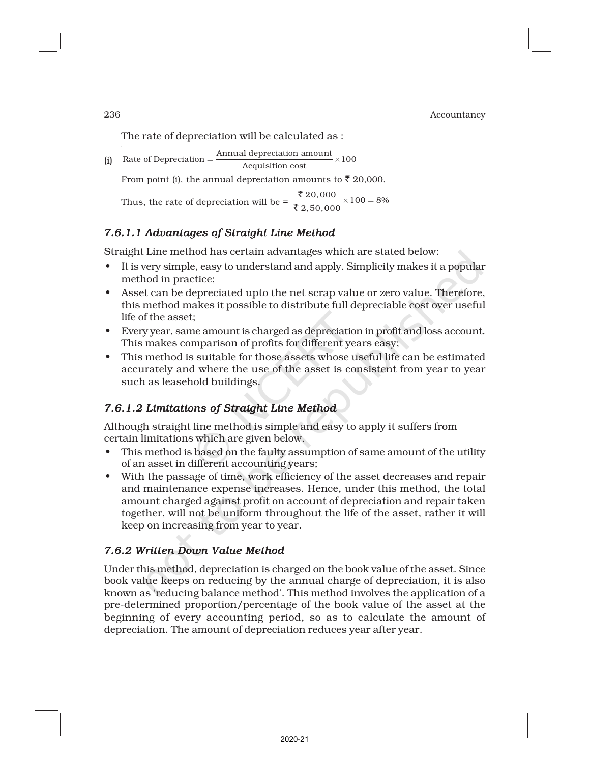The rate of depreciation will be calculated as :

(i) $\text{Rate of Depreciation} = \dfrac{\text{Annual depreciation amount}}{\text{Acquisition cost}} \times 100$

From point (i), the annual depreciation amounts to ₹ 20,000.

Thus, the rate of depreciation will be = $\dfrac{₹\ 20,000}{₹\ 2,50,000} \times 100 = 8\%$

### *7.6.1.1 Advantages of Straight Line Method*

Straight Line method has certain advantages which are stated below:

- It is very simple, easy to understand and apply. Simplicity makes it a popular method in practice;
- Asset can be depreciated upto the net scrap value or zero value. Therefore, this method makes it possible to distribute full depreciable cost over useful life of the asset;
- Every year, same amount is charged as depreciation in profit and loss account. This makes comparison of profits for different years easy;
- This method is suitable for those assets whose useful life can be estimated accurately and where the use of the asset is consistent from year to year such as leasehold buildings.

### *7.6.1.2 Limitations of Straight Line Method*

Although straight line method is simple and easy to apply it suffers from certain limitations which are given below.

- This method is based on the faulty assumption of same amount of the utility of an asset in different accounting years;
- With the passage of time, work efficiency of the asset decreases and repair and maintenance expense increases. Hence, under this method, the total amount charged against profit on account of depreciation and repair taken together, will not be uniform throughout the life of the asset, rather it will keep on increasing from year to year.

### *7.6.2 Written Down Value Method*

Under this method, depreciation is charged on the book value of the asset. Since book value keeps on reducing by the annual charge of depreciation, it is also known as 'reducing balance method'. This method involves the application of a pre-determined proportion/percentage of the book value of the asset at the beginning of every accounting period, so as to calculate the amount of depreciation. The amount of depreciation reduces year after year.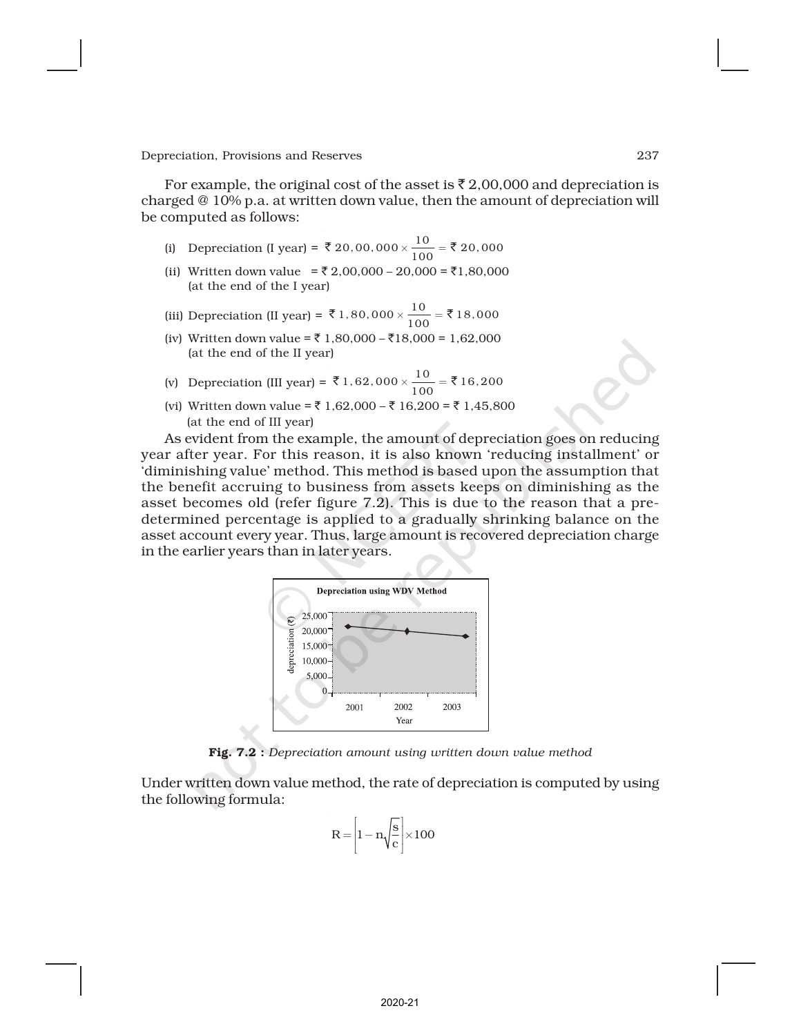For example, the original cost of the asset is ₹ 2,00,000 and depreciation is charged @ 10% p.a. at written down value, then the amount of depreciation will be computed as follows:

(i) Depreciation (I year) = $₹\ 20,00,000 \times \frac{10}{100} = ₹\ 20,000$

(ii) Written down value = ₹ 2,00,000 – 20,000 = ₹1,80,000
(at the end of the I year)

(iii) Depreciation (II year) = $₹\ 1,80,000 \times \frac{10}{100} = ₹\ 18,000$

(iv) Written down value = ₹ 1,80,000 – ₹18,000 = 1,62,000
(at the end of the II year)

(v) Depreciation (III year) = $₹\ 1,62,000 \times \frac{10}{100} = ₹\ 16,200$

(vi) Written down value = ₹ 1,62,000 – ₹ 16,200 = ₹ 1,45,800
(at the end of III year)

As evident from the example, the amount of depreciation goes on reducing year after year. For this reason, it is also known 'reducing installment' or 'diminishing value' method. This method is based upon the assumption that the benefit accruing to business from assets keeps on diminishing as the asset becomes old (refer figure 7.2). This is due to the reason that a pre-determined percentage is applied to a gradually shrinking balance on the asset account every year. Thus, large amount is recovered depreciation charge in the earlier years than in later years.

**Fig. 7.2 :** *Depreciation amount using written down value method*

Under written down value method, the rate of depreciation is computed by using the following formula:

$$R = \left[1 - n\sqrt{\frac{s}{c}}\right] \times 100$$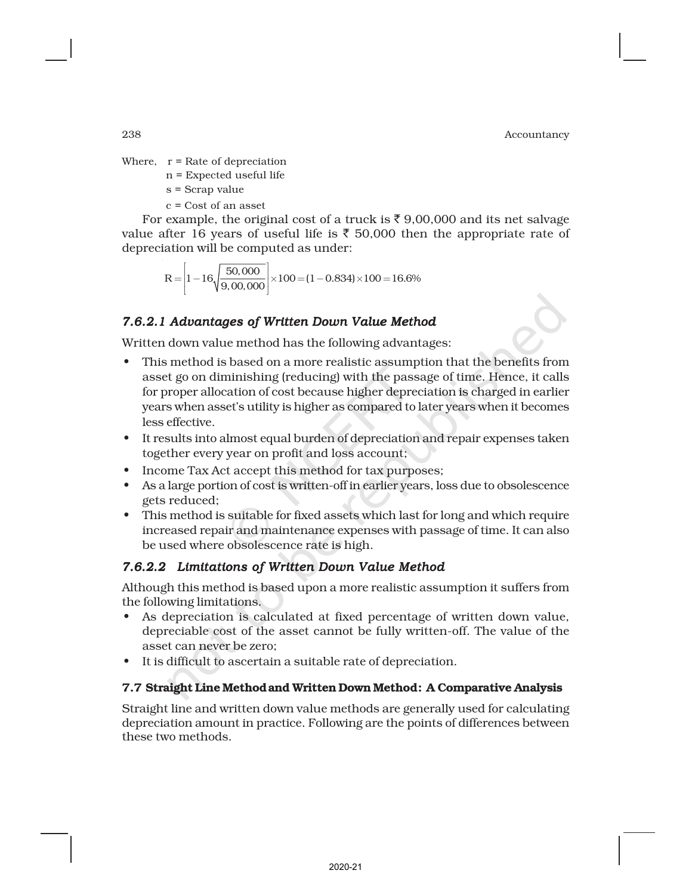Where, r = Rate of depreciation

n = Expected useful life

s = Scrap value

c = Cost of an asset

For example, the original cost of a truck is ₹ 9,00,000 and its net salvage value after 16 years of useful life is ₹ 50,000 then the appropriate rate of depreciation will be computed as under:

$$R = \left[1 - 16\sqrt{\frac{50,000}{9,00,000}}\right] \times 100 = (1 - 0.834) \times 100 = 16.6\%$$

### *7.6.2.1 Advantages of Written Down Value Method*

Written down value method has the following advantages:

- This method is based on a more realistic assumption that the benefits from asset go on diminishing (reducing) with the passage of time. Hence, it calls for proper allocation of cost because higher depreciation is charged in earlier years when asset's utility is higher as compared to later years when it becomes less effective.
- It results into almost equal burden of depreciation and repair expenses taken together every year on profit and loss account;
- Income Tax Act accept this method for tax purposes;
- As a large portion of cost is written-off in earlier years, loss due to obsolescence gets reduced;
- This method is suitable for fixed assets which last for long and which require increased repair and maintenance expenses with passage of time. It can also be used where obsolescence rate is high.

### *7.6.2.2 Limitations of Written Down Value Method*

Although this method is based upon a more realistic assumption it suffers from the following limitations.

- As depreciation is calculated at fixed percentage of written down value, depreciable cost of the asset cannot be fully written-off. The value of the asset can never be zero;
- It is difficult to ascertain a suitable rate of depreciation.

## 7.7 Straight Line Method and Written Down Method: A Comparative Analysis

Straight line and written down value methods are generally used for calculating depreciation amount in practice. Following are the points of differences between these two methods.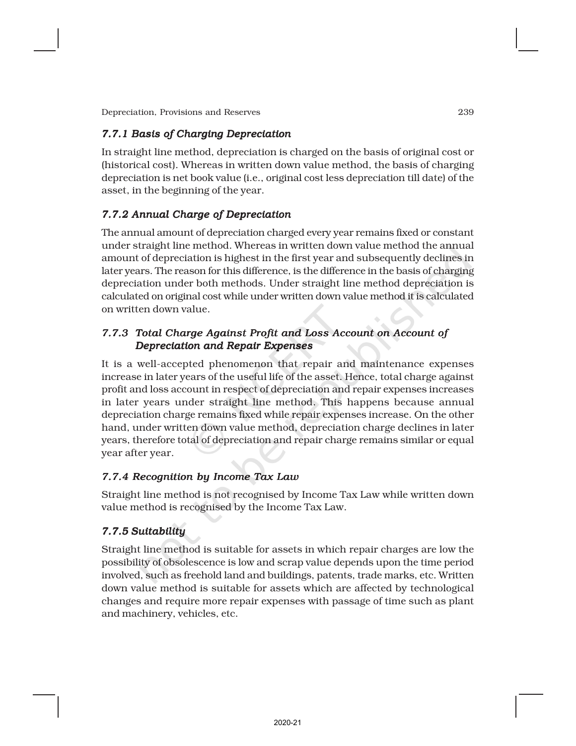### *7.7.1 Basis of Charging Depreciation*

In straight line method, depreciation is charged on the basis of original cost or (historical cost). Whereas in written down value method, the basis of charging depreciation is net book value (i.e., original cost less depreciation till date) of the asset, in the beginning of the year.

### *7.7.2 Annual Charge of Depreciation*

The annual amount of depreciation charged every year remains fixed or constant under straight line method. Whereas in written down value method the annual amount of depreciation is highest in the first year and subsequently declines in later years. The reason for this difference, is the difference in the basis of charging depreciation under both methods. Under straight line method depreciation is calculated on original cost while under written down value method it is calculated on written down value.

### *7.7.3 Total Charge Against Profit and Loss Account on Account of Depreciation and Repair Expenses*

It is a well-accepted phenomenon that repair and maintenance expenses increase in later years of the useful life of the asset. Hence, total charge against profit and loss account in respect of depreciation and repair expenses increases in later years under straight line method. This happens because annual depreciation charge remains fixed while repair expenses increase. On the other hand, under written down value method, depreciation charge declines in later years, therefore total of depreciation and repair charge remains similar or equal year after year.

### *7.7.4 Recognition by Income Tax Law*

Straight line method is not recognised by Income Tax Law while written down value method is recognised by the Income Tax Law.

### *7.7.5 Suitability*

Straight line method is suitable for assets in which repair charges are low the possibility of obsolescence is low and scrap value depends upon the time period involved, such as freehold land and buildings, patents, trade marks, etc. Written down value method is suitable for assets which are affected by technological changes and require more repair expenses with passage of time such as plant and machinery, vehicles, etc.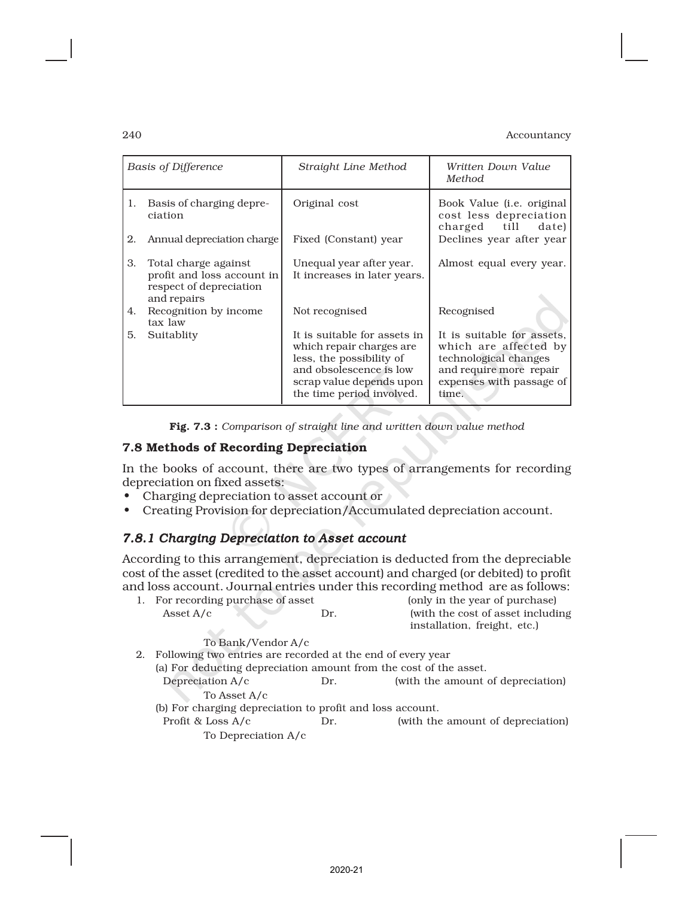| Basis of Difference | Straight Line Method | Written Down Value Method |
|---|---|---|
| 1. Basis of charging depreciation | Original cost | Book Value (i.e. original cost less depreciation charged till date) |
| 2. Annual depreciation charge | Fixed (Constant) year | Declines year after year |
| 3. Total charge against profit and loss account in respect of depreciation and repairs | Unequal year after year. It increases in later years. | Almost equal every year. |
| 4. Recognition by income tax law | Not recognised | Recognised |
| 5. Suitablity | It is suitable for assets in which repair charges are less, the possibility of and obsolescence is low scrap value depends upon the time period involved. | It is suitable for assets, which are affected by technological changes and require more repair expenses with passage of time. |

**Fig. 7.3 :** *Comparison of straight line and written down value method*

## 7.8 Methods of Recording Depreciation

In the books of account, there are two types of arrangements for recording depreciation on fixed assets:

- Charging depreciation to asset account or
- Creating Provision for depreciation/Accumulated depreciation account.

### *7.8.1 Charging Depreciation to Asset account*

According to this arrangement, depreciation is deducted from the depreciable cost of the asset (credited to the asset account) and charged (or debited) to profit and loss account. Journal entries under this recording method are as follows:

1. For recording purchase of asset (only in the year of purchase)

   Asset A/c Dr. (with the cost of asset including installation, freight, etc.)

   To Bank/Vendor A/c

2. Following two entries are recorded at the end of every year

   (a) For deducting depreciation amount from the cost of the asset.

   Depreciation A/c Dr. (with the amount of depreciation)

   To Asset A/c

   (b) For charging depreciation to profit and loss account.

   Profit & Loss A/c Dr. (with the amount of depreciation)

   To Depreciation A/c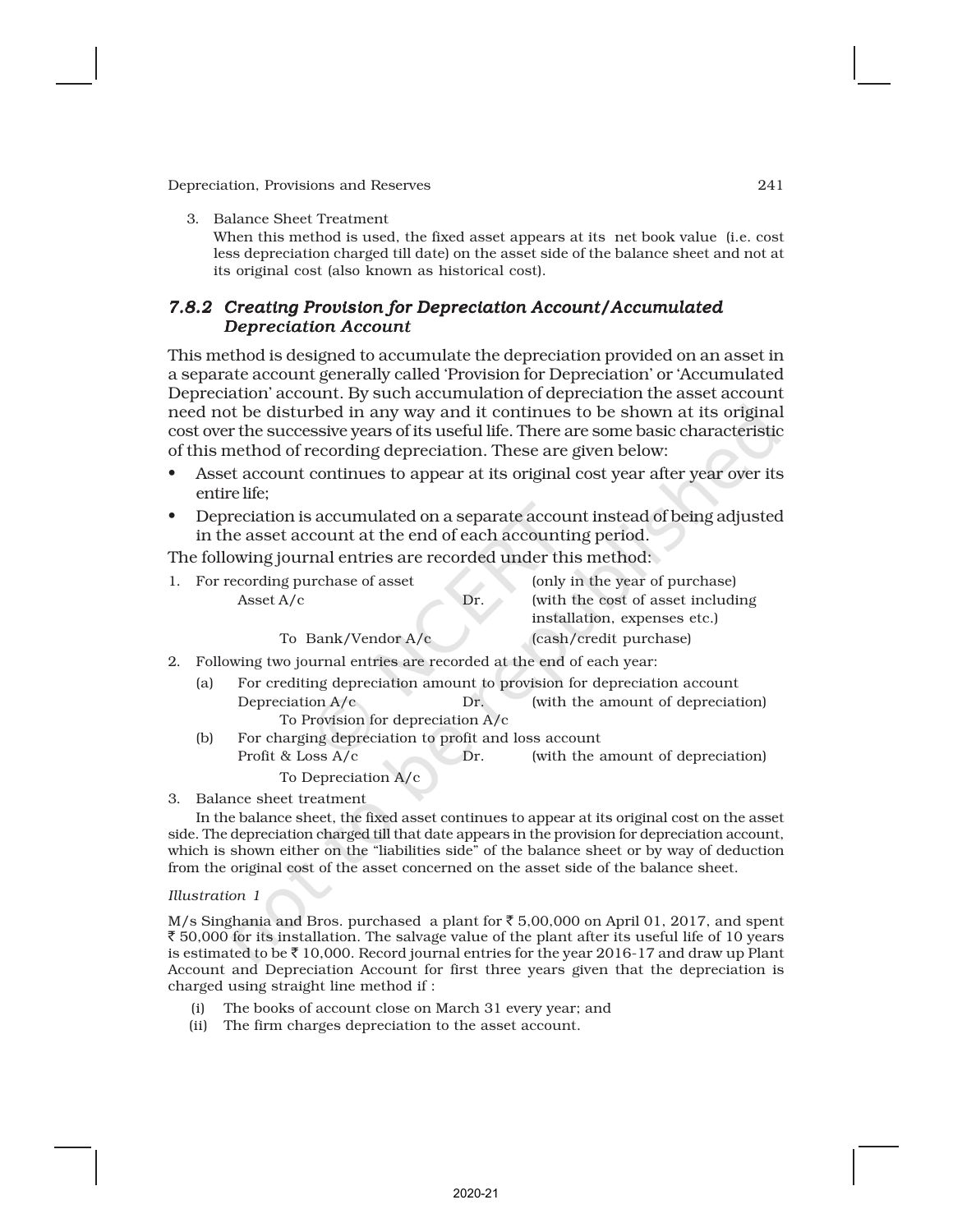3. Balance Sheet Treatment

   When this method is used, the fixed asset appears at its net book value (i.e. cost less depreciation charged till date) on the asset side of the balance sheet and not at its original cost (also known as historical cost).

### *7.8.2 Creating Provision for Depreciation Account/Accumulated Depreciation Account*

This method is designed to accumulate the depreciation provided on an asset in a separate account generally called 'Provision for Depreciation' or 'Accumulated Depreciation' account. By such accumulation of depreciation the asset account need not be disturbed in any way and it continues to be shown at its original cost over the successive years of its useful life. There are some basic characteristic of this method of recording depreciation. These are given below:

- Asset account continues to appear at its original cost year after year over its entire life;
- Depreciation is accumulated on a separate account instead of being adjusted in the asset account at the end of each accounting period.

The following journal entries are recorded under this method:

1. For recording purchase of asset (only in the year of purchase)

   Asset A/c &nbsp;&nbsp;&nbsp;&nbsp; Dr. &nbsp;&nbsp;&nbsp;&nbsp; (with the cost of asset including installation, expenses etc.)

   &nbsp;&nbsp;&nbsp;&nbsp;To Bank/Vendor A/c &nbsp;&nbsp;&nbsp;&nbsp; (cash/credit purchase)

2. Following two journal entries are recorded at the end of each year:

   (a) For crediting depreciation amount to provision for depreciation account

   Depreciation A/c &nbsp;&nbsp;&nbsp;&nbsp; Dr. &nbsp;&nbsp;&nbsp;&nbsp; (with the amount of depreciation)

   &nbsp;&nbsp;&nbsp;&nbsp;To Provision for depreciation A/c

   (b) For charging depreciation to profit and loss account

   Profit & Loss A/c &nbsp;&nbsp;&nbsp;&nbsp; Dr. &nbsp;&nbsp;&nbsp;&nbsp; (with the amount of depreciation)

   &nbsp;&nbsp;&nbsp;&nbsp;To Depreciation A/c

3. Balance sheet treatment

   In the balance sheet, the fixed asset continues to appear at its original cost on the asset side. The depreciation charged till that date appears in the provision for depreciation account, which is shown either on the "liabilities side" of the balance sheet or by way of deduction from the original cost of the asset concerned on the asset side of the balance sheet.

*Illustration 1*

M/s Singhania and Bros. purchased a plant for ₹ 5,00,000 on April 01, 2017, and spent ₹ 50,000 for its installation. The salvage value of the plant after its useful life of 10 years is estimated to be ₹ 10,000. Record journal entries for the year 2016-17 and draw up Plant Account and Depreciation Account for first three years given that the depreciation is charged using straight line method if :

(i) The books of account close on March 31 every year; and
(ii) The firm charges depreciation to the asset account.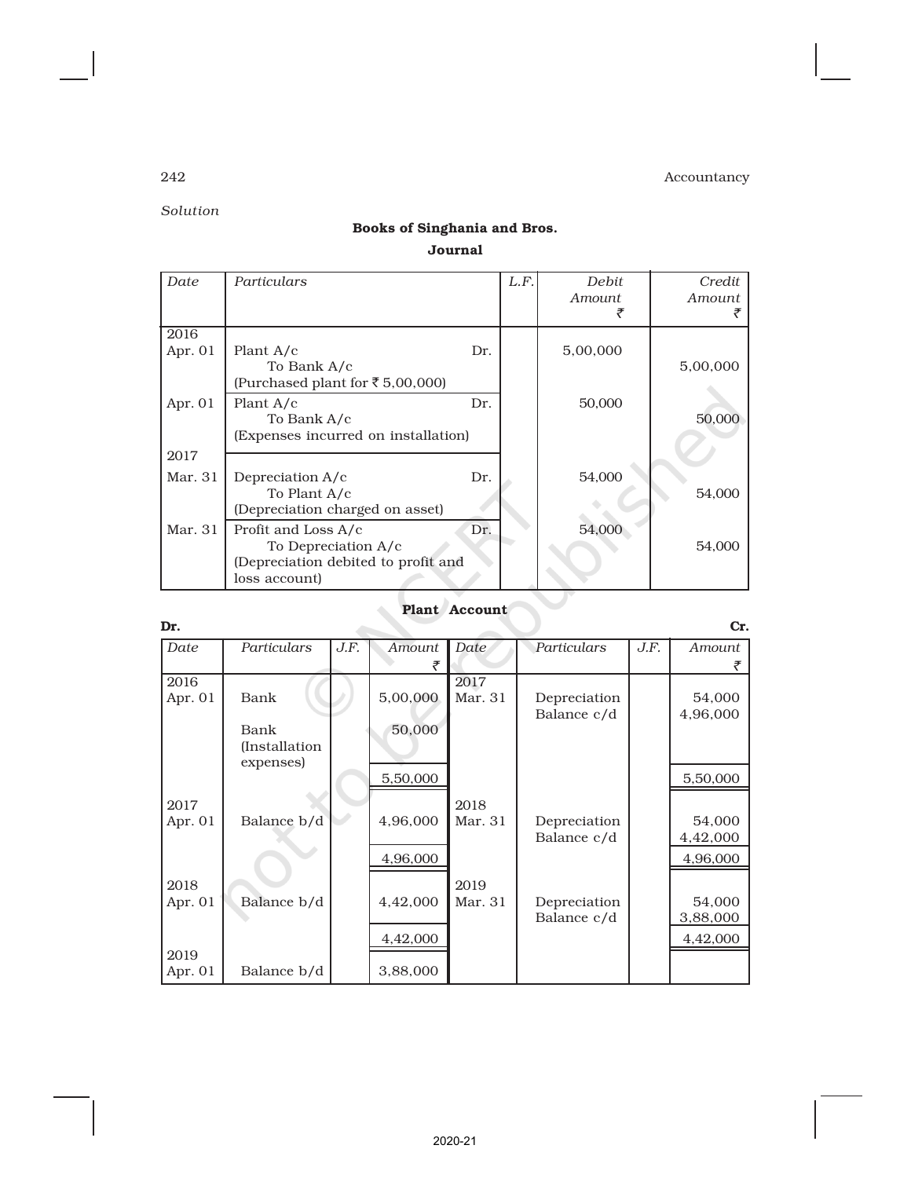*Solution*

**Books of Singhania and Bros.**

**Journal**

| *Date* | *Particulars* | *L.F.* | *Debit Amount* ₹ | *Credit Amount* ₹ |
|---|---|---|---|---|
| 2016 Apr. 01 | Plant A/c Dr. To Bank A/c (Purchased plant for ₹ 5,00,000) | | 5,00,000 | 5,00,000 |
| Apr. 01 | Plant A/c Dr. To Bank A/c (Expenses incurred on installation) | | 50,000 | 50,000 |
| 2017 Mar. 31 | Depreciation A/c Dr. To Plant A/c (Depreciation charged on asset) | | 54,000 | 54,000 |
| Mar. 31 | Profit and Loss A/c Dr. To Depreciation A/c (Depreciation debited to profit and loss account) | | 54,000 | 54,000 |

**Plant Account**

**Dr.** **Cr.**

| *Date* | *Particulars* | *J.F.* | *Amount* ₹ | *Date* | *Particulars* | *J.F.* | *Amount* ₹ |
|---|---|---|---|---|---|---|---|
| 2016 Apr. 01 | Bank | | 5,00,000 | 2017 Mar. 31 | Depreciation | | 54,000 |
| | Bank (Installation expenses) | | 50,000 | | Balance c/d | | 4,96,000 |
| | | | 5,50,000 | | | | 5,50,000 |
| 2017 Apr. 01 | Balance b/d | | 4,96,000 | 2018 Mar. 31 | Depreciation | | 54,000 |
| | | | | | Balance c/d | | 4,42,000 |
| | | | 4,96,000 | | | | 4,96,000 |
| 2018 Apr. 01 | Balance b/d | | 4,42,000 | 2019 Mar. 31 | Depreciation | | 54,000 |
| | | | | | Balance c/d | | 3,88,000 |
| | | | 4,42,000 | | | | 4,42,000 |
| 2019 Apr. 01 | Balance b/d | | 3,88,000 | | | | |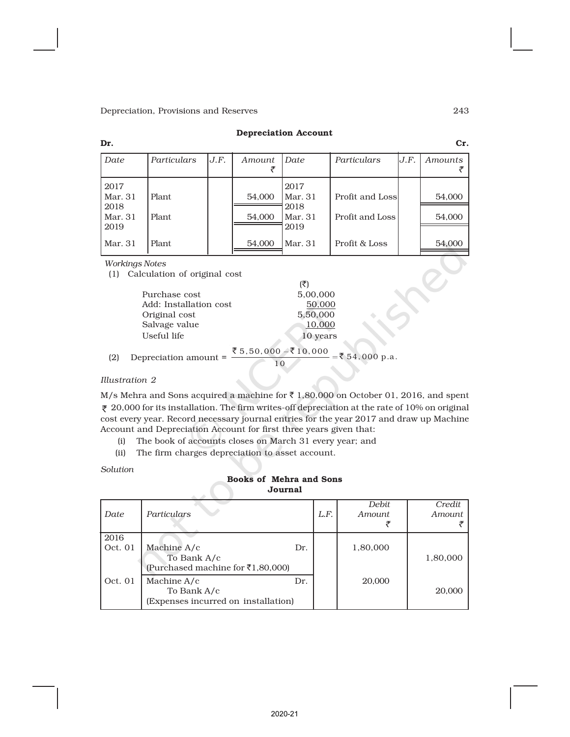**Depreciation Account**

**Dr.** **Cr.**

| Date | Particulars | J.F. | Amount ₹ | Date | Particulars | J.F. | Amounts ₹ |
|---|---|---|---|---|---|---|---|
| 2017 Mar. 31 | Plant | | 54,000 | 2017 Mar. 31 | Profit and Loss | | 54,000 |
| 2018 Mar. 31 | Plant | | 54,000 | 2018 Mar. 31 | Profit and Loss | | 54,000 |
| 2019 Mar. 31 | Plant | | 54,000 | 2019 Mar. 31 | Profit & Loss | | 54,000 |

*Workings Notes*

(1) Calculation of original cost

| | (₹) |
|---|---|
| Purchase cost | 5,00,000 |
| Add: Installation cost | 50,000 |
| Original cost | 5,50,000 |
| Salvage value | 10,000 |
| Useful life | 10 years |

(2) Depreciation amount = $\frac{₹\,5,50,000 - ₹\,10,000}{10} = ₹\,54,000$ p.a.

*Illustration 2*

M/s Mehra and Sons acquired a machine for ₹ 1,80,000 on October 01, 2016, and spent ₹ 20,000 for its installation. The firm writes-off depreciation at the rate of 10% on original cost every year. Record necessary journal entries for the year 2017 and draw up Machine Account and Depreciation Account for first three years given that:

(i) The book of accounts closes on March 31 every year; and

(ii) The firm charges depreciation to asset account.

*Solution*

**Books of Mehra and Sons**
**Journal**

| Date | Particulars | L.F. | Debit Amount ₹ | Credit Amount ₹ |
|---|---|---|---|---|
| 2016 Oct. 01 | Machine A/c Dr.<br>To Bank A/c<br>(Purchased machine for ₹1,80,000) | | 1,80,000 | 1,80,000 |
| Oct. 01 | Machine A/c Dr.<br>To Bank A/c<br>(Expenses incurred on installation) | | 20,000 | 20,000 |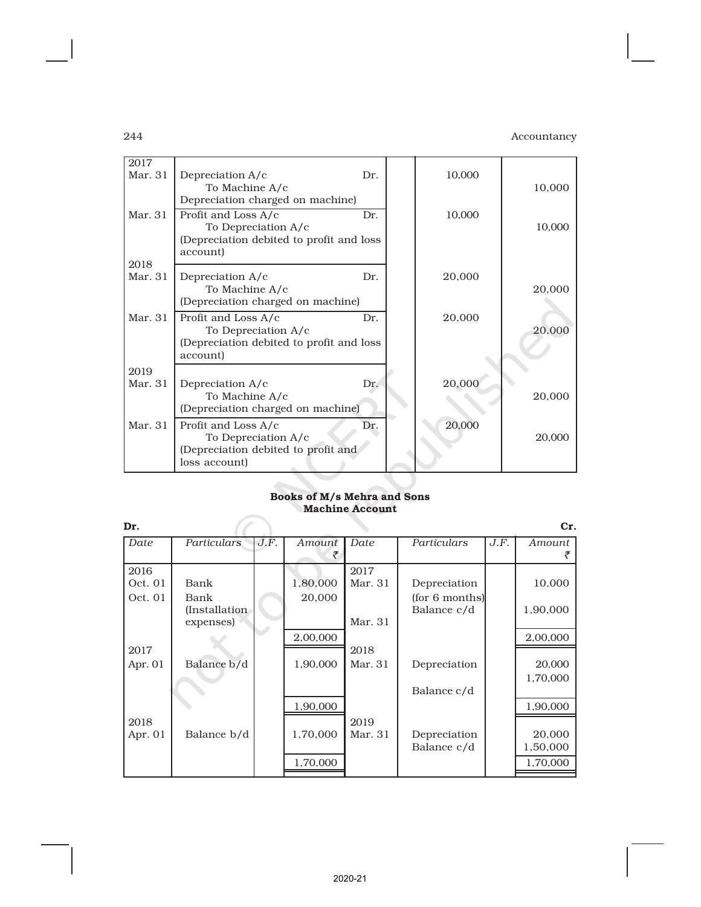| Date | Particulars | | L.F. | Debit Amount ₹ | Credit Amount ₹ |
|---|---|---|---|---|---|
| 2017 Mar. 31 | Depreciation A/c<br>To Machine A/c<br>Depreciation charged on machine) | Dr. | | 10,000 | 10,000 |
| Mar. 31 | Profit and Loss A/c<br>To Depreciation A/c<br>(Depreciation debited to profit and loss account) | Dr. | | 10,000 | 10,000 |
| 2018 Mar. 31 | Depreciation A/c<br>To Machine A/c<br>(Depreciation charged on machine) | Dr. | | 20,000 | 20,000 |
| Mar. 31 | Profit and Loss A/c<br>To Depreciation A/c<br>(Depreciation debited to profit and loss account) | Dr. | | 20,000 | 20,000 |
| 2019 Mar. 31 | Depreciation A/c<br>To Machine A/c<br>(Depreciation charged on machine) | Dr. | | 20,000 | 20,000 |
| Mar. 31 | Profit and Loss A/c<br>To Depreciation A/c<br>(Depreciation debited to profit and loss account) | Dr. | | 20,000 | 20,000 |

**Books of M/s Mehra and Sons**
**Machine Account**

**Dr.** | **Cr.**

| *Date* | *Particulars* | *J.F.* | *Amount* ₹ | *Date* | *Particulars* | *J.F.* | *Amount* ₹ |
|---|---|---|---|---|---|---|---|
| 2016 Oct. 01 | Bank | | 1,80,000 | 2017 Mar. 31 | Depreciation (for 6 months) | | 10,000 |
| Oct. 01 | Bank (Installation expenses) | | 20,000 | Mar. 31 | Balance c/d | | 1,90,000 |
| | | | 2,00,000 | | | | 2,00,000 |
| 2017 Apr. 01 | Balance b/d | | 1,90,000 | 2018 Mar. 31 | Depreciation | | 20,000 |
| | | | | | Balance c/d | | 1,70,000 |
| | | | 1,90,000 | | | | 1,90,000 |
| 2018 Apr. 01 | Balance b/d | | 1,70,000 | 2019 Mar. 31 | Depreciation | | 20,000 |
| | | | | | Balance c/d | | 1,50,000 |
| | | | 1,70,000 | | | | 1,70,000 |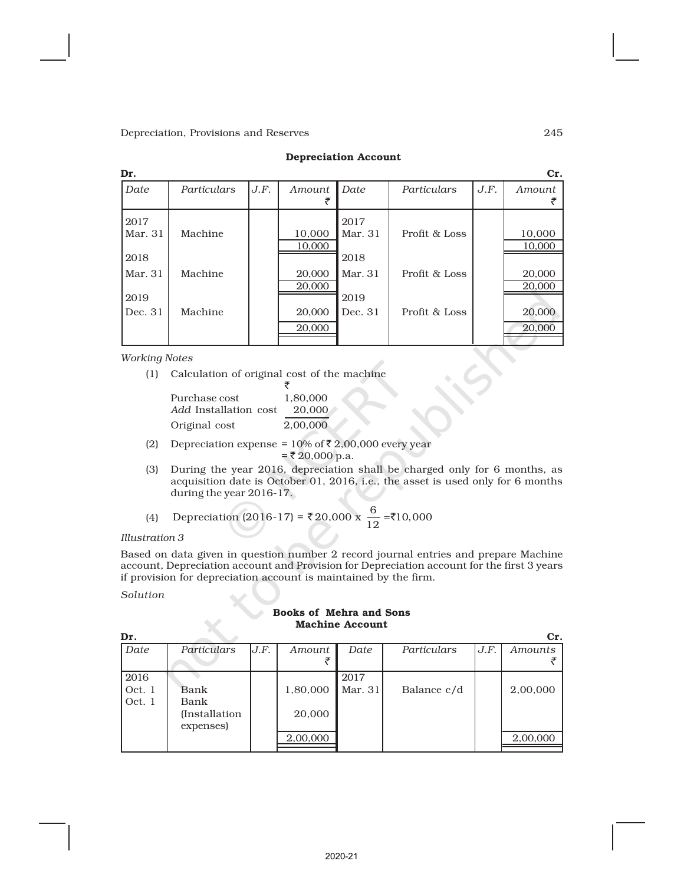**Depreciation Account**

| Dr. | | | | | | | Cr. |
|---|---|---|---|---|---|---|---|
| Date | Particulars | J.F. | Amount ₹ | Date | Particulars | J.F. | Amount ₹ |
| 2017 | | | | 2017 | | | |
| Mar. 31 | Machine | | 10,000 | Mar. 31 | Profit & Loss | | 10,000 |
| | | | 10,000 | | | | 10,000 |
| 2018 | | | | 2018 | | | |
| Mar. 31 | Machine | | 20,000 | Mar. 31 | Profit & Loss | | 20,000 |
| | | | 20,000 | | | | 20,000 |
| 2019 | | | | 2019 | | | |
| Dec. 31 | Machine | | 20,000 | Dec. 31 | Profit & Loss | | 20,000 |
| | | | 20,000 | | | | 20,000 |

*Working Notes*

(1) Calculation of original cost of the machine

| | ₹ |
|---|---|
| Purchase cost | 1,80,000 |
| *Add* Installation cost | 20,000 |
| Original cost | 2,00,000 |

(2) Depreciation expense = 10% of ₹ 2,00,000 every year
= ₹ 20,000 p.a.

(3) During the year 2016, depreciation shall be charged only for 6 months, as acquisition date is October 01, 2016, i.e., the asset is used only for 6 months during the year 2016-17.

(4) Depreciation (2016-17) = ₹ 20,000 x $\frac{6}{12}$ = ₹10,000

*Illustration 3*

Based on data given in question number 2 record journal entries and prepare Machine account, Depreciation account and Provision for Depreciation account for the first 3 years if provision for depreciation account is maintained by the firm.

*Solution*

**Books of Mehra and Sons**
**Machine Account**

| Dr. | | | | | | | Cr. |
|---|---|---|---|---|---|---|---|
| Date | Particulars | J.F. | Amount ₹ | Date | Particulars | J.F. | Amounts ₹ |
| 2016 | | | | 2017 | | | |
| Oct. 1 | Bank | | 1,80,000 | Mar. 31 | Balance c/d | | 2,00,000 |
| Oct. 1 | Bank (Installation expenses) | | 20,000 | | | | |
| | | | 2,00,000 | | | | 2,00,000 |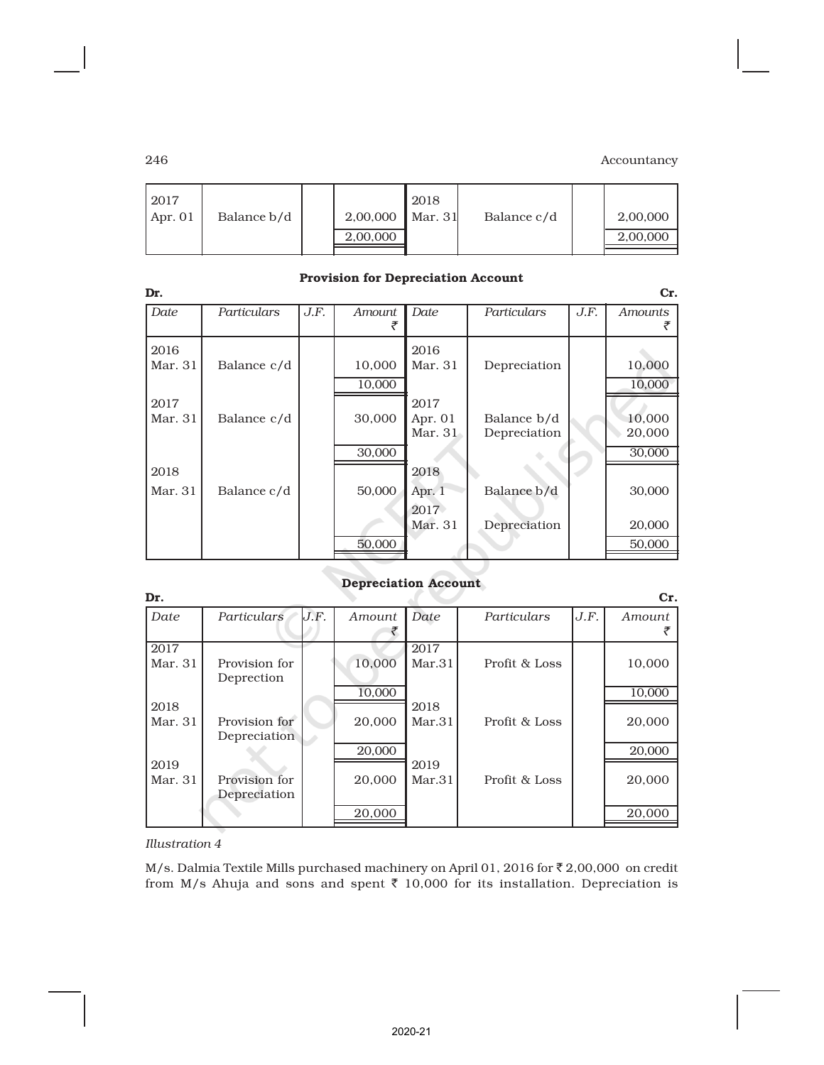| 2017 Apr. 01 | Balance b/d | | 2,00,000 | 2018 Mar. 31 | Balance c/d | | 2,00,000 |
|---|---|---|---|---|---|---|---|
| | | | 2,00,000 | | | | 2,00,000 |

**Provision for Depreciation Account**

**Dr.** **Cr.**

| Date | Particulars | J.F. | Amount ₹ | Date | Particulars | J.F. | Amounts ₹ |
|---|---|---|---|---|---|---|---|
| 2016 Mar. 31 | Balance c/d | | 10,000 | 2016 Mar. 31 | Depreciation | | 10,000 |
| | | | 10,000 | | | | 10,000 |
| 2017 Mar. 31 | Balance c/d | | 30,000 | 2017 Apr. 01 | Balance b/d | | 10,000 |
| | | | | Mar. 31 | Depreciation | | 20,000 |
| | | | 30,000 | | | | 30,000 |
| 2018 Mar. 31 | Balance c/d | | 50,000 | 2018 Apr. 1 | Balance b/d | | 30,000 |
| | | | | 2017 Mar. 31 | Depreciation | | 20,000 |
| | | | 50,000 | | | | 50,000 |

**Depreciation Account**

**Dr.** **Cr.**

| Date | Particulars | J.F. | Amount ₹ | Date | Particulars | J.F. | Amount ₹ |
|---|---|---|---|---|---|---|---|
| 2017 Mar. 31 | Provision for Deprection | | 10,000 | 2017 Mar.31 | Profit & Loss | | 10,000 |
| | | | 10,000 | | | | 10,000 |
| 2018 Mar. 31 | Provision for Depreciation | | 20,000 | 2018 Mar.31 | Profit & Loss | | 20,000 |
| | | | 20,000 | | | | 20,000 |
| 2019 Mar. 31 | Provision for Depreciation | | 20,000 | 2019 Mar.31 | Profit & Loss | | 20,000 |
| | | | 20,000 | | | | 20,000 |

*Illustration 4*

M/s. Dalmia Textile Mills purchased machinery on April 01, 2016 for ₹ 2,00,000 on credit from M/s Ahuja and sons and spent ₹ 10,000 for its installation. Depreciation is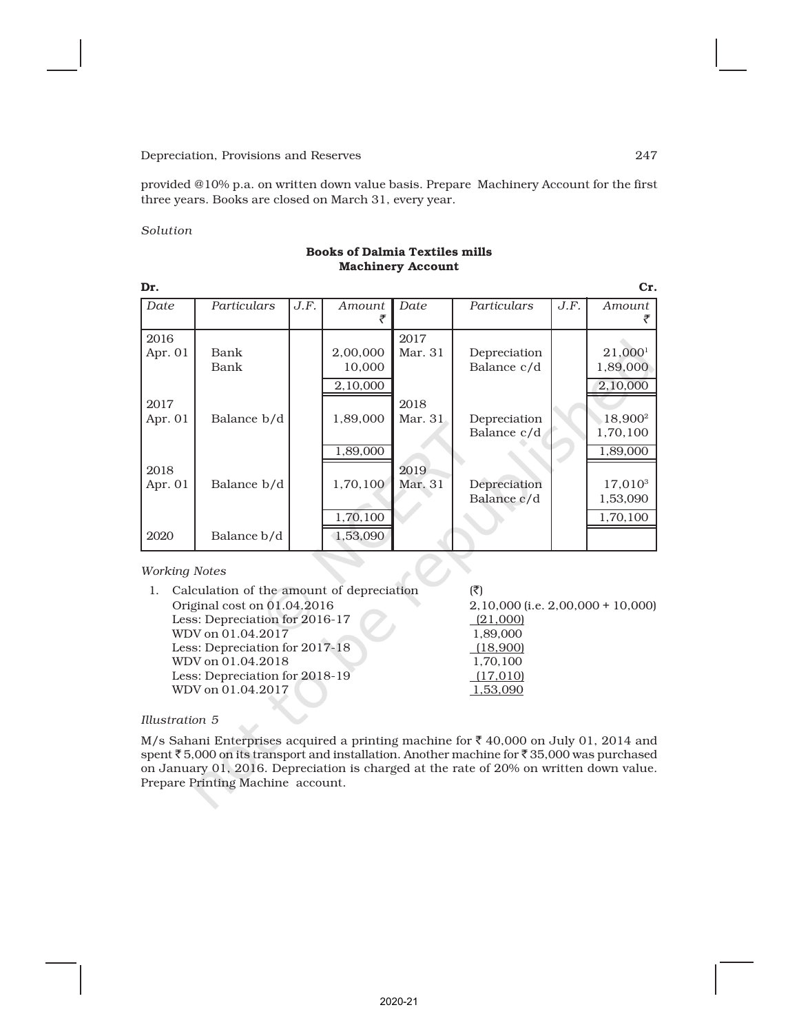provided @10% p.a. on written down value basis. Prepare Machinery Account for the first three years. Books are closed on March 31, every year.

*Solution*

**Books of Dalmia Textiles mills**
**Machinery Account**

**Dr.** **Cr.**

| *Date* | *Particulars* | *J.F.* | *Amount* ₹ | *Date* | *Particulars* | *J.F.* | *Amount* ₹ |
|---|---|---|---|---|---|---|---|
| 2016 Apr. 01 | Bank | | 2,00,000 | 2017 Mar. 31 | Depreciation | | 21,000[1] |
| | Bank | | 10,000 | | Balance c/d | | 1,89,000 |
| | | | 2,10,000 | | | | 2,10,000 |
| 2017 Apr. 01 | Balance b/d | | 1,89,000 | 2018 Mar. 31 | Depreciation | | 18,900[2] |
| | | | | | Balance c/d | | 1,70,100 |
| | | | 1,89,000 | | | | 1,89,000 |
| 2018 Apr. 01 | Balance b/d | | 1,70,100 | 2019 Mar. 31 | Depreciation | | 17,010[3] |
| | | | | | Balance c/d | | 1,53,090 |
| | | | 1,70,100 | | | | 1,70,100 |
| 2020 | Balance b/d | | 1,53,090 | | | | |

*Working Notes*

1. Calculation of the amount of depreciation

| | (₹) |
|---|---|
| Original cost on 01.04.2016 | 2,10,000 (i.e. 2,00,000 + 10,000) |
| Less: Depreciation for 2016-17 | (21,000) |
| WDV on 01.04.2017 | 1,89,000 |
| Less: Depreciation for 2017-18 | (18,900) |
| WDV on 01.04.2018 | 1,70,100 |
| Less: Depreciation for 2018-19 | (17,010) |
| WDV on 01.04.2017 | 1,53,090 |

*Illustration 5*

M/s Sahani Enterprises acquired a printing machine for ₹ 40,000 on July 01, 2014 and spent ₹ 5,000 on its transport and installation. Another machine for ₹ 35,000 was purchased on January 01, 2016. Depreciation is charged at the rate of 20% on written down value. Prepare Printing Machine account.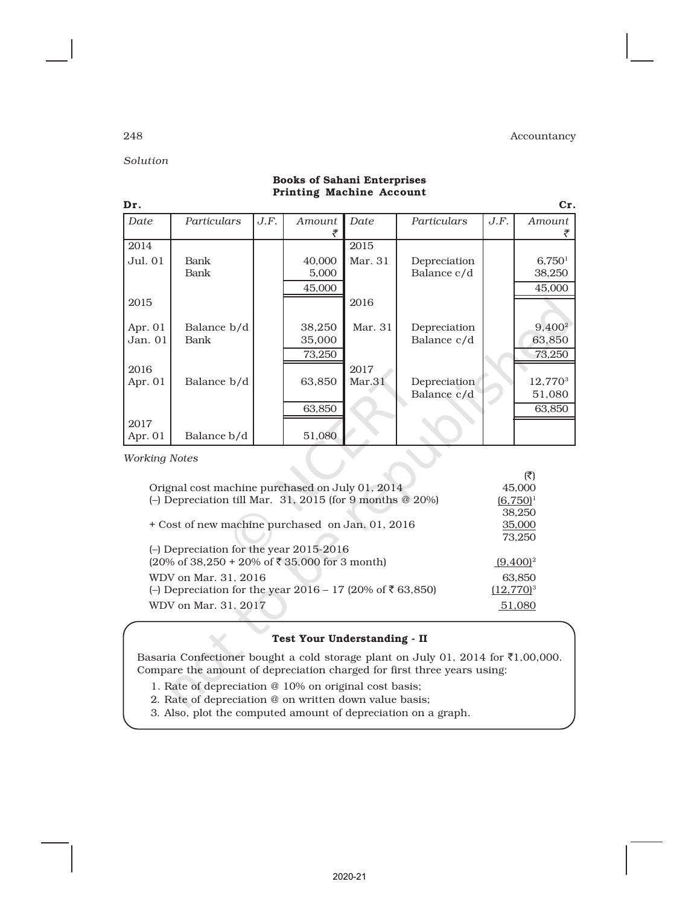*Solution*

**Books of Sahani Enterprises**
**Printing Machine Account**

**Dr.** **Cr.**

| *Date* | *Particulars* | *J.F.* | *Amount* ₹ | *Date* | *Particulars* | *J.F.* | *Amount* ₹ |
|---|---|---|---|---|---|---|---|
| 2014 | | | | 2015 | | | |
| Jul. 01 | Bank | | 40,000 | Mar. 31 | Depreciation | | 6,750[1] |
| | Bank | | 5,000 | | Balance c/d | | 38,250 |
| | | | 45,000 | | | | 45,000 |
| 2015 | | | | 2016 | | | |
| Apr. 01 | Balance b/d | | 38,250 | Mar. 31 | Depreciation | | 9,400[2] |
| Jan. 01 | Bank | | 35,000 | | Balance c/d | | 63,850 |
| | | | 73,250 | | | | 73,250 |
| 2016 | | | | 2017 | | | |
| Apr. 01 | Balance b/d | | 63,850 | Mar.31 | Depreciation | | 12,770[3] |
| | | | | | Balance c/d | | 51,080 |
| | | | 63,850 | | | | 63,850 |
| 2017 | | | | | | | |
| Apr. 01 | Balance b/d | | 51,080 | | | | |

*Working Notes*

| | (₹) |
|---|---|
| Orignal cost machine purchased on July 01, 2014 | 45,000 |
| (–) Depreciation till Mar. 31, 2015 (for 9 months @ 20%) | (6,750)[1] |
| | 38,250 |
| + Cost of new machine purchased on Jan. 01, 2016 | 35,000 |
| | 73,250 |
| (–) Depreciation for the year 2015-2016 (20% of 38,250 + 20% of ₹ 35,000 for 3 month) | (9,400)[2] |
| WDV on Mar. 31, 2016 | 63,850 |
| (–) Depreciation for the year 2016 – 17 (20% of ₹ 63,850) | (12,770)[3] |
| WDV on Mar. 31, 2017 | 51,080 |

**Test Your Understanding - II**

Basaria Confectioner bought a cold storage plant on July 01, 2014 for ₹1,00,000. Compare the amount of depreciation charged for first three years using:

1. Rate of depreciation @ 10% on original cost basis;
2. Rate of depreciation @ on written down value basis;
3. Also, plot the computed amount of depreciation on a graph.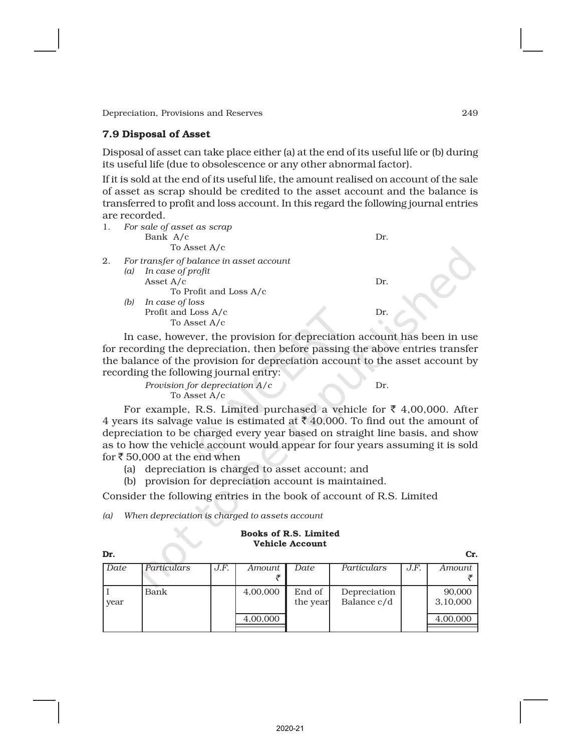## 7.9 Disposal of Asset

Disposal of asset can take place either (a) at the end of its useful life or (b) during its useful life (due to obsolescence or any other abnormal factor).

If it is sold at the end of its useful life, the amount realised on account of the sale of asset as scrap should be credited to the asset account and the balance is transferred to profit and loss account. In this regard the following journal entries are recorded.

1. *For sale of asset as scrap*

   Bank A/c &nbsp;&nbsp;&nbsp;&nbsp;&nbsp;&nbsp;&nbsp;&nbsp; Dr.

   &nbsp;&nbsp;&nbsp;&nbsp;To Asset A/c

2. *For transfer of balance in asset account*

   *(a) In case of profit*

   Asset A/c &nbsp;&nbsp;&nbsp;&nbsp;&nbsp;&nbsp;&nbsp;&nbsp; Dr.

   &nbsp;&nbsp;&nbsp;&nbsp;To Profit and Loss A/c

   *(b) In case of loss*

   Profit and Loss A/c &nbsp;&nbsp;&nbsp;&nbsp;&nbsp;&nbsp;&nbsp;&nbsp; Dr.

   &nbsp;&nbsp;&nbsp;&nbsp;To Asset A/c

In case, however, the provision for depreciation account has been in use for recording the depreciation, then before passing the above entries transfer the balance of the provision for depreciation account to the asset account by recording the following journal entry:

*Provision for depreciation A/c* &nbsp;&nbsp;&nbsp;&nbsp;&nbsp;&nbsp;&nbsp;&nbsp; Dr.

&nbsp;&nbsp;&nbsp;&nbsp;To Asset A/c

For example, R.S. Limited purchased a vehicle for ₹ 4,00,000. After 4 years its salvage value is estimated at ₹ 40,000. To find out the amount of depreciation to be charged every year based on straight line basis, and show as to how the vehicle account would appear for four years assuming it is sold for ₹ 50,000 at the end when

(a) depreciation is charged to asset account; and

(b) provision for depreciation account is maintained.

Consider the following entries in the book of account of R.S. Limited

*(a) When depreciation is charged to assets account*

**Books of R.S. Limited**
**Vehicle Account**

**Dr.** &nbsp;&nbsp;&nbsp;&nbsp;&nbsp;&nbsp;&nbsp;&nbsp;&nbsp;&nbsp;&nbsp;&nbsp;&nbsp;&nbsp;&nbsp;&nbsp;&nbsp;&nbsp;&nbsp;&nbsp;&nbsp;&nbsp;&nbsp;&nbsp;&nbsp;&nbsp;&nbsp;&nbsp;&nbsp;&nbsp;&nbsp;&nbsp;&nbsp;&nbsp;&nbsp;&nbsp;&nbsp;&nbsp;&nbsp;&nbsp; **Cr.**

| *Date* | *Particulars* | *J.F.* | *Amount* ₹ | *Date* | *Particulars* | *J.F.* | *Amount* ₹ |
|---|---|---|---|---|---|---|---|
| I year | Bank | | 4,00,000 | End of the year | Depreciation<br>Balance c/d | | 90,000<br>3,10,000 |
| | | | 4,00,000 | | | | 4,00,000 |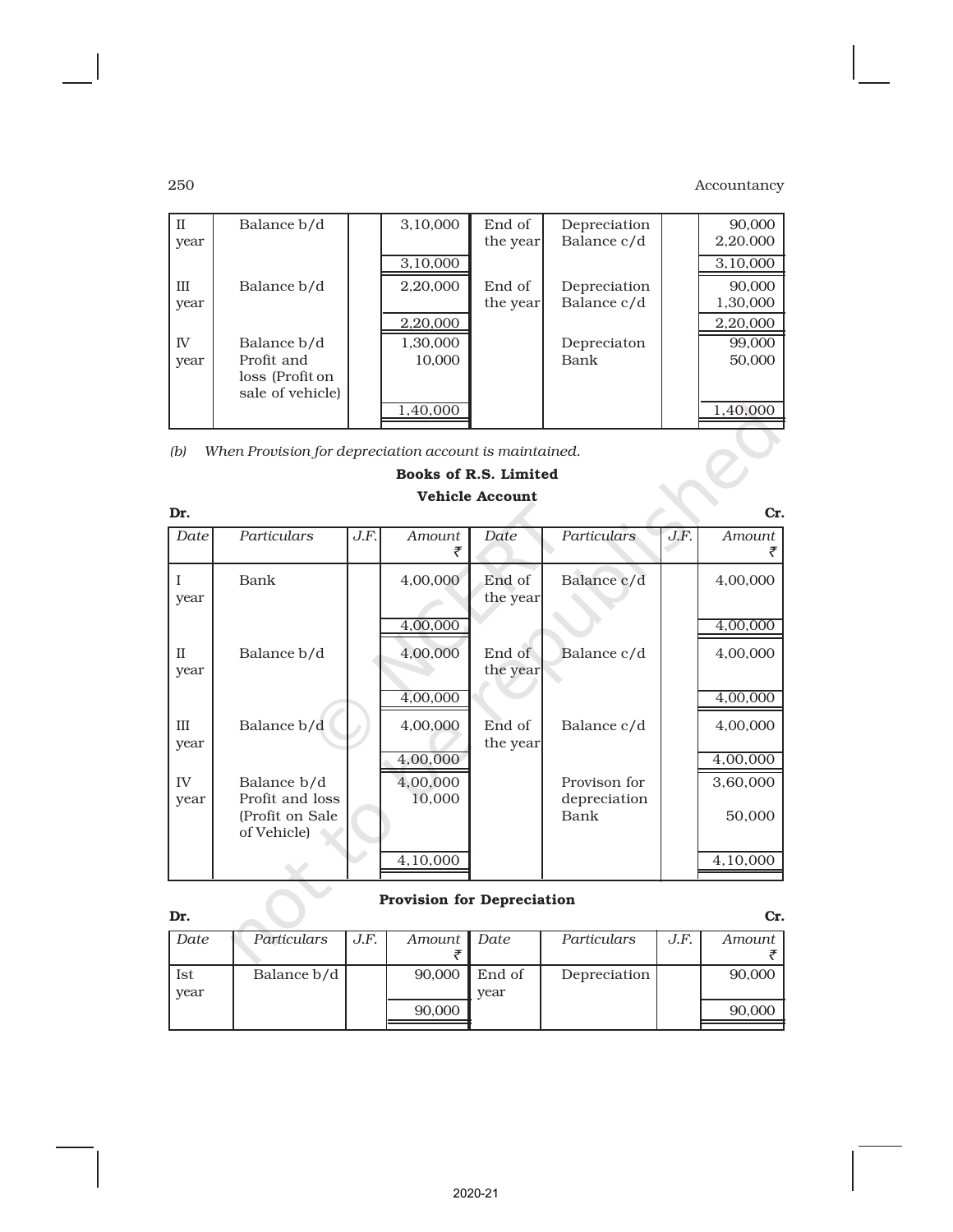| II year | Balance b/d | | 3,10,000 | End of the year | Depreciation Balance c/d | | 90,000 2,20.000 |
|---|---|---|---|---|---|---|---|
| | | | 3,10,000 | | | | 3,10,000 |
| III year | Balance b/d | | 2,20,000 | End of the year | Depreciation Balance c/d | | 90,000 1,30,000 |
| | | | 2,20,000 | | | | 2,20,000 |
| IV year | Balance b/d Profit and loss (Profit on sale of vehicle) | | 1,30,000 10,000 | | Depreciaton Bank | | 99,000 50,000 |
| | | | 1,40,000 | | | | 1,40,000 |

*(b) When Provision for depreciation account is maintained.*

**Books of R.S. Limited**

**Vehicle Account**

**Dr.** **Cr.**

| *Date* | *Particulars* | *J.F.* | *Amount* ₹ | *Date* | *Particulars* | *J.F.* | *Amount* ₹ |
|---|---|---|---|---|---|---|---|
| I year | Bank | | 4,00,000 | End of the year | Balance c/d | | 4,00,000 |
| | | | 4,00,000 | | | | 4,00,000 |
| II year | Balance b/d | | 4,00,000 | End of the year | Balance c/d | | 4,00,000 |
| | | | 4,00,000 | | | | 4,00,000 |
| III year | Balance b/d | | 4,00,000 | End of the year | Balance c/d | | 4,00,000 |
| | | | 4,00,000 | | | | 4,00,000 |
| IV year | Balance b/d Profit and loss (Profit on Sale of Vehicle) | | 4,00,000 10,000 | | Provison for depreciation Bank | | 3,60,000 50,000 |
| | | | 4,10,000 | | | | 4,10,000 |

**Provision for Depreciation**

**Dr.** **Cr.**

| *Date* | *Particulars* | *J.F.* | *Amount* ₹ | *Date* | *Particulars* | *J.F.* | *Amount* ₹ |
|---|---|---|---|---|---|---|---|
| Ist year | Balance b/d | | 90,000 | End of year | Depreciation | | 90,000 |
| | | | 90,000 | | | | 90,000 |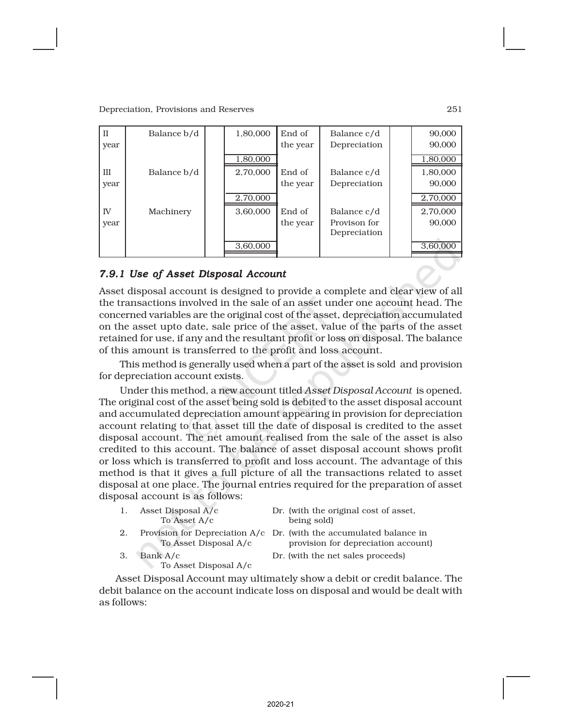| | | | | | | | |
|---|---|---|---|---|---|---|---|
| II year | Balance b/d | | 1,80,000 | End of the year | Balance c/d | | 90,000 |
| | | | | | Depreciation | | 90,000 |
| | | | 1,80,000 | | | | 1,80,000 |
| III year | Balance b/d | | 2,70,000 | End of the year | Balance c/d | | 1,80,000 |
| | | | | | Depreciation | | 90,000 |
| | | | 2,70,000 | | | | 2,70,000 |
| IV year | Machinery | | 3,60,000 | End of the year | Balance c/d | | 2,70,000 |
| | | | | | Provison for Depreciation | | 90,000 |
| | | | 3,60,000 | | | | 3,60,000 |

### *7.9.1 Use of Asset Disposal Account*

Asset disposal account is designed to provide a complete and clear view of all the transactions involved in the sale of an asset under one account head. The concerned variables are the original cost of the asset, depreciation accumulated on the asset upto date, sale price of the asset, value of the parts of the asset retained for use, if any and the resultant profit or loss on disposal. The balance of this amount is transferred to the profit and loss account.

This method is generally used when a part of the asset is sold and provision for depreciation account exists.

Under this method, a new account titled *Asset Disposal Account* is opened. The original cost of the asset being sold is debited to the asset disposal account and accumulated depreciation amount appearing in provision for depreciation account relating to that asset till the date of disposal is credited to the asset disposal account. The net amount realised from the sale of the asset is also credited to this account. The balance of asset disposal account shows profit or loss which is transferred to profit and loss account. The advantage of this method is that it gives a full picture of all the transactions related to asset disposal at one place. The journal entries required for the preparation of asset disposal account is as follows:

1. Asset Disposal A/c Dr. (with the original cost of asset, being sold)
   To Asset A/c
2. Provision for Depreciation A/c Dr. (with the accumulated balance in provision for depreciation account)
   To Asset Disposal A/c
3. Bank A/c Dr. (with the net sales proceeds)
   To Asset Disposal A/c

Asset Disposal Account may ultimately show a debit or credit balance. The debit balance on the account indicate loss on disposal and would be dealt with as follows: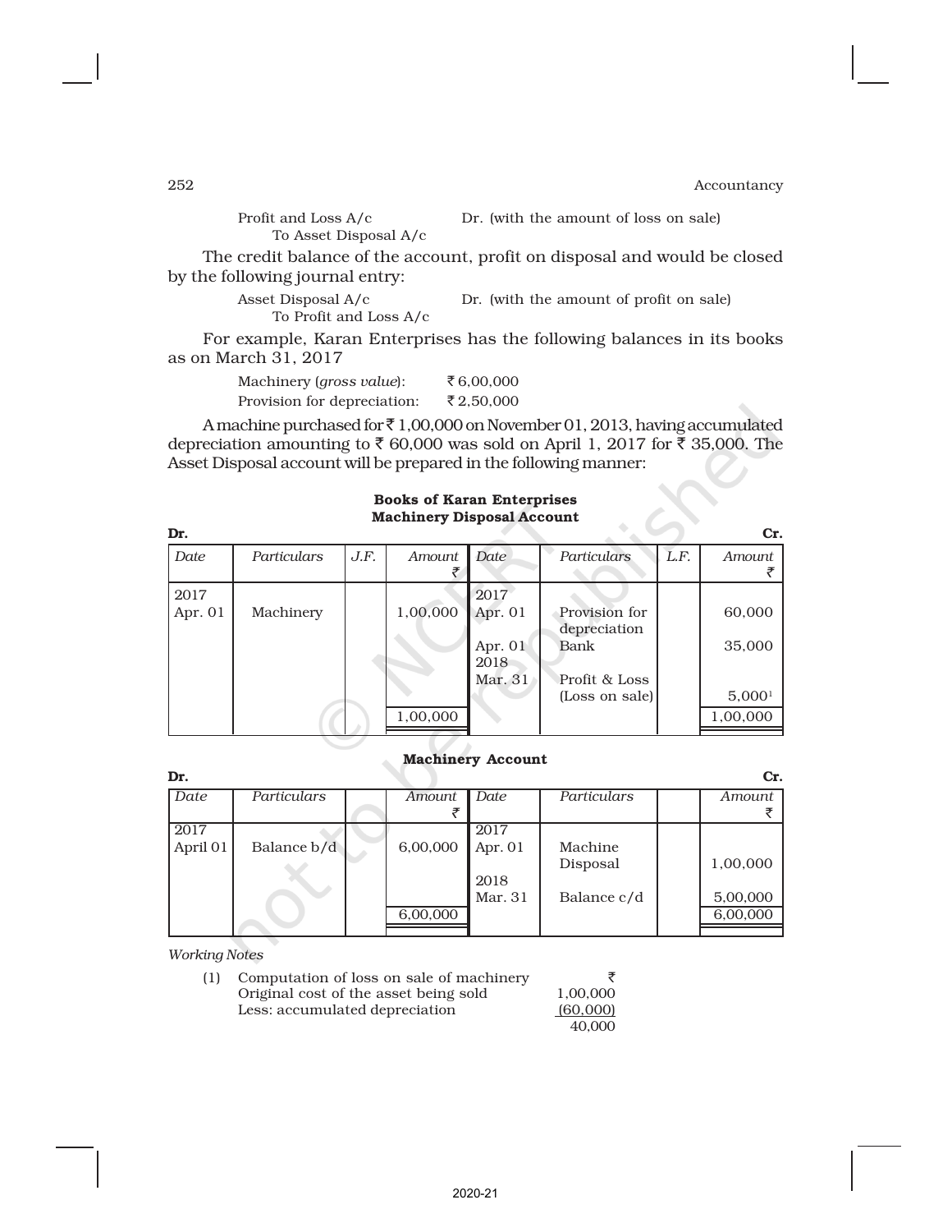Profit and Loss A/c  Dr. (with the amount of loss on sale)
  To Asset Disposal A/c

The credit balance of the account, profit on disposal and would be closed by the following journal entry:

Asset Disposal A/c  Dr. (with the amount of profit on sale)
  To Profit and Loss A/c

For example, Karan Enterprises has the following balances in its books as on March 31, 2017

Machinery (*gross value*): ₹ 6,00,000
Provision for depreciation: ₹ 2,50,000

A machine purchased for ₹ 1,00,000 on November 01, 2013, having accumulated depreciation amounting to ₹ 60,000 was sold on April 1, 2017 for ₹ 35,000. The Asset Disposal account will be prepared in the following manner:

**Books of Karan Enterprises**
**Machinery Disposal Account**

**Dr.** **Cr.**

| *Date* | *Particulars* | *J.F.* | *Amount* ₹ | *Date* | *Particulars* | *L.F.* | *Amount* ₹ |
|---|---|---|---|---|---|---|---|
| 2017 | | | | 2017 | | | |
| Apr. 01 | Machinery | | 1,00,000 | Apr. 01 | Provision for depreciation | | 60,000 |
| | | | | Apr. 01 | Bank | | 35,000 |
| | | | | 2018 | | | |
| | | | | Mar. 31 | Profit & Loss (Loss on sale) | | 5,000[1] |
| | | | 1,00,000 | | | | 1,00,000 |

**Machinery Account**

**Dr.** **Cr.**

| *Date* | *Particulars* | | *Amount* ₹ | *Date* | *Particulars* | | *Amount* ₹ |
|---|---|---|---|---|---|---|---|
| 2017 | | | | 2017 | | | |
| April 01 | Balance b/d | | 6,00,000 | Apr. 01 | Machine Disposal | | 1,00,000 |
| | | | | 2018 | | | |
| | | | | Mar. 31 | Balance c/d | | 5,00,000 |
| | | | 6,00,000 | | | | 6,00,000 |

*Working Notes*

| | | ₹ |
|---|---|---|
| (1) | Computation of loss on sale of machinery | |
| | Original cost of the asset being sold | 1,00,000 |
| | Less: accumulated depreciation | (60,000) |
| | | 40,000 |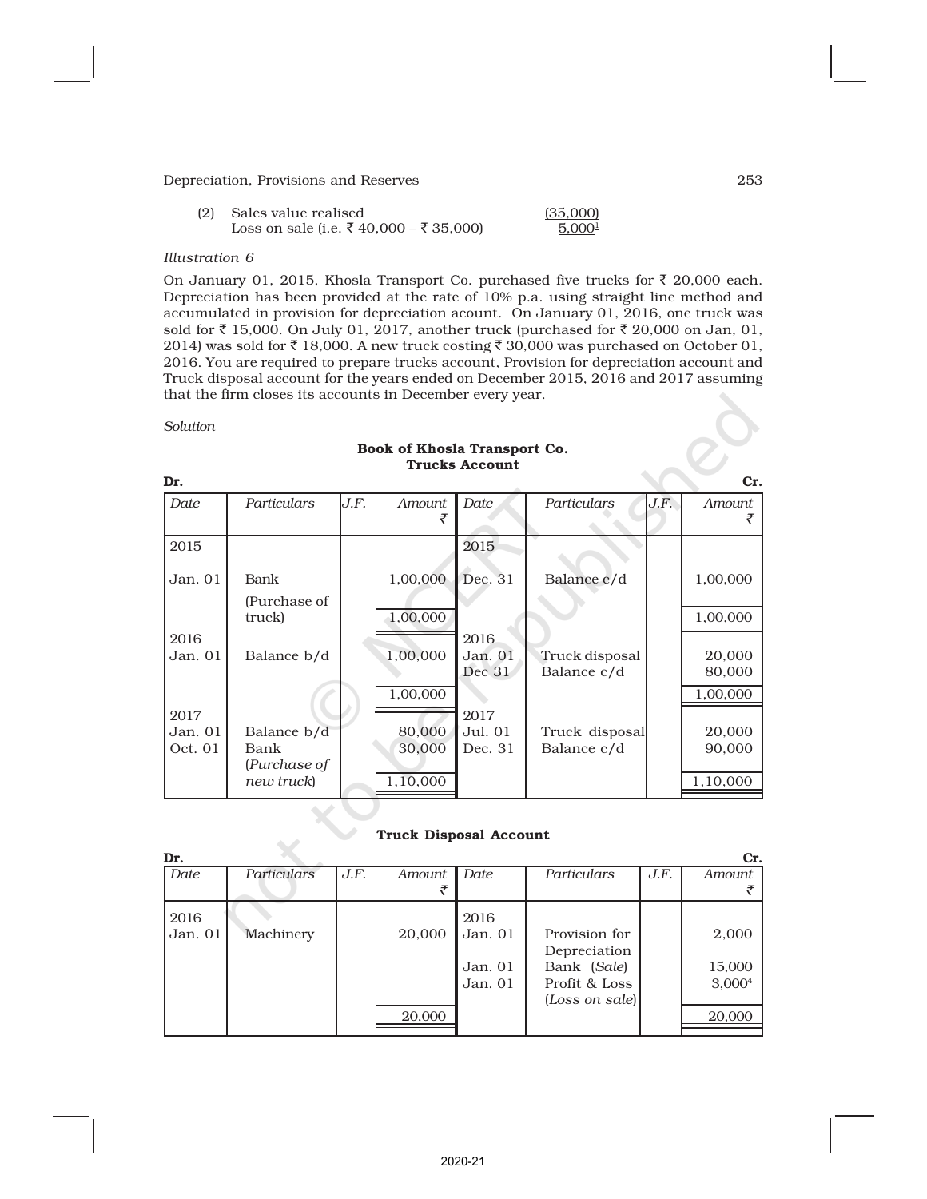(2) Sales value realised (35,000)
Loss on sale (i.e. ₹ 40,000 – ₹ 35,000) 5,000[1]

*Illustration 6*

On January 01, 2015, Khosla Transport Co. purchased five trucks for ₹ 20,000 each. Depreciation has been provided at the rate of 10% p.a. using straight line method and accumulated in provision for depreciation acount. On January 01, 2016, one truck was sold for ₹ 15,000. On July 01, 2017, another truck (purchased for ₹ 20,000 on Jan, 01, 2014) was sold for ₹ 18,000. A new truck costing ₹ 30,000 was purchased on October 01, 2016. You are required to prepare trucks account, Provision for depreciation account and Truck disposal account for the years ended on December 2015, 2016 and 2017 assuming that the firm closes its accounts in December every year.

*Solution*

**Book of Khosla Transport Co.**
**Trucks Account**

Dr. Cr.

| *Date* | *Particulars* | *J.F.* | *Amount* ₹ | *Date* | *Particulars* | *J.F.* | *Amount* ₹ |
|---|---|---|---|---|---|---|---|
| 2015 | | | | 2015 | | | |
| Jan. 01 | Bank (Purchase of truck) | | 1,00,000 | Dec. 31 | Balance c/d | | 1,00,000 |
| | | | 1,00,000 | | | | 1,00,000 |
| 2016 | | | | 2016 | | | |
| Jan. 01 | Balance b/d | | 1,00,000 | Jan. 01 | Truck disposal | | 20,000 |
| | | | | Dec 31 | Balance c/d | | 80,000 |
| | | | 1,00,000 | | | | 1,00,000 |
| 2017 | | | | 2017 | | | |
| Jan. 01 | Balance b/d | | 80,000 | Jul. 01 | Truck disposal | | 20,000 |
| Oct. 01 | Bank (*Purchase of new truck*) | | 30,000 | Dec. 31 | Balance c/d | | 90,000 |
| | | | 1,10,000 | | | | 1,10,000 |

**Truck Disposal Account**

Dr. Cr.

| *Date* | *Particulars* | *J.F.* | *Amount* ₹ | *Date* | *Particulars* | *J.F.* | *Amount* ₹ |
|---|---|---|---|---|---|---|---|
| 2016 | | | | 2016 | | | |
| Jan. 01 | Machinery | | 20,000 | Jan. 01 | Provision for Depreciation | | 2,000 |
| | | | | Jan. 01 | Bank (*Sale*) | | 15,000 |
| | | | | Jan. 01 | Profit & Loss (*Loss on sale*) | | 3,000[4] |
| | | | 20,000 | | | | 20,000 |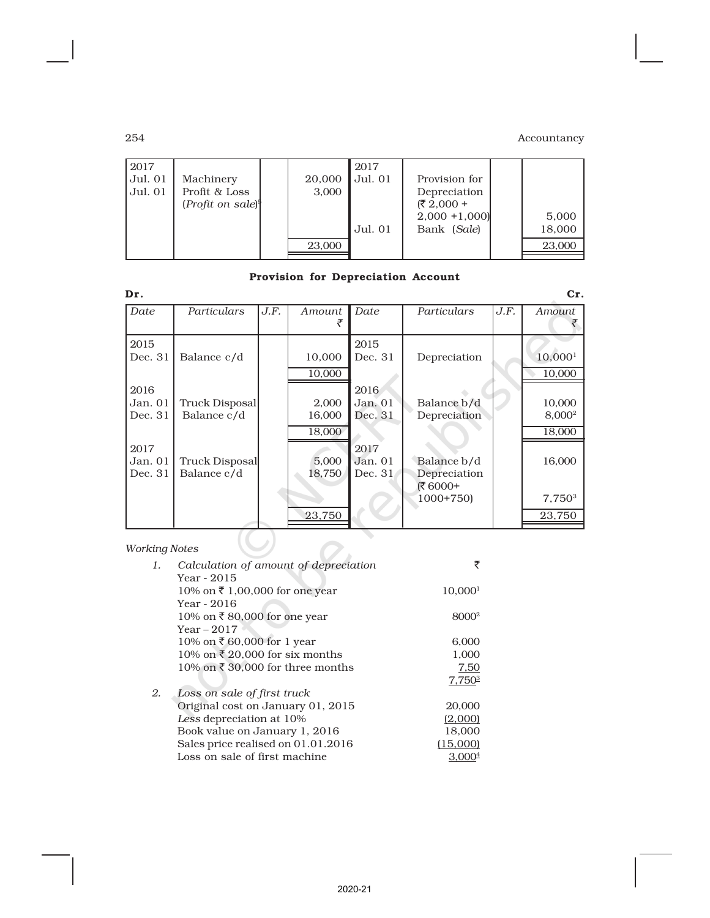| 2017 | | | | 2017 | | | |
|---|---|---|---|---|---|---|---|
| Jul. 01 | Machinery | | 20,000 | Jul. 01 | Provision for Depreciation (₹ 2,000 + 2,000 +1,000) | | 5,000 |
| Jul. 01 | Profit & Loss (*Profit on sale*)[5] | | 3,000 | Jul. 01 | Bank (*Sale*) | | 18,000 |
| | | | 23,000 | | | | 23,000 |

**Provision for Depreciation Account**

**Dr.** **Cr.**

| Date | Particulars | J.F. | Amount ₹ | Date | Particulars | J.F. | Amount ₹ |
|---|---|---|---|---|---|---|---|
| 2015 | | | | 2015 | | | |
| Dec. 31 | Balance c/d | | 10,000 | Dec. 31 | Depreciation | | 10,000[1] |
| | | | 10,000 | | | | 10,000 |
| 2016 | | | | 2016 | | | |
| Jan. 01 | Truck Disposal | | 2,000 | Jan. 01 | Balance b/d | | 10,000 |
| Dec. 31 | Balance c/d | | 16,000 | Dec. 31 | Depreciation | | 8,000[2] |
| | | | 18,000 | | | | 18,000 |
| 2017 | | | | 2017 | | | |
| Jan. 01 | Truck Disposal | | 5,000 | Jan. 01 | Balance b/d | | 16,000 |
| Dec. 31 | Balance c/d | | 18,750 | Dec. 31 | Depreciation (₹ 6000+ 1000+750) | | 7,750[3] |
| | | | 23,750 | | | | 23,750 |

*Working Notes*

1. *Calculation of amount of depreciation* ₹

| | ₹ |
|---|---|
| Year - 2015 | |
| 10% on ₹ 1,00,000 for one year | 10,000[1] |
| Year - 2016 | |
| 10% on ₹ 80,000 for one year | 8000[2] |
| Year – 2017 | |
| 10% on ₹ 60,000 for 1 year | 6,000 |
| 10% on ₹ 20,000 for six months | 1,000 |
| 10% on ₹ 30,000 for three months | 7,50 |
| | 7,750[3] |

2. *Loss on sale of first truck*

| | |
|---|---|
| Original cost on January 01, 2015 | 20,000 |
| *Less* depreciation at 10% | (2,000) |
| Book value on January 1, 2016 | 18,000 |
| Sales price realised on 01.01.2016 | (15,000) |
| Loss on sale of first machine | 3,000[4] |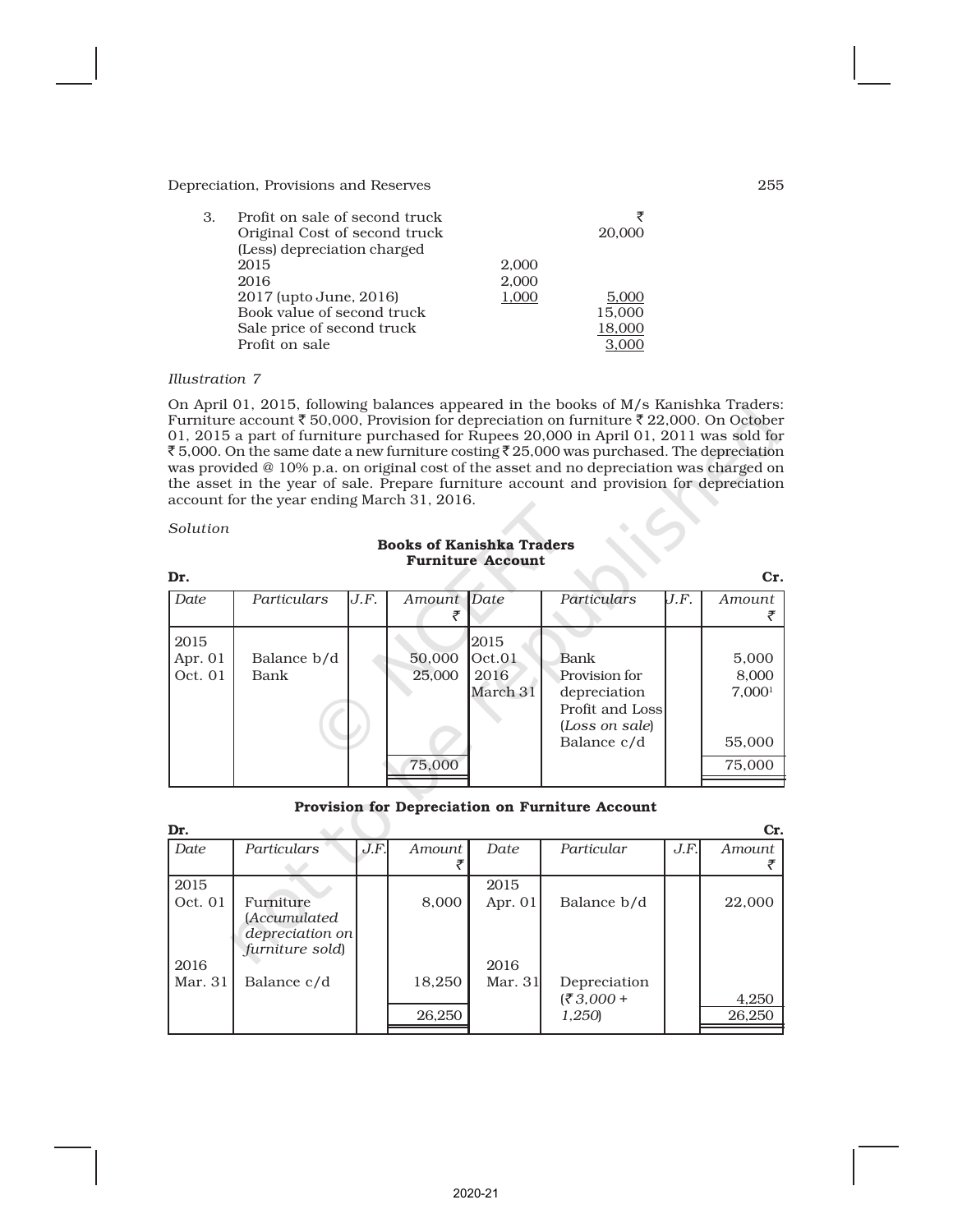3. Profit on sale of second truck

| | | ₹ |
|---|---|---|
| Original Cost of second truck | | 20,000 |
| (Less) depreciation charged | | |
| 2015 | 2,000 | |
| 2016 | 2,000 | |
| 2017 (upto June, 2016) | 1,000 | 5,000 |
| Book value of second truck | | 15,000 |
| Sale price of second truck | | 18,000 |
| Profit on sale | | 3,000 |

*Illustration 7*

On April 01, 2015, following balances appeared in the books of M/s Kanishka Traders: Furniture account ₹ 50,000, Provision for depreciation on furniture ₹ 22,000. On October 01, 2015 a part of furniture purchased for Rupees 20,000 in April 01, 2011 was sold for ₹ 5,000. On the same date a new furniture costing ₹ 25,000 was purchased. The depreciation was provided @ 10% p.a. on original cost of the asset and no depreciation was charged on the asset in the year of sale. Prepare furniture account and provision for depreciation account for the year ending March 31, 2016.

*Solution*

**Books of Kanishka Traders**
**Furniture Account**

**Dr.** **Cr.**

| *Date* | *Particulars* | *J.F.* | *Amount* ₹ | *Date* | *Particulars* | *J.F.* | *Amount* ₹ |
|---|---|---|---|---|---|---|---|
| 2015 | | | | 2015 | | | |
| Apr. 01 | Balance b/d | | 50,000 | Oct.01 | Bank | | 5,000 |
| Oct. 01 | Bank | | 25,000 | | Provision for depreciation | | 8,000 |
| | | | | | Profit and Loss (*Loss on sale*) | | 7,000[1] |
| | | | | 2016 March 31 | Balance c/d | | 55,000 |
| | | | 75,000 | | | | 75,000 |

**Provision for Depreciation on Furniture Account**

**Dr.** **Cr.**

| *Date* | *Particulars* | *J.F.* | *Amount* ₹ | *Date* | *Particular* | *J.F.* | *Amount* ₹ |
|---|---|---|---|---|---|---|---|
| 2015 | | | | 2015 | | | |
| Oct. 01 | Furniture (*Accumulated depreciation on furniture sold*) | | 8,000 | Apr. 01 | Balance b/d | | 22,000 |
| 2016 | | | | 2016 | | | |
| Mar. 31 | Balance c/d | | 18,250 | Mar. 31 | Depreciation (*₹ 3,000 + 1,250*) | | 4,250 |
| | | | 26,250 | | | | 26,250 |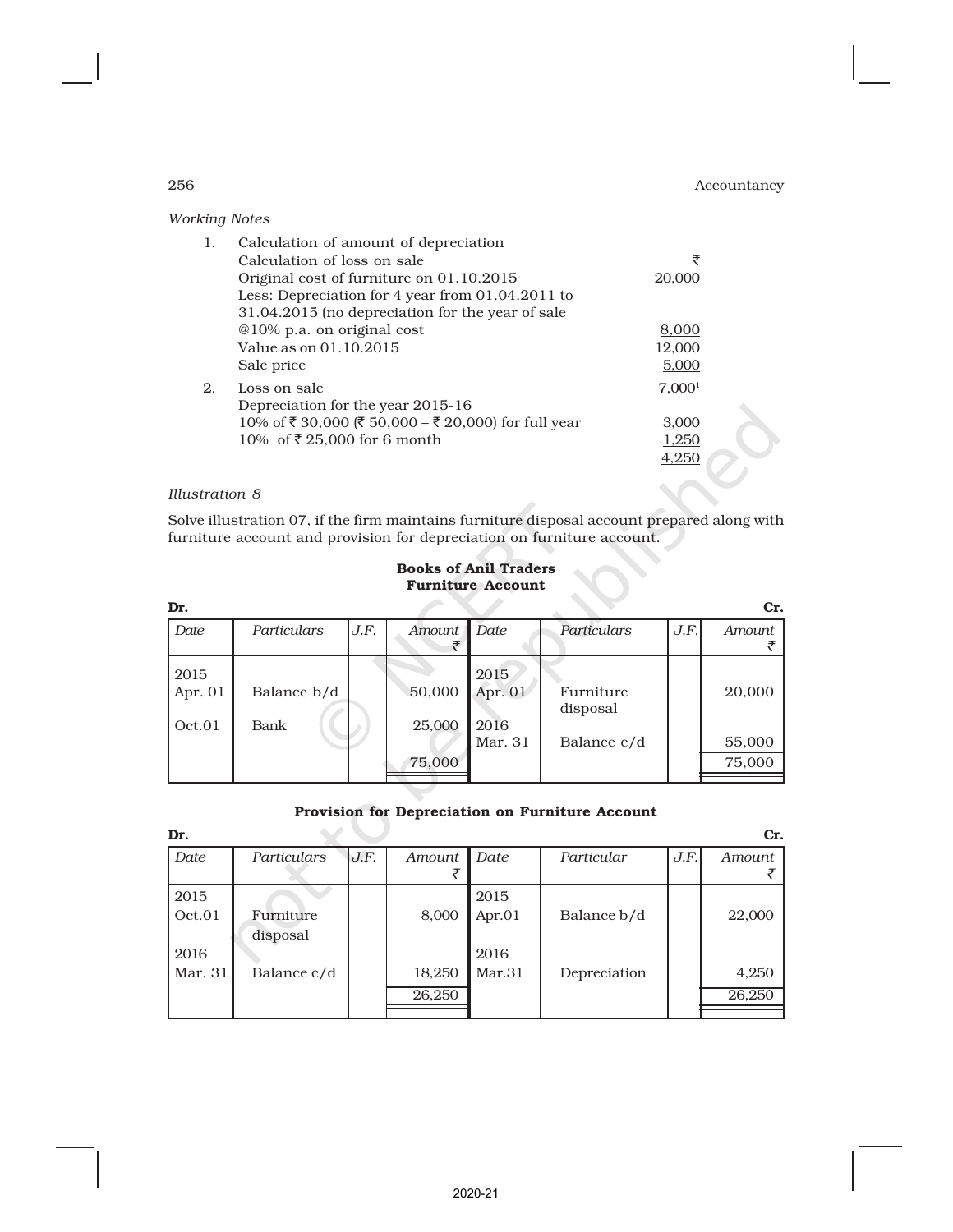*Working Notes*

| | | ₹ |
|---|---|---|
| 1. | Calculation of amount of depreciation | |
| | Calculation of loss on sale | |
| | Original cost of furniture on 01.10.2015 | 20,000 |
| | Less: Depreciation for 4 year from 01.04.2011 to 31.04.2015 (no depreciation for the year of sale @10% p.a. on original cost | 8,000 |
| | Value as on 01.10.2015 | 12,000 |
| | Sale price | 5,000 |
| 2. | Loss on sale | 7,000[1] |
| | Depreciation for the year 2015-16 | |
| | 10% of ₹ 30,000 (₹ 50,000 – ₹ 20,000) for full year | 3,000 |
| | 10% of ₹ 25,000 for 6 month | 1,250 |
| | | 4,250 |

*Illustration 8*

Solve illustration 07, if the firm maintains furniture disposal account prepared along with furniture account and provision for depreciation on furniture account.

**Books of Anil Traders**
**Furniture Account**

Dr. Cr.

| Date | Particulars | J.F. | Amount ₹ | Date | Particulars | J.F. | Amount ₹ |
|---|---|---|---|---|---|---|---|
| 2015 Apr. 01 | Balance b/d | | 50,000 | 2015 Apr. 01 | Furniture disposal | | 20,000 |
| Oct.01 | Bank | | 25,000 | 2016 Mar. 31 | Balance c/d | | 55,000 |
| | | | 75,000 | | | | 75,000 |

**Provision for Depreciation on Furniture Account**

Dr. Cr.

| Date | Particulars | J.F. | Amount ₹ | Date | Particular | J.F. | Amount ₹ |
|---|---|---|---|---|---|---|---|
| 2015 Oct.01 | Furniture disposal | | 8,000 | 2015 Apr.01 | Balance b/d | | 22,000 |
| 2016 Mar. 31 | Balance c/d | | 18,250 | 2016 Mar.31 | Depreciation | | 4,250 |
| | | | 26,250 | | | | 26,250 |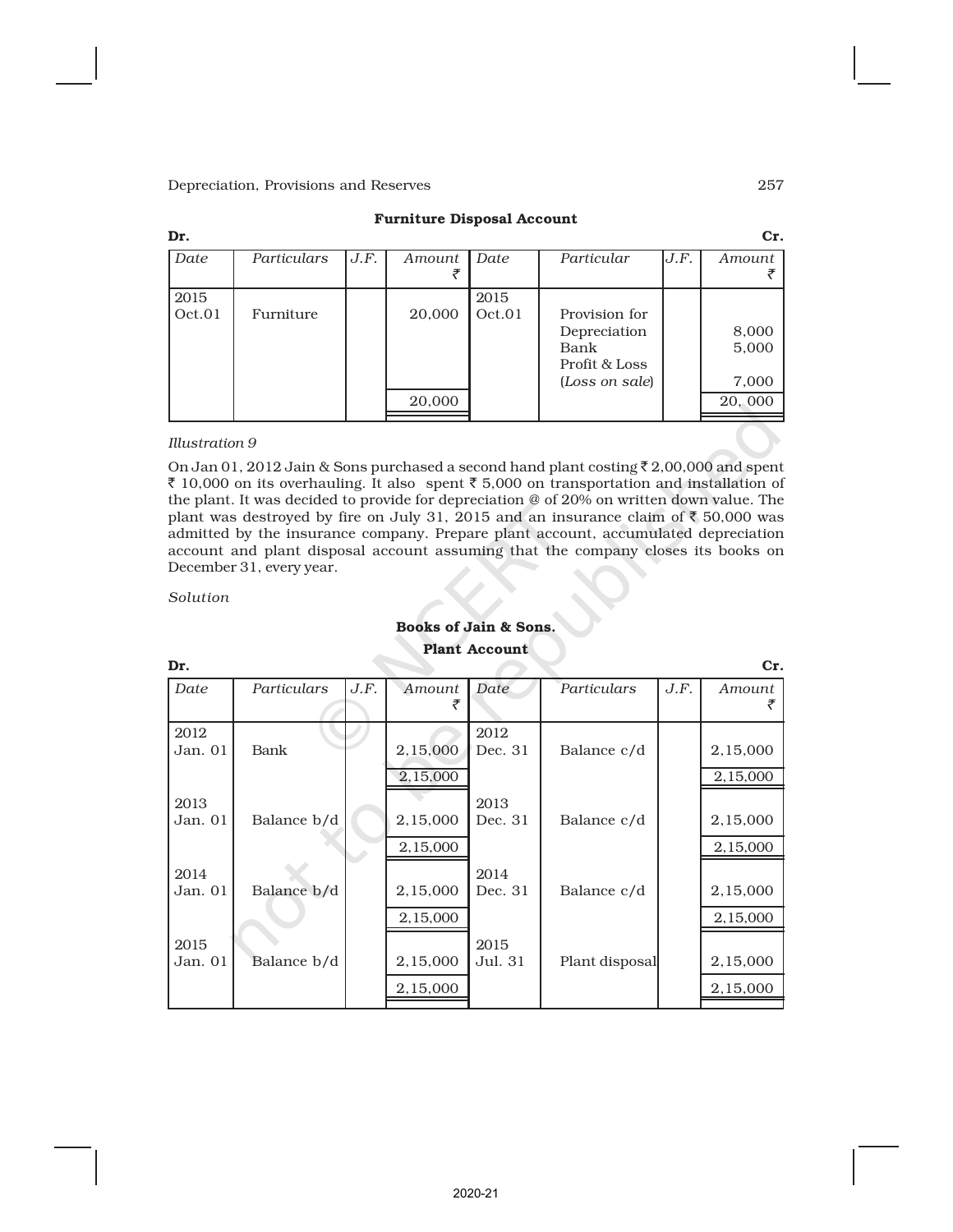**Furniture Disposal Account**

Dr. Cr.

| Date | Particulars | J.F. | Amount ₹ | Date | Particular | J.F. | Amount ₹ |
|---|---|---|---|---|---|---|---|
| 2015 | | | | 2015 | | | |
| Oct.01 | Furniture | | 20,000 | Oct.01 | Provision for Depreciation | | 8,000 |
| | | | | | Bank | | 5,000 |
| | | | | | Profit & Loss (*Loss on sale*) | | 7,000 |
| | | | 20,000 | | | | 20, 000 |

*Illustration 9*

On Jan 01, 2012 Jain & Sons purchased a second hand plant costing ₹ 2,00,000 and spent ₹ 10,000 on its overhauling. It also spent ₹ 5,000 on transportation and installation of the plant. It was decided to provide for depreciation @ of 20% on written down value. The plant was destroyed by fire on July 31, 2015 and an insurance claim of ₹ 50,000 was admitted by the insurance company. Prepare plant account, accumulated depreciation account and plant disposal account assuming that the company closes its books on December 31, every year.

*Solution*

**Books of Jain & Sons.**

**Plant Account**

Dr. Cr.

| Date | Particulars | J.F. | Amount ₹ | Date | Particulars | J.F. | Amount ₹ |
|---|---|---|---|---|---|---|---|
| 2012 | | | | 2012 | | | |
| Jan. 01 | Bank | | 2,15,000 | Dec. 31 | Balance c/d | | 2,15,000 |
| | | | 2,15,000 | | | | 2,15,000 |
| 2013 | | | | 2013 | | | |
| Jan. 01 | Balance b/d | | 2,15,000 | Dec. 31 | Balance c/d | | 2,15,000 |
| | | | 2,15,000 | | | | 2,15,000 |
| 2014 | | | | 2014 | | | |
| Jan. 01 | Balance b/d | | 2,15,000 | Dec. 31 | Balance c/d | | 2,15,000 |
| | | | 2,15,000 | | | | 2,15,000 |
| 2015 | | | | 2015 | | | |
| Jan. 01 | Balance b/d | | 2,15,000 | Jul. 31 | Plant disposal | | 2,15,000 |
| | | | 2,15,000 | | | | 2,15,000 |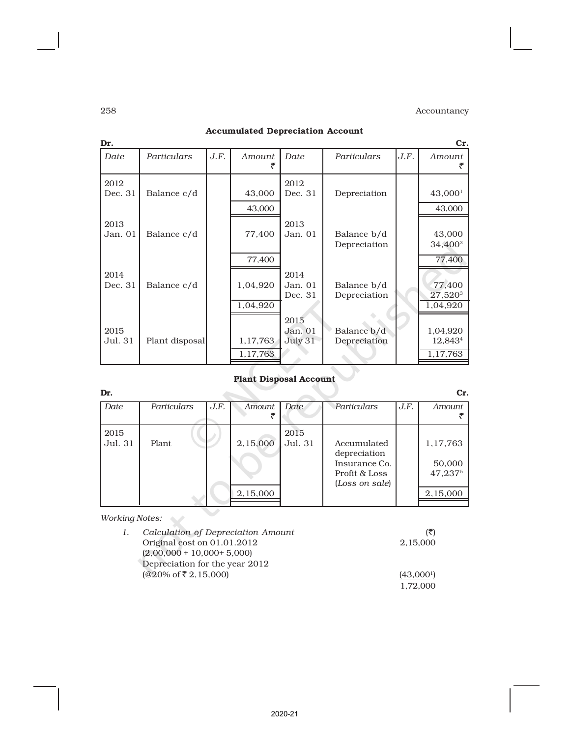**Accumulated Depreciation Account**

| Dr. | | | | | | | Cr. |
|---|---|---|---|---|---|---|---|
| *Date* | *Particulars* | *J.F.* | *Amount* ₹ | *Date* | *Particulars* | *J.F.* | *Amount* ₹ |
| 2012 Dec. 31 | Balance c/d | | 43,000 | 2012 Dec. 31 | Depreciation | | 43,000[1] |
| | | | 43,000 | | | | 43,000 |
| 2013 Jan. 01 | Balance c/d | | 77,400 | 2013 Jan. 01 | Balance b/d<br>Depreciation | | 43,000<br>34,400[2] |
| | | | 77,400 | | | | 77,400 |
| 2014 Dec. 31 | Balance c/d | | 1,04,920 | 2014 Jan. 01<br>Dec. 31 | Balance b/d<br>Depreciation | | 77,400<br>27,520[3] |
| | | | 1,04,920 | | | | 1,04,920 |
| 2015 Jul. 31 | Plant disposal | | 1,17,763 | 2015 Jan. 01<br>July 31 | Balance b/d<br>Depreciation | | 1,04,920<br>12,843[4] |
| | | | 1,17,763 | | | | 1,17,763 |

**Plant Disposal Account**

| Dr. | | | | | | | Cr. |
|---|---|---|---|---|---|---|---|
| *Date* | *Particulars* | *J.F.* | *Amount* ₹ | *Date* | *Particulars* | *J.F.* | *Amount* ₹ |
| 2015 Jul. 31 | Plant | | 2,15,000 | 2015 Jul. 31 | Accumulated depreciation<br>Insurance Co.<br>Profit & Loss (*Loss on sale*) | | 1,17,763<br>50,000<br>47,237[5] |
| | | | 2,15,000 | | | | 2,15,000 |

*Working Notes:*

1. *Calculation of Depreciation Amount*

| | (₹) |
|---|---|
| Original cost on 01.01.2012<br>(2,00,000 + 10,000+ 5,000) | 2,15,000 |
| Depreciation for the year 2012<br>(@20% of ₹ 2,15,000) | (43,000[1]) |
| | 1,72,000 |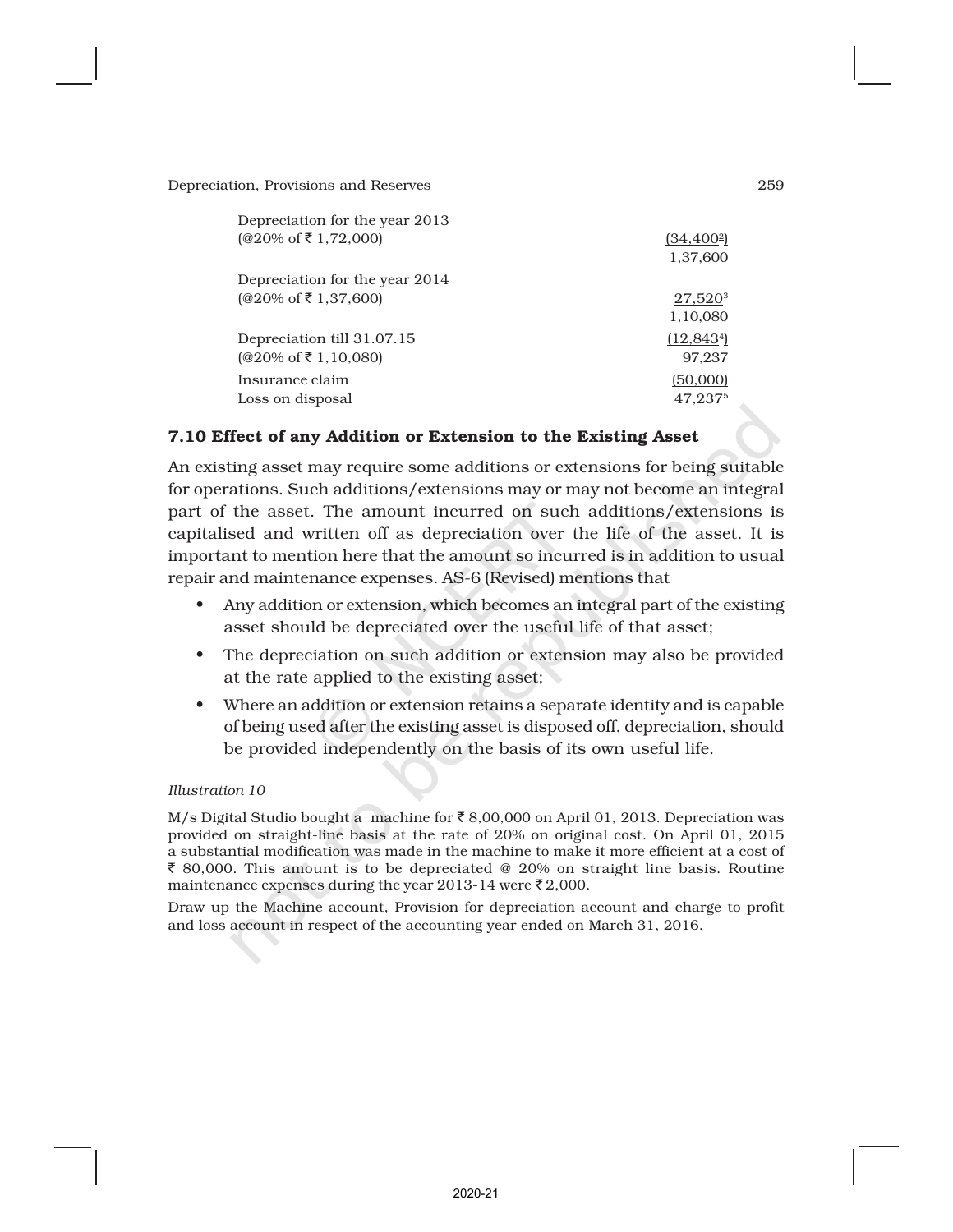| | |
|---|---|
| Depreciation for the year 2013 | |
| (@20% of ₹ 1,72,000) | (34,400[2]) |
| | 1,37,600 |
| Depreciation for the year 2014 | |
| (@20% of ₹ 1,37,600) | 27,520[3] |
| | 1,10,080 |
| Depreciation till 31.07.15 | (12,843[4]) |
| (@20% of ₹ 1,10,080) | 97,237 |
| Insurance claim | (50,000) |
| Loss on disposal | 47,237[5] |

## 7.10 Effect of any Addition or Extension to the Existing Asset

An existing asset may require some additions or extensions for being suitable for operations. Such additions/extensions may or may not become an integral part of the asset. The amount incurred on such additions/extensions is capitalised and written off as depreciation over the life of the asset. It is important to mention here that the amount so incurred is in addition to usual repair and maintenance expenses. AS-6 (Revised) mentions that

- Any addition or extension, which becomes an integral part of the existing asset should be depreciated over the useful life of that asset;
- The depreciation on such addition or extension may also be provided at the rate applied to the existing asset;
- Where an addition or extension retains a separate identity and is capable of being used after the existing asset is disposed off, depreciation, should be provided independently on the basis of its own useful life.

*Illustration 10*

M/s Digital Studio bought a machine for ₹ 8,00,000 on April 01, 2013. Depreciation was provided on straight-line basis at the rate of 20% on original cost. On April 01, 2015 a substantial modification was made in the machine to make it more efficient at a cost of ₹ 80,000. This amount is to be depreciated @ 20% on straight line basis. Routine maintenance expenses during the year 2013-14 were ₹ 2,000.

Draw up the Machine account, Provision for depreciation account and charge to profit and loss account in respect of the accounting year ended on March 31, 2016.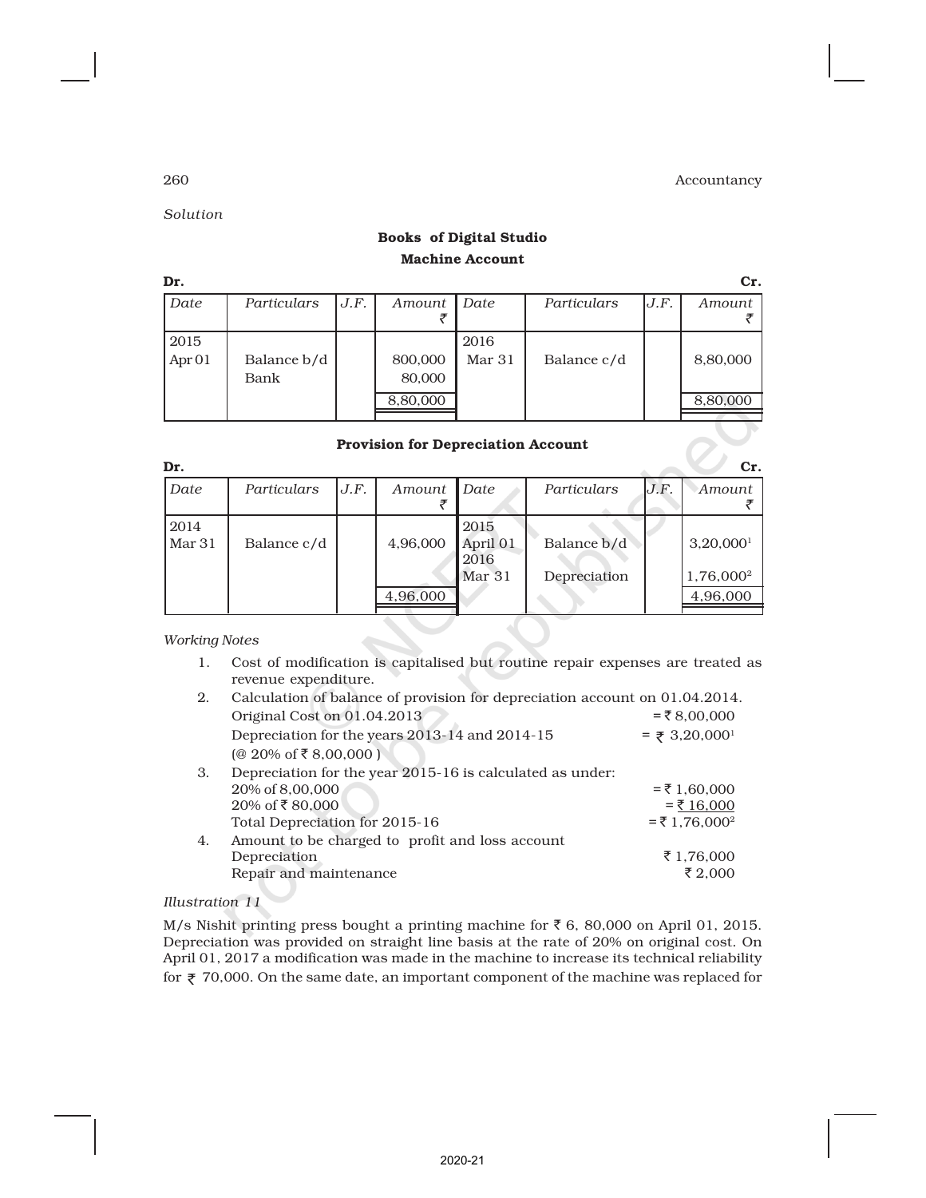*Solution*

**Books of Digital Studio**

**Machine Account**

| Dr. | | | | | | | Cr. |
|---|---|---|---|---|---|---|---|
| *Date* | *Particulars* | *J.F.* | *Amount* ₹ | *Date* | *Particulars* | *J.F.* | *Amount* ₹ |
| 2015 Apr 01 | Balance b/d | | 800,000 | 2016 Mar 31 | Balance c/d | | 8,80,000 |
| | Bank | | 80,000 | | | | |
| | | | 8,80,000 | | | | 8,80,000 |

**Provision for Depreciation Account**

| Dr. | | | | | | | Cr. |
|---|---|---|---|---|---|---|---|
| *Date* | *Particulars* | *J.F.* | *Amount* ₹ | *Date* | *Particulars* | *J.F.* | *Amount* ₹ |
| 2014 Mar 31 | Balance c/d | | 4,96,000 | 2015 April 01 | Balance b/d | | 3,20,000[1] |
| | | | | 2016 Mar 31 | Depreciation | | 1,76,000[2] |
| | | | 4,96,000 | | | | 4,96,000 |

*Working Notes*

1. Cost of modification is capitalised but routine repair expenses are treated as revenue expenditure.
2. Calculation of balance of provision for depreciation account on 01.04.2014.
   Original Cost on 01.04.2013 = ₹ 8,00,000
   Depreciation for the years 2013-14 and 2014-15 = ₹ 3,20,000[1]
   (@ 20% of ₹ 8,00,000 )
3. Depreciation for the year 2015-16 is calculated as under:
   20% of 8,00,000 = ₹ 1,60,000
   20% of ₹ 80,000 = ₹ 16,000
   Total Depreciation for 2015-16 = ₹ 1,76,000[2]
4. Amount to be charged to profit and loss account
   Depreciation ₹ 1,76,000
   Repair and maintenance ₹ 2,000

*Illustration 11*

M/s Nishit printing press bought a printing machine for ₹ 6, 80,000 on April 01, 2015. Depreciation was provided on straight line basis at the rate of 20% on original cost. On April 01, 2017 a modification was made in the machine to increase its technical reliability for ₹ 70,000. On the same date, an important component of the machine was replaced for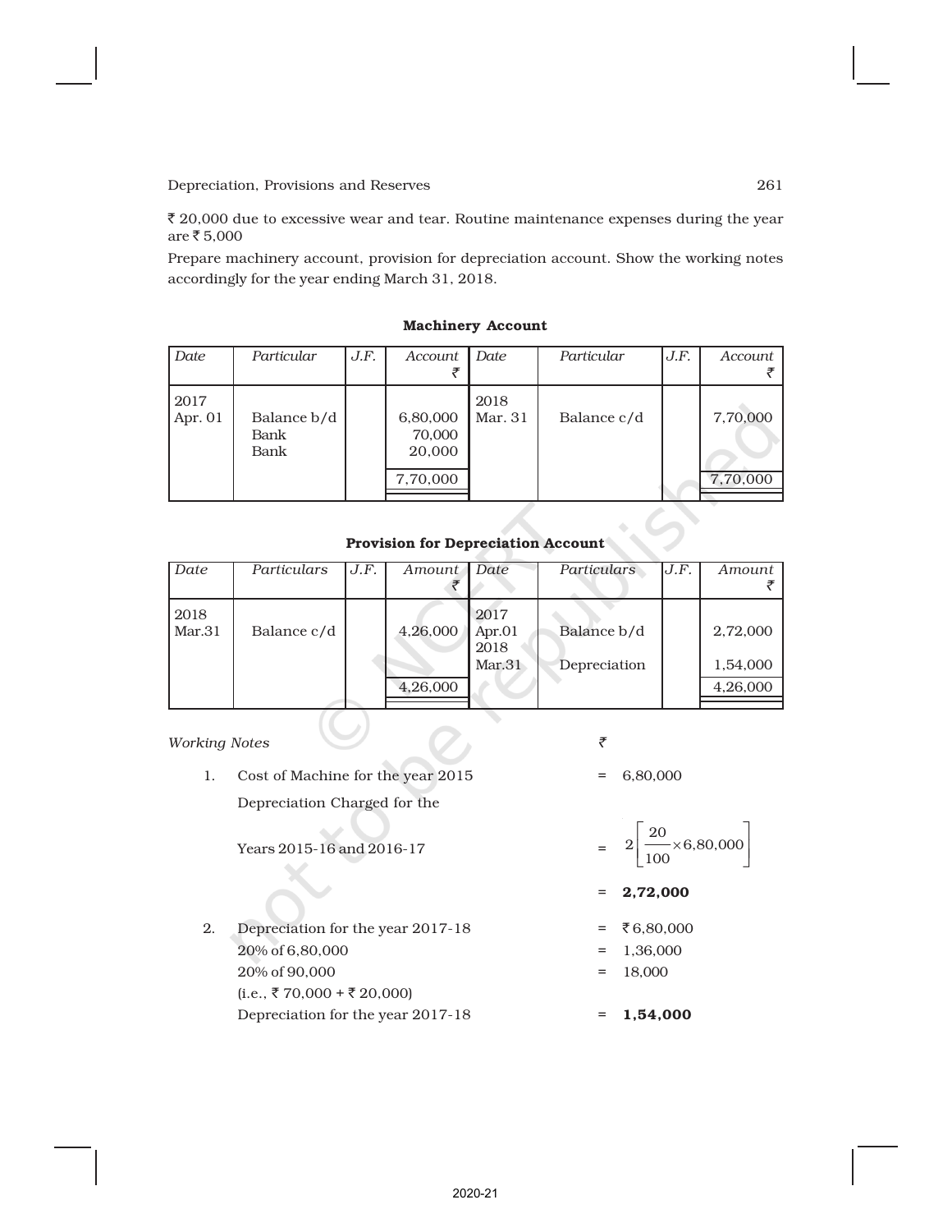₹ 20,000 due to excessive wear and tear. Routine maintenance expenses during the year are ₹ 5,000

Prepare machinery account, provision for depreciation account. Show the working notes accordingly for the year ending March 31, 2018.

**Machinery Account**

| *Date* | *Particular* | *J.F.* | *Account* ₹ | *Date* | *Particular* | *J.F.* | *Account* ₹ |
|---|---|---|---|---|---|---|---|
| 2017 Apr. 01 | Balance b/d | | 6,80,000 | 2018 Mar. 31 | Balance c/d | | 7,70,000 |
| | Bank | | 70,000 | | | | |
| | Bank | | 20,000 | | | | |
| | | | 7,70,000 | | | | 7,70,000 |

**Provision for Depreciation Account**

| *Date* | *Particulars* | *J.F.* | *Amount* ₹ | *Date* | *Particulars* | *J.F.* | *Amount* ₹ |
|---|---|---|---|---|---|---|---|
| 2018 Mar.31 | Balance c/d | | 4,26,000 | 2017 Apr.01 | Balance b/d | | 2,72,000 |
| | | | | 2018 Mar.31 | Depreciation | | 1,54,000 |
| | | | 4,26,000 | | | | 4,26,000 |

*Working Notes* ₹

1. Cost of Machine for the year 2015 = 6,80,000

   Depreciation Charged for the Years 2015-16 and 2016-17 = $2\left[\frac{20}{100}\times 6{,}80{,}000\right]$

   = **2,72,000**

2. Depreciation for the year 2017-18 = ₹ 6,80,000

   20% of 6,80,000 = 1,36,000

   20% of 90,000 = 18,000

   (i.e., ₹ 70,000 + ₹ 20,000)

   Depreciation for the year 2017-18 = **1,54,000**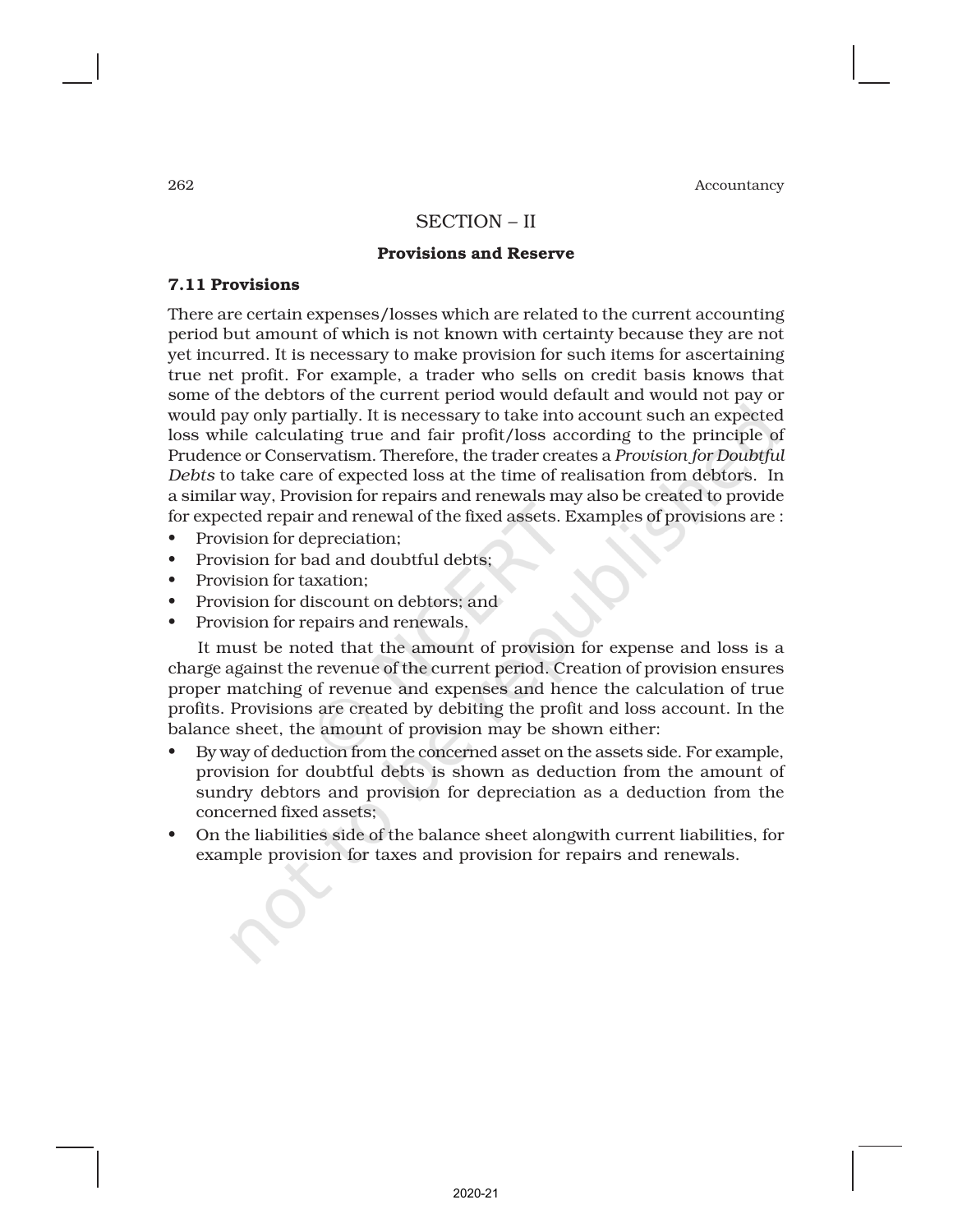## SECTION – II

### Provisions and Reserve

### 7.11 Provisions

There are certain expenses/losses which are related to the current accounting period but amount of which is not known with certainty because they are not yet incurred. It is necessary to make provision for such items for ascertaining true net profit. For example, a trader who sells on credit basis knows that some of the debtors of the current period would default and would not pay or would pay only partially. It is necessary to take into account such an expected loss while calculating true and fair profit/loss according to the principle of Prudence or Conservatism. Therefore, the trader creates a *Provision for Doubtful Debts* to take care of expected loss at the time of realisation from debtors. In a similar way, Provision for repairs and renewals may also be created to provide for expected repair and renewal of the fixed assets. Examples of provisions are :

- Provision for depreciation;
- Provision for bad and doubtful debts;
- Provision for taxation;
- Provision for discount on debtors; and
- Provision for repairs and renewals.

It must be noted that the amount of provision for expense and loss is a charge against the revenue of the current period. Creation of provision ensures proper matching of revenue and expenses and hence the calculation of true profits. Provisions are created by debiting the profit and loss account. In the balance sheet, the amount of provision may be shown either:

- By way of deduction from the concerned asset on the assets side. For example, provision for doubtful debts is shown as deduction from the amount of sundry debtors and provision for depreciation as a deduction from the concerned fixed assets;
- On the liabilities side of the balance sheet alongwith current liabilities, for example provision for taxes and provision for repairs and renewals.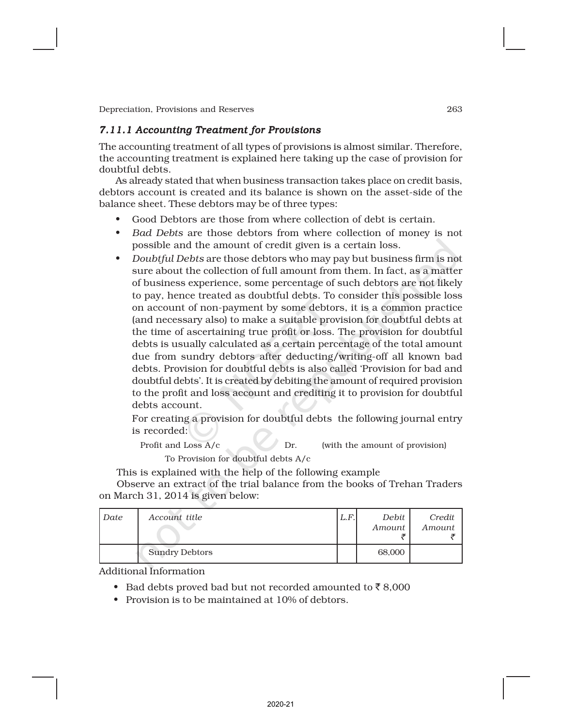### *7.11.1 Accounting Treatment for Provisions*

The accounting treatment of all types of provisions is almost similar. Therefore, the accounting treatment is explained here taking up the case of provision for doubtful debts.

As already stated that when business transaction takes place on credit basis, debtors account is created and its balance is shown on the asset-side of the balance sheet. These debtors may be of three types:

- Good Debtors are those from where collection of debt is certain.
- *Bad Debts* are those debtors from where collection of money is not possible and the amount of credit given is a certain loss.
- *Doubtful Debts* are those debtors who may pay but business firm is not sure about the collection of full amount from them. In fact, as a matter of business experience, some percentage of such debtors are not likely to pay, hence treated as doubtful debts. To consider this possible loss on account of non-payment by some debtors, it is a common practice (and necessary also) to make a suitable provision for doubtful debts at the time of ascertaining true profit or loss. The provision for doubtful debts is usually calculated as a certain percentage of the total amount due from sundry debtors after deducting/writing-off all known bad debts. Provision for doubtful debts is also called 'Provision for bad and doubtful debts'. It is created by debiting the amount of required provision to the profit and loss account and crediting it to provision for doubtful debts account.

  For creating a provision for doubtful debts the following journal entry is recorded:

  Profit and Loss A/c Dr. (with the amount of provision)

  To Provision for doubtful debts A/c

This is explained with the help of the following example

Observe an extract of the trial balance from the books of Trehan Traders on March 31, 2014 is given below:

| *Date* | *Account title* | *L.F.* | *Debit Amount* ₹ | *Credit Amount* ₹ |
|---|---|---|---|---|
| | Sundry Debtors | | 68,000 | |

Additional Information

- Bad debts proved bad but not recorded amounted to ₹ 8,000
- Provision is to be maintained at 10% of debtors.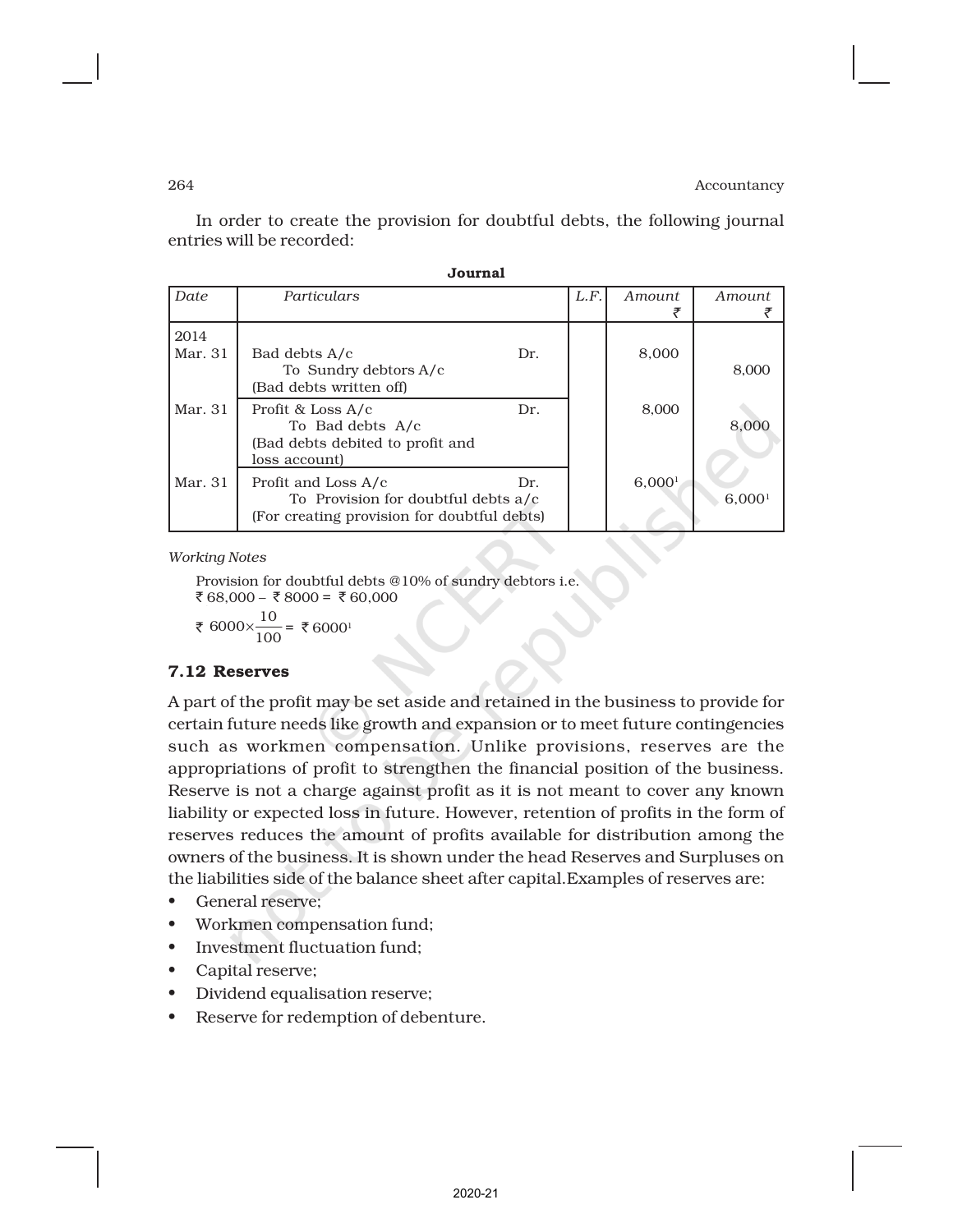In order to create the provision for doubtful debts, the following journal entries will be recorded:

**Journal**

| *Date* | *Particulars* | *L.F.* | *Amount* ₹ | *Amount* ₹ |
|---|---|---|---|---|
| 2014 Mar. 31 | Bad debts A/c Dr. To Sundry debtors A/c (Bad debts written off) | | 8,000 | 8,000 |
| Mar. 31 | Profit & Loss A/c Dr. To Bad debts A/c (Bad debts debited to profit and loss account) | | 8,000 | 8,000 |
| Mar. 31 | Profit and Loss A/c Dr. To Provision for doubtful debts a/c (For creating provision for doubtful debts) | | 6,000[1] | 6,000[1] |

*Working Notes*

Provision for doubtful debts @10% of sundry debtors i.e.
₹ 68,000 – ₹ 8000 = ₹ 60,000

$₹\ 6000 \times \frac{10}{100} = ₹\ 6000$[1]

## 7.12 Reserves

A part of the profit may be set aside and retained in the business to provide for certain future needs like growth and expansion or to meet future contingencies such as workmen compensation. Unlike provisions, reserves are the appropriations of profit to strengthen the financial position of the business. Reserve is not a charge against profit as it is not meant to cover any known liability or expected loss in future. However, retention of profits in the form of reserves reduces the amount of profits available for distribution among the owners of the business. It is shown under the head Reserves and Surpluses on the liabilities side of the balance sheet after capital.Examples of reserves are:

- General reserve;
- Workmen compensation fund;
- Investment fluctuation fund;
- Capital reserve;
- Dividend equalisation reserve;
- Reserve for redemption of debenture.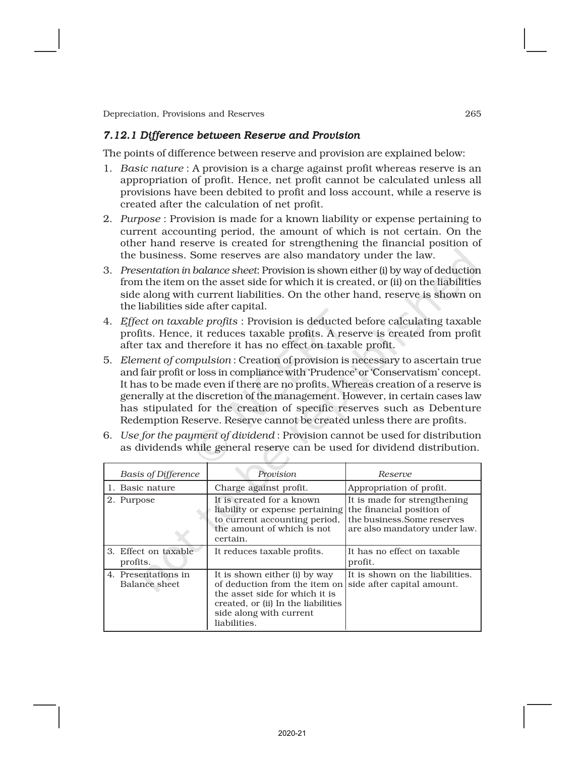### *7.12.1 Difference between Reserve and Provision*

The points of difference between reserve and provision are explained below:

1. *Basic nature* : A provision is a charge against profit whereas reserve is an appropriation of profit. Hence, net profit cannot be calculated unless all provisions have been debited to profit and loss account, while a reserve is created after the calculation of net profit.
2. *Purpose* : Provision is made for a known liability or expense pertaining to current accounting period, the amount of which is not certain. On the other hand reserve is created for strengthening the financial position of the business. Some reserves are also mandatory under the law.
3. *Presentation in balance sheet*: Provision is shown either (i) by way of deduction from the item on the asset side for which it is created, or (ii) on the liabilities side along with current liabilities. On the other hand, reserve is shown on the liabilities side after capital.
4. *Effect on taxable profits* : Provision is deducted before calculating taxable profits. Hence, it reduces taxable profits. A reserve is created from profit after tax and therefore it has no effect on taxable profit.
5. *Element of compulsion* : Creation of provision is necessary to ascertain true and fair profit or loss in compliance with 'Prudence' or 'Conservatism' concept. It has to be made even if there are no profits. Whereas creation of a reserve is generally at the discretion of the management. However, in certain cases law has stipulated for the creation of specific reserves such as Debenture Redemption Reserve. Reserve cannot be created unless there are profits.
6. *Use for the payment of dividend* : Provision cannot be used for distribution as dividends while general reserve can be used for dividend distribution.

| *Basis of Difference* | *Provision* | *Reserve* |
|---|---|---|
| 1. Basic nature | Charge against profit. | Appropriation of profit. |
| 2. Purpose | It is created for a known liability or expense pertaining to current accounting period, the amount of which is not certain. | It is made for strengthening the financial position of the business.Some reserves are also mandatory under law. |
| 3. Effect on taxable profits. | It reduces taxable profits. | It has no effect on taxable profit. |
| 4. Presentations in Balance sheet | It is shown either (i) by way of deduction from the item on the asset side for which it is created, or (ii) In the liabilities side along with current liabilities. | It is shown on the liabilities. side after capital amount. |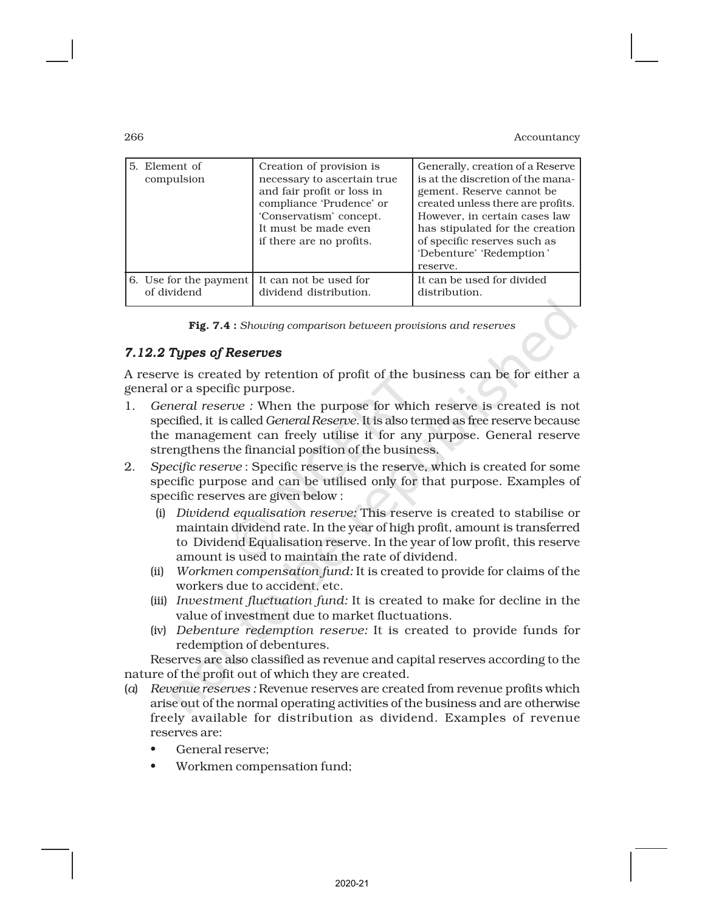| 5. Element of compulsion | Creation of provision is necessary to ascertain true and fair profit or loss in compliance 'Prudence' or 'Conservatism' concept. It must be made even if there are no profits. | Generally, creation of a Reserve is at the discretion of the management. Reserve cannot be created unless there are profits. However, in certain cases law has stipulated for the creation of specific reserves such as 'Debenture' 'Redemption' reserve. |
|---|---|---|
| 6. Use for the payment of dividend | It can not be used for dividend distribution. | It can be used for divided distribution. |

**Fig. 7.4 :** *Showing comparison between provisions and reserves*

### *7.12.2 Types of Reserves*

A reserve is created by retention of profit of the business can be for either a general or a specific purpose.

1. *General reserve :* When the purpose for which reserve is created is not specified, it is called *General Reserve*. It is also termed as free reserve because the management can freely utilise it for any purpose. General reserve strengthens the financial position of the business.
2. *Specific reserve* : Specific reserve is the reserve, which is created for some specific purpose and can be utilised only for that purpose. Examples of specific reserves are given below :
   (i) *Dividend equalisation reserve:* This reserve is created to stabilise or maintain dividend rate. In the year of high profit, amount is transferred to Dividend Equalisation reserve. In the year of low profit, this reserve amount is used to maintain the rate of dividend.
   (ii) *Workmen compensation fund:* It is created to provide for claims of the workers due to accident, etc.
   (iii) *Investment fluctuation fund:* It is created to make for decline in the value of investment due to market fluctuations.
   (iv) *Debenture redemption reserve:* It is created to provide funds for redemption of debentures.

Reserves are also classified as revenue and capital reserves according to the nature of the profit out of which they are created.

(*a*) *Revenue reserves :* Revenue reserves are created from revenue profits which arise out of the normal operating activities of the business and are otherwise freely available for distribution as dividend. Examples of revenue reserves are:
- General reserve;
- Workmen compensation fund;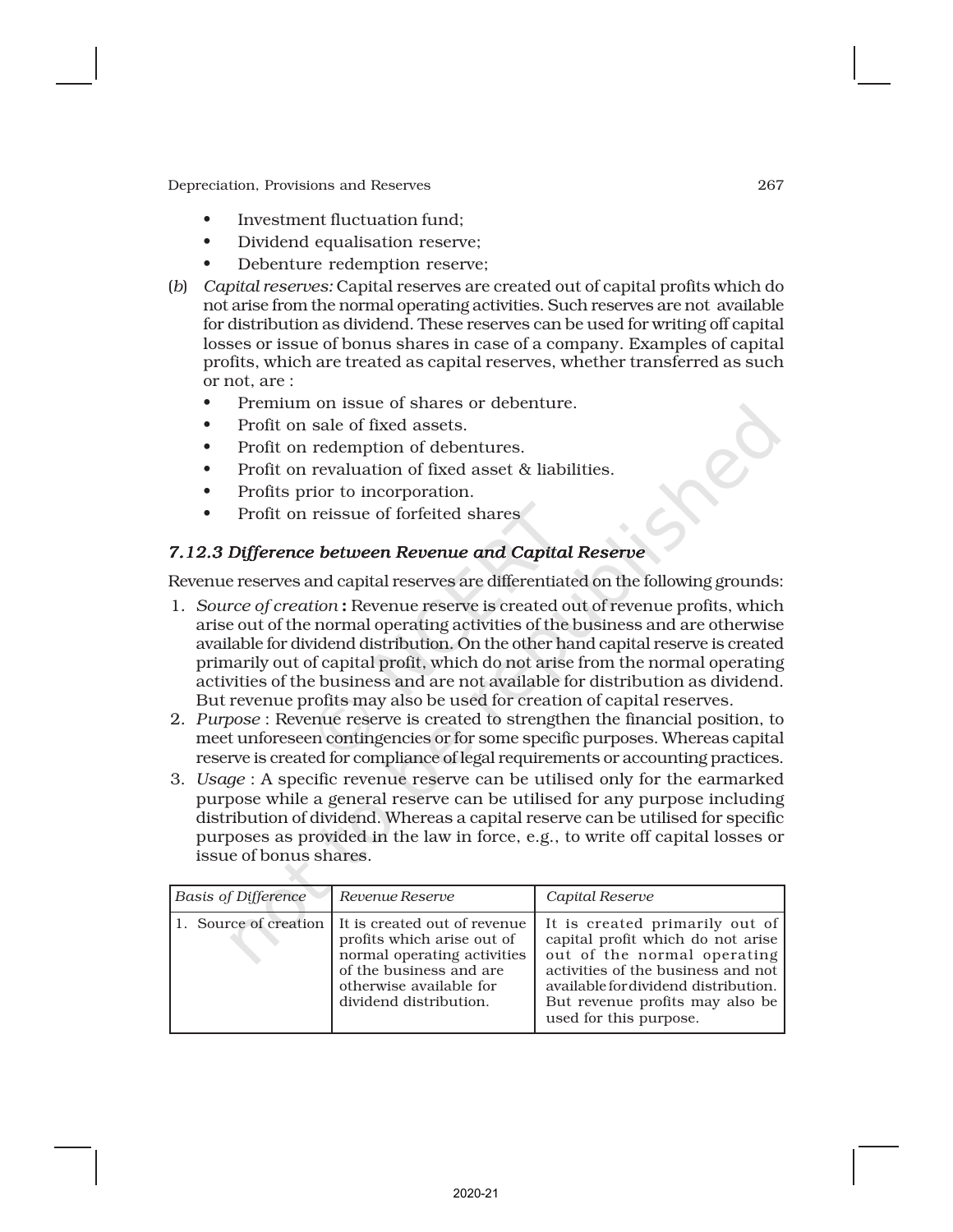- Investment fluctuation fund;
- Dividend equalisation reserve;
- Debenture redemption reserve;

(*b*) *Capital reserves:* Capital reserves are created out of capital profits which do not arise from the normal operating activities. Such reserves are not available for distribution as dividend. These reserves can be used for writing off capital losses or issue of bonus shares in case of a company. Examples of capital profits, which are treated as capital reserves, whether transferred as such or not, are :

- Premium on issue of shares or debenture.
- Profit on sale of fixed assets.
- Profit on redemption of debentures.
- Profit on revaluation of fixed asset & liabilities.
- Profits prior to incorporation.
- Profit on reissue of forfeited shares

### *7.12.3 Difference between Revenue and Capital Reserve*

Revenue reserves and capital reserves are differentiated on the following grounds:

1. *Source of creation* **:** Revenue reserve is created out of revenue profits, which arise out of the normal operating activities of the business and are otherwise available for dividend distribution. On the other hand capital reserve is created primarily out of capital profit, which do not arise from the normal operating activities of the business and are not available for distribution as dividend. But revenue profits may also be used for creation of capital reserves.
2. *Purpose* : Revenue reserve is created to strengthen the financial position, to meet unforeseen contingencies or for some specific purposes. Whereas capital reserve is created for compliance of legal requirements or accounting practices.
3. *Usage* : A specific revenue reserve can be utilised only for the earmarked purpose while a general reserve can be utilised for any purpose including distribution of dividend. Whereas a capital reserve can be utilised for specific purposes as provided in the law in force, e.g., to write off capital losses or issue of bonus shares.

| *Basis of Difference* | *Revenue Reserve* | *Capital Reserve* |
|---|---|---|
| 1. Source of creation | It is created out of revenue profits which arise out of normal operating activities of the business and are otherwise available for dividend distribution. | It is created primarily out of capital profit which do not arise out of the normal operating activities of the business and not available for dividend distribution. But revenue profits may also be used for this purpose. |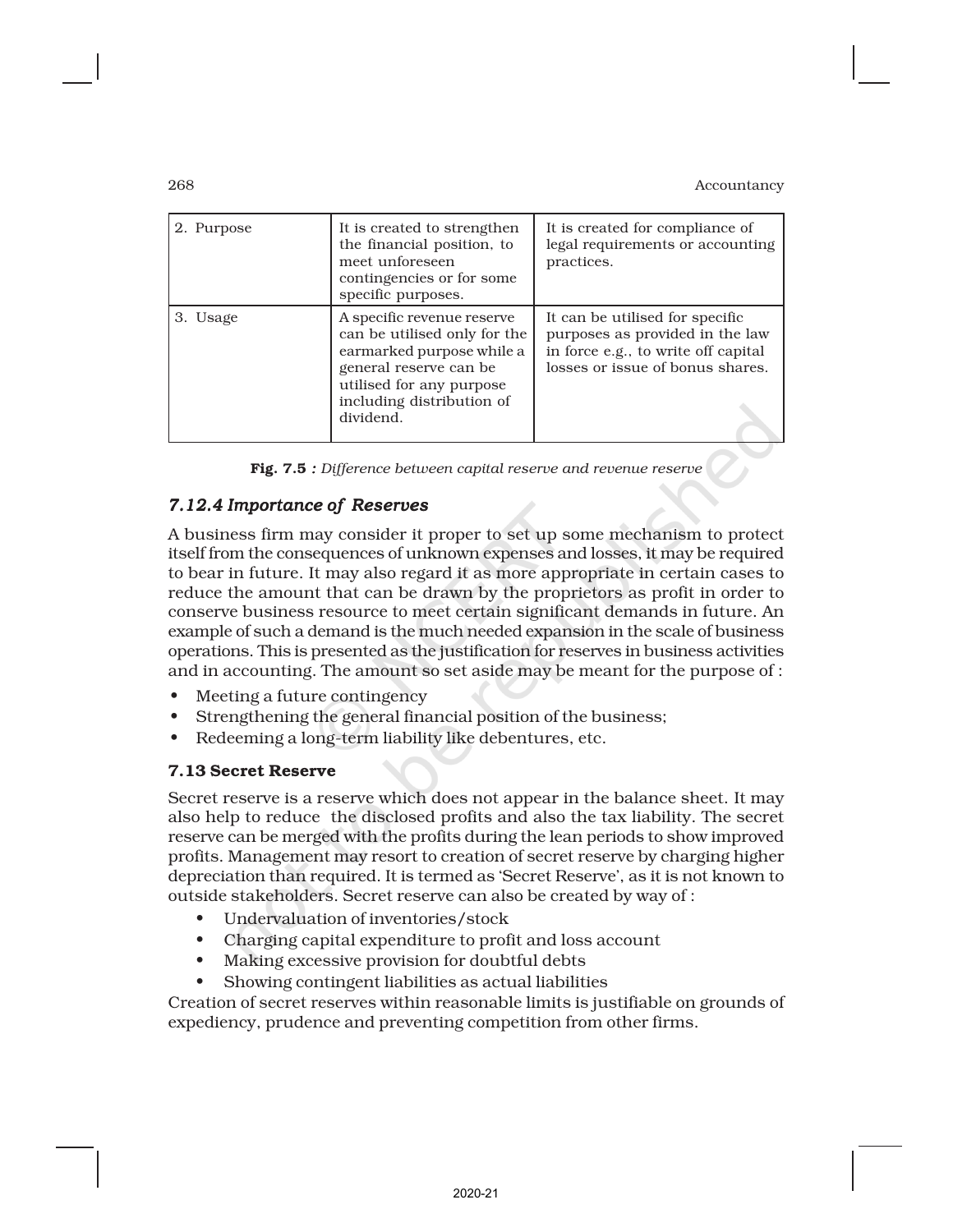| | | |
|---|---|---|
| 2. Purpose | It is created to strengthen the financial position, to meet unforeseen contingencies or for some specific purposes. | It is created for compliance of legal requirements or accounting practices. |
| 3. Usage | A specific revenue reserve can be utilised only for the earmarked purpose while a general reserve can be utilised for any purpose including distribution of dividend. | It can be utilised for specific purposes as provided in the law in force e.g., to write off capital losses or issue of bonus shares. |

**Fig. 7.5** *: Difference between capital reserve and revenue reserve*

### *7.12.4 Importance of Reserves*

A business firm may consider it proper to set up some mechanism to protect itself from the consequences of unknown expenses and losses, it may be required to bear in future. It may also regard it as more appropriate in certain cases to reduce the amount that can be drawn by the proprietors as profit in order to conserve business resource to meet certain significant demands in future. An example of such a demand is the much needed expansion in the scale of business operations. This is presented as the justification for reserves in business activities and in accounting. The amount so set aside may be meant for the purpose of :

- Meeting a future contingency
- Strengthening the general financial position of the business;
- Redeeming a long-term liability like debentures, etc.

### 7.13 Secret Reserve

Secret reserve is a reserve which does not appear in the balance sheet. It may also help to reduce the disclosed profits and also the tax liability. The secret reserve can be merged with the profits during the lean periods to show improved profits. Management may resort to creation of secret reserve by charging higher depreciation than required. It is termed as 'Secret Reserve', as it is not known to outside stakeholders. Secret reserve can also be created by way of :

- Undervaluation of inventories/stock
- Charging capital expenditure to profit and loss account
- Making excessive provision for doubtful debts
- Showing contingent liabilities as actual liabilities

Creation of secret reserves within reasonable limits is justifiable on grounds of expediency, prudence and preventing competition from other firms.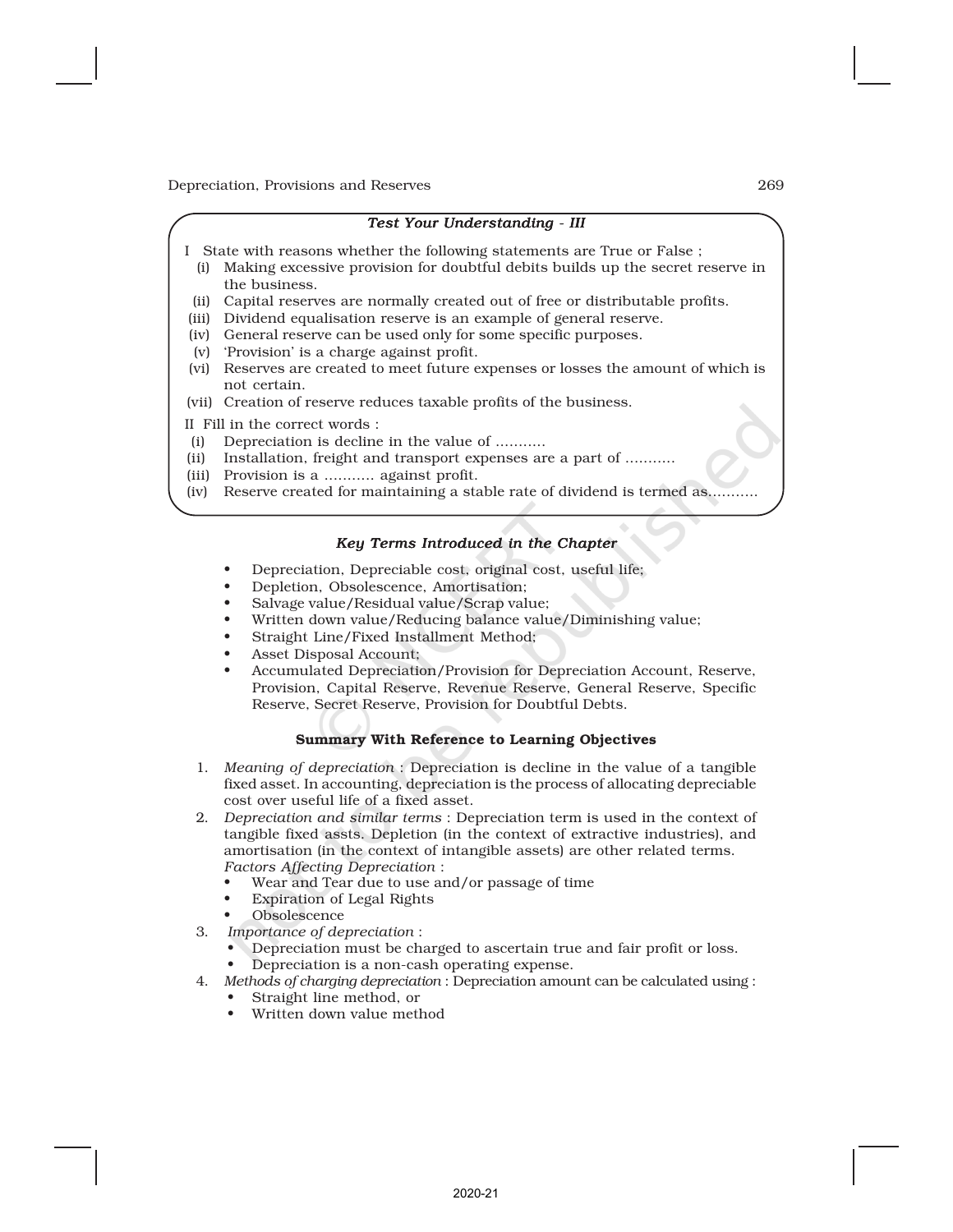### *Test Your Understanding - III*

I State with reasons whether the following statements are True or False ;

(i) Making excessive provision for doubtful debits builds up the secret reserve in the business.

(ii) Capital reserves are normally created out of free or distributable profits.

(iii) Dividend equalisation reserve is an example of general reserve.

(iv) General reserve can be used only for some specific purposes.

(v) 'Provision' is a charge against profit.

(vi) Reserves are created to meet future expenses or losses the amount of which is not certain.

(vii) Creation of reserve reduces taxable profits of the business.

II Fill in the correct words :

(i) Depreciation is decline in the value of ...........

(ii) Installation, freight and transport expenses are a part of ...........

(iii) Provision is a ........... against profit.

(iv) Reserve created for maintaining a stable rate of dividend is termed as...........

### *Key Terms Introduced in the Chapter*

- Depreciation, Depreciable cost, original cost, useful life;
- Depletion, Obsolescence, Amortisation;
- Salvage value/Residual value/Scrap value;
- Written down value/Reducing balance value/Diminishing value;
- Straight Line/Fixed Installment Method;
- Asset Disposal Account;
- Accumulated Depreciation/Provision for Depreciation Account, Reserve, Provision, Capital Reserve, Revenue Reserve, General Reserve, Specific Reserve, Secret Reserve, Provision for Doubtful Debts.

### **Summary With Reference to Learning Objectives**

1. *Meaning of depreciation* : Depreciation is decline in the value of a tangible fixed asset. In accounting, depreciation is the process of allocating depreciable cost over useful life of a fixed asset.
2. *Depreciation and similar terms* : Depreciation term is used in the context of tangible fixed assts. Depletion (in the context of extractive industries), and amortisation (in the context of intangible assets) are other related terms.
   *Factors Affecting Depreciation* :
   - Wear and Tear due to use and/or passage of time
   - Expiration of Legal Rights
   - Obsolescence
3. *Importance of depreciation* :
   - Depreciation must be charged to ascertain true and fair profit or loss.
   - Depreciation is a non-cash operating expense.
4. *Methods of charging depreciation* : Depreciation amount can be calculated using :
   - Straight line method, or
   - Written down value method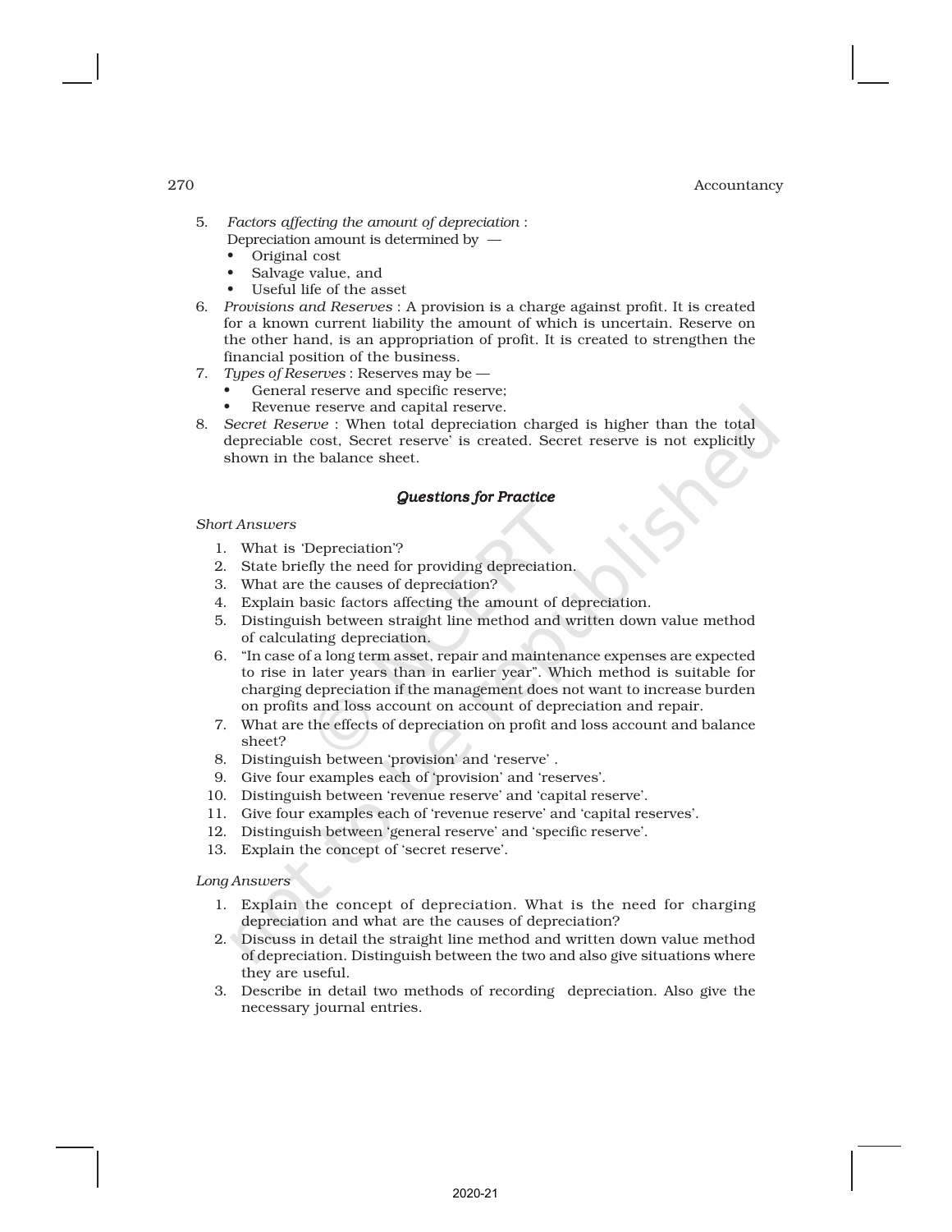5. *Factors affecting the amount of depreciation* :
   Depreciation amount is determined by —
   - Original cost
   - Salvage value, and
   - Useful life of the asset
6. *Provisions and Reserves* : A provision is a charge against profit. It is created for a known current liability the amount of which is uncertain. Reserve on the other hand, is an appropriation of profit. It is created to strengthen the financial position of the business.
7. *Types of Reserves* : Reserves may be —
   - General reserve and specific reserve;
   - Revenue reserve and capital reserve.
8. *Secret Reserve* : When total depreciation charged is higher than the total depreciable cost, Secret reserve' is created. Secret reserve is not explicitly shown in the balance sheet.

### *Questions for Practice*

*Short Answers*

1. What is 'Depreciation'?
2. State briefly the need for providing depreciation.
3. What are the causes of depreciation?
4. Explain basic factors affecting the amount of depreciation.
5. Distinguish between straight line method and written down value method of calculating depreciation.
6. "In case of a long term asset, repair and maintenance expenses are expected to rise in later years than in earlier year". Which method is suitable for charging depreciation if the management does not want to increase burden on profits and loss account on account of depreciation and repair.
7. What are the effects of depreciation on profit and loss account and balance sheet?
8. Distinguish between 'provision' and 'reserve' .
9. Give four examples each of 'provision' and 'reserves'.
10. Distinguish between 'revenue reserve' and 'capital reserve'.
11. Give four examples each of 'revenue reserve' and 'capital reserves'.
12. Distinguish between 'general reserve' and 'specific reserve'.
13. Explain the concept of 'secret reserve'.

*Long Answers*

1. Explain the concept of depreciation. What is the need for charging depreciation and what are the causes of depreciation?
2. Discuss in detail the straight line method and written down value method of depreciation. Distinguish between the two and also give situations where they are useful.
3. Describe in detail two methods of recording depreciation. Also give the necessary journal entries.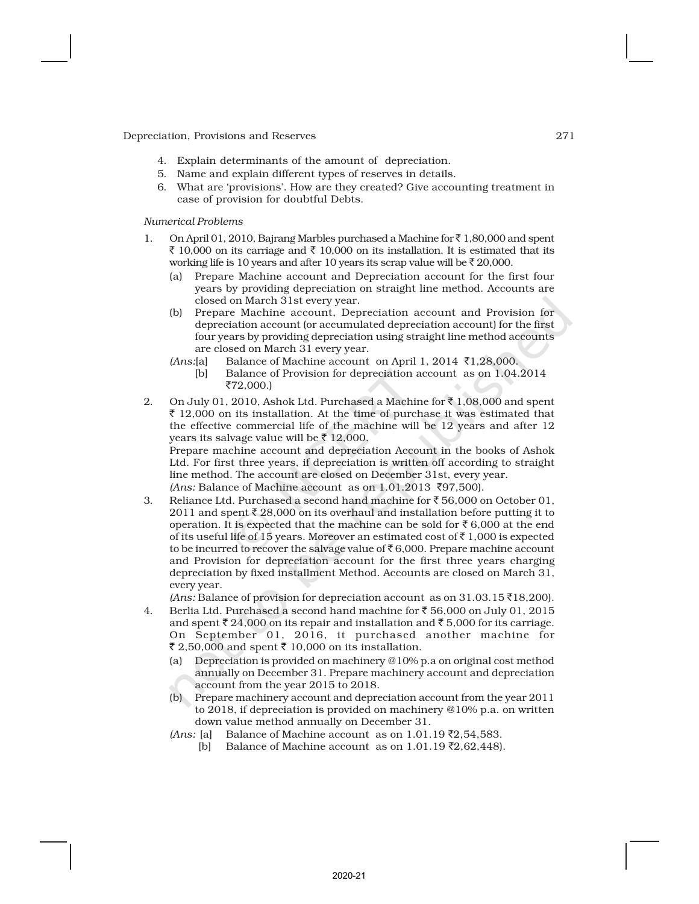4. Explain determinants of the amount of depreciation.
5. Name and explain different types of reserves in details.
6. What are 'provisions'. How are they created? Give accounting treatment in case of provision for doubtful Debts.

*Numerical Problems*

1. On April 01, 2010, Bajrang Marbles purchased a Machine for ₹ 1,80,000 and spent ₹ 10,000 on its carriage and ₹ 10,000 on its installation. It is estimated that its working life is 10 years and after 10 years its scrap value will be ₹ 20,000.
   (a) Prepare Machine account and Depreciation account for the first four years by providing depreciation on straight line method. Accounts are closed on March 31st every year.
   (b) Prepare Machine account, Depreciation account and Provision for depreciation account (or accumulated depreciation account) for the first four years by providing depreciation using straight line method accounts are closed on March 31 every year.
   (*Ans:*[a] Balance of Machine account on April 1, 2014 ₹1,28,000.
   [b] Balance of Provision for depreciation account as on 1.04.2014 ₹72,000.)

2. On July 01, 2010, Ashok Ltd. Purchased a Machine for ₹ 1,08,000 and spent ₹ 12,000 on its installation. At the time of purchase it was estimated that the effective commercial life of the machine will be 12 years and after 12 years its salvage value will be ₹ 12,000.
   Prepare machine account and depreciation Account in the books of Ashok Ltd. For first three years, if depreciation is written off according to straight line method. The account are closed on December 31st, every year.
   (*Ans:* Balance of Machine account as on 1.01.2013 ₹97,500).

3. Reliance Ltd. Purchased a second hand machine for ₹ 56,000 on October 01, 2011 and spent ₹ 28,000 on its overhaul and installation before putting it to operation. It is expected that the machine can be sold for ₹ 6,000 at the end of its useful life of 15 years. Moreover an estimated cost of ₹ 1,000 is expected to be incurred to recover the salvage value of ₹ 6,000. Prepare machine account and Provision for depreciation account for the first three years charging depreciation by fixed installment Method. Accounts are closed on March 31, every year.
   (*Ans:* Balance of provision for depreciation account as on 31.03.15 ₹18,200).

4. Berlia Ltd. Purchased a second hand machine for ₹ 56,000 on July 01, 2015 and spent ₹ 24,000 on its repair and installation and ₹ 5,000 for its carriage. On September 01, 2016, it purchased another machine for ₹ 2,50,000 and spent ₹ 10,000 on its installation.
   (a) Depreciation is provided on machinery @10% p.a on original cost method annually on December 31. Prepare machinery account and depreciation account from the year 2015 to 2018.
   (b) Prepare machinery account and depreciation account from the year 2011 to 2018, if depreciation is provided on machinery @10% p.a. on written down value method annually on December 31.
   (*Ans:* [a] Balance of Machine account as on 1.01.19 ₹2,54,583.
   [b] Balance of Machine account as on 1.01.19 ₹2,62,448).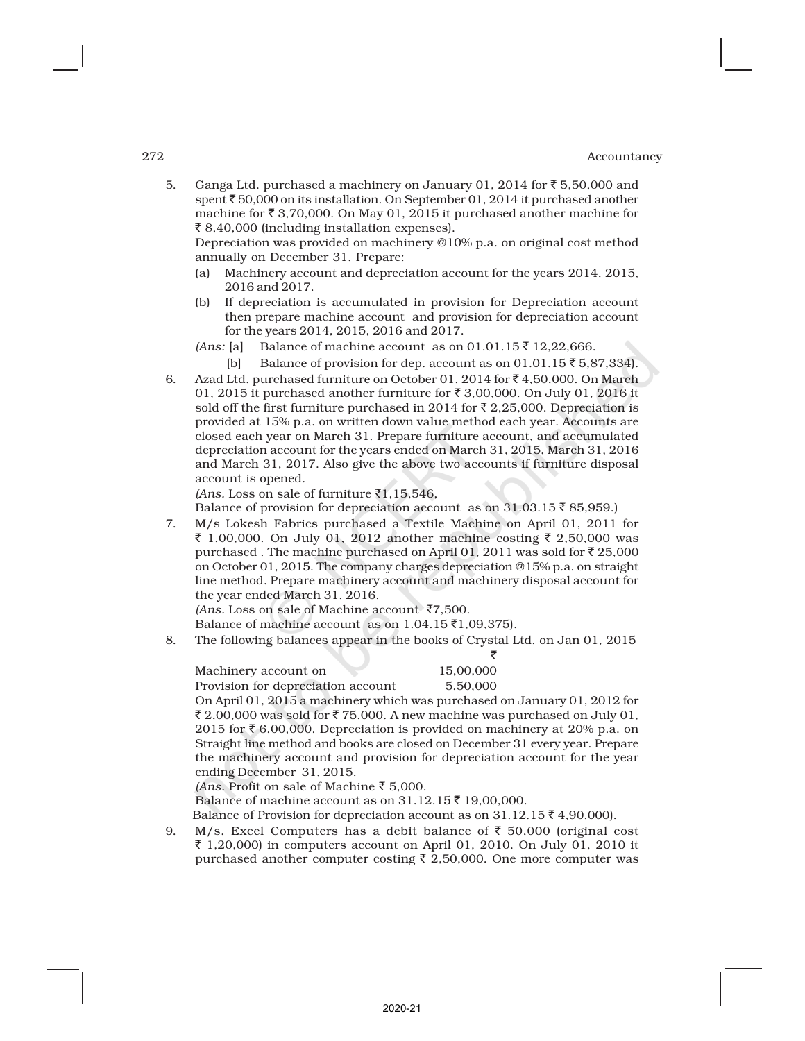5. Ganga Ltd. purchased a machinery on January 01, 2014 for ₹ 5,50,000 and spent ₹ 50,000 on its installation. On September 01, 2014 it purchased another machine for ₹ 3,70,000. On May 01, 2015 it purchased another machine for ₹ 8,40,000 (including installation expenses).

   Depreciation was provided on machinery @10% p.a. on original cost method annually on December 31. Prepare:

   (a) Machinery account and depreciation account for the years 2014, 2015, 2016 and 2017.

   (b) If depreciation is accumulated in provision for Depreciation account then prepare machine account and provision for depreciation account for the years 2014, 2015, 2016 and 2017.

   *(Ans:* [a] Balance of machine account as on 01.01.15 ₹ 12,22,666.

   [b] Balance of provision for dep. account as on 01.01.15 ₹ 5,87,334).

6. Azad Ltd. purchased furniture on October 01, 2014 for ₹ 4,50,000. On March 01, 2015 it purchased another furniture for ₹ 3,00,000. On July 01, 2016 it sold off the first furniture purchased in 2014 for ₹ 2,25,000. Depreciation is provided at 15% p.a. on written down value method each year. Accounts are closed each year on March 31. Prepare furniture account, and accumulated depreciation account for the years ended on March 31, 2015, March 31, 2016 and March 31, 2017. Also give the above two accounts if furniture disposal account is opened.

   *(Ans.* Loss on sale of furniture ₹1,15,546,

   Balance of provision for depreciation account as on 31.03.15 ₹ 85,959.)

7. M/s Lokesh Fabrics purchased a Textile Machine on April 01, 2011 for ₹ 1,00,000. On July 01, 2012 another machine costing ₹ 2,50,000 was purchased . The machine purchased on April 01, 2011 was sold for ₹ 25,000 on October 01, 2015. The company charges depreciation @15% p.a. on straight line method. Prepare machinery account and machinery disposal account for the year ended March 31, 2016.

   *(Ans.* Loss on sale of Machine account ₹7,500.

   Balance of machine account as on 1.04.15 ₹1,09,375).

8. The following balances appear in the books of Crystal Ltd, on Jan 01, 2015

   | | ₹ |
   |---|---|
   | Machinery account on | 15,00,000 |
   | Provision for depreciation account | 5,50,000 |

   On April 01, 2015 a machinery which was purchased on January 01, 2012 for ₹ 2,00,000 was sold for ₹ 75,000. A new machine was purchased on July 01, 2015 for ₹ 6,00,000. Depreciation is provided on machinery at 20% p.a. on Straight line method and books are closed on December 31 every year. Prepare the machinery account and provision for depreciation account for the year ending December 31, 2015.

   *(Ans.* Profit on sale of Machine ₹ 5,000.

   Balance of machine account as on 31.12.15 ₹ 19,00,000.

   Balance of Provision for depreciation account as on 31.12.15 ₹ 4,90,000).

9. M/s. Excel Computers has a debit balance of ₹ 50,000 (original cost ₹ 1,20,000) in computers account on April 01, 2010. On July 01, 2010 it purchased another computer costing ₹ 2,50,000. One more computer was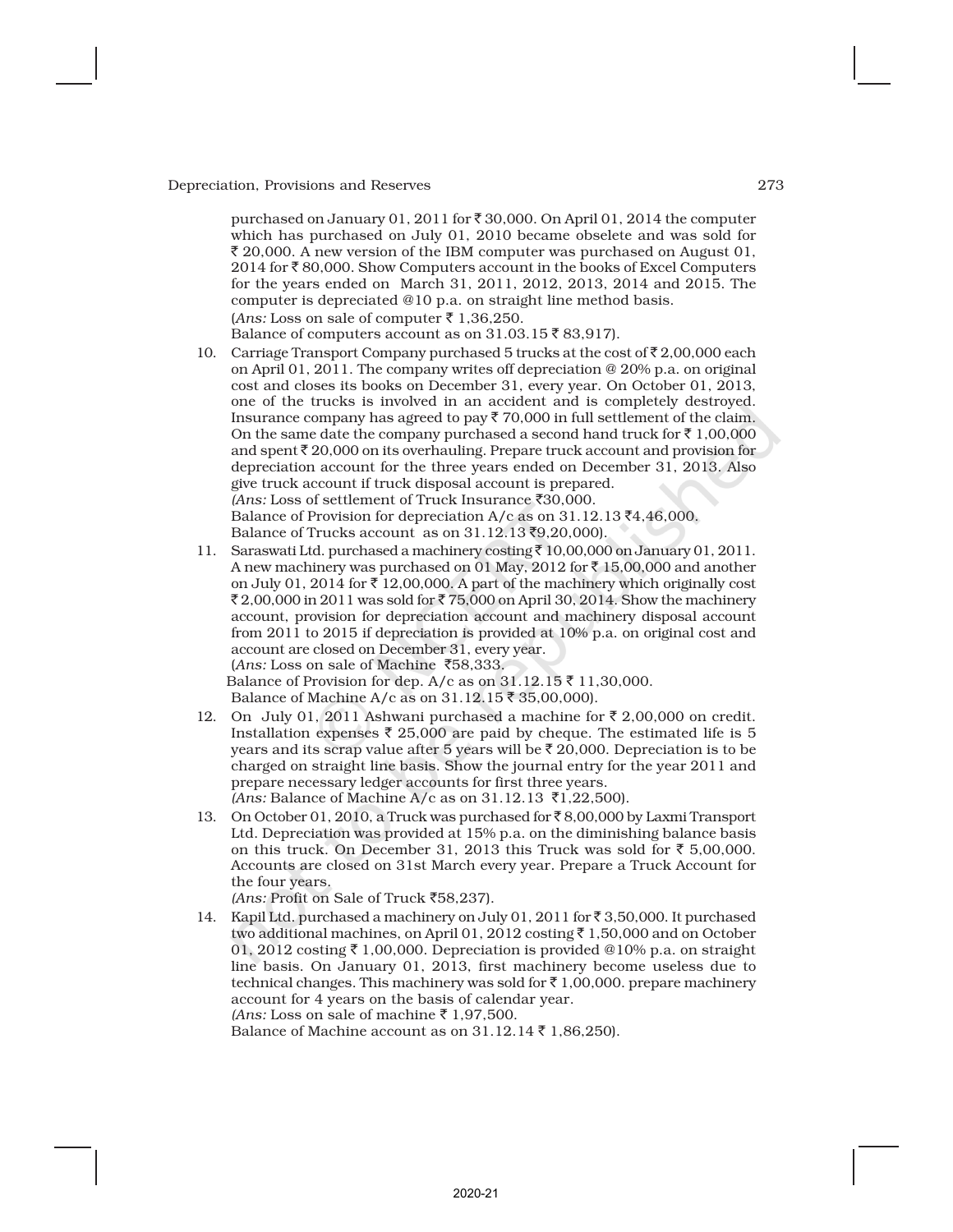purchased on January 01, 2011 for ₹ 30,000. On April 01, 2014 the computer which has purchased on July 01, 2010 became obselete and was sold for ₹ 20,000. A new version of the IBM computer was purchased on August 01, 2014 for ₹ 80,000. Show Computers account in the books of Excel Computers for the years ended on March 31, 2011, 2012, 2013, 2014 and 2015. The computer is depreciated @10 p.a. on straight line method basis.
(*Ans:* Loss on sale of computer ₹ 1,36,250.
Balance of computers account as on 31.03.15 ₹ 83,917).

10. Carriage Transport Company purchased 5 trucks at the cost of ₹ 2,00,000 each on April 01, 2011. The company writes off depreciation @ 20% p.a. on original cost and closes its books on December 31, every year. On October 01, 2013, one of the trucks is involved in an accident and is completely destroyed. Insurance company has agreed to pay ₹ 70,000 in full settlement of the claim. On the same date the company purchased a second hand truck for ₹ 1,00,000 and spent ₹ 20,000 on its overhauling. Prepare truck account and provision for depreciation account for the three years ended on December 31, 2013. Also give truck account if truck disposal account is prepared.
*(Ans:* Loss of settlement of Truck Insurance ₹30,000.
Balance of Provision for depreciation A/c as on 31.12.13 ₹4,46,000.
Balance of Trucks account as on 31.12.13 ₹9,20,000).

11. Saraswati Ltd. purchased a machinery costing ₹ 10,00,000 on January 01, 2011. A new machinery was purchased on 01 May, 2012 for ₹ 15,00,000 and another on July 01, 2014 for ₹ 12,00,000. A part of the machinery which originally cost ₹ 2,00,000 in 2011 was sold for ₹ 75,000 on April 30, 2014. Show the machinery account, provision for depreciation account and machinery disposal account from 2011 to 2015 if depreciation is provided at 10% p.a. on original cost and account are closed on December 31, every year.
(*Ans:* Loss on sale of Machine ₹58,333.
Balance of Provision for dep. A/c as on 31.12.15 ₹ 11,30,000.
Balance of Machine A/c as on 31.12.15 ₹ 35,00,000).

12. On July 01, 2011 Ashwani purchased a machine for ₹ 2,00,000 on credit. Installation expenses ₹ 25,000 are paid by cheque. The estimated life is 5 years and its scrap value after 5 years will be ₹ 20,000. Depreciation is to be charged on straight line basis. Show the journal entry for the year 2011 and prepare necessary ledger accounts for first three years.
*(Ans:* Balance of Machine A/c as on 31.12.13 ₹1,22,500).

13. On October 01, 2010, a Truck was purchased for ₹ 8,00,000 by Laxmi Transport Ltd. Depreciation was provided at 15% p.a. on the diminishing balance basis on this truck. On December 31, 2013 this Truck was sold for ₹ 5,00,000. Accounts are closed on 31st March every year. Prepare a Truck Account for the four years.
*(Ans:* Profit on Sale of Truck ₹58,237).

14. Kapil Ltd. purchased a machinery on July 01, 2011 for ₹ 3,50,000. It purchased two additional machines, on April 01, 2012 costing ₹ 1,50,000 and on October 01, 2012 costing ₹ 1,00,000. Depreciation is provided @10% p.a. on straight line basis. On January 01, 2013, first machinery become useless due to technical changes. This machinery was sold for ₹ 1,00,000. prepare machinery account for 4 years on the basis of calendar year.
*(Ans:* Loss on sale of machine ₹ 1,97,500.
Balance of Machine account as on 31.12.14 ₹ 1,86,250).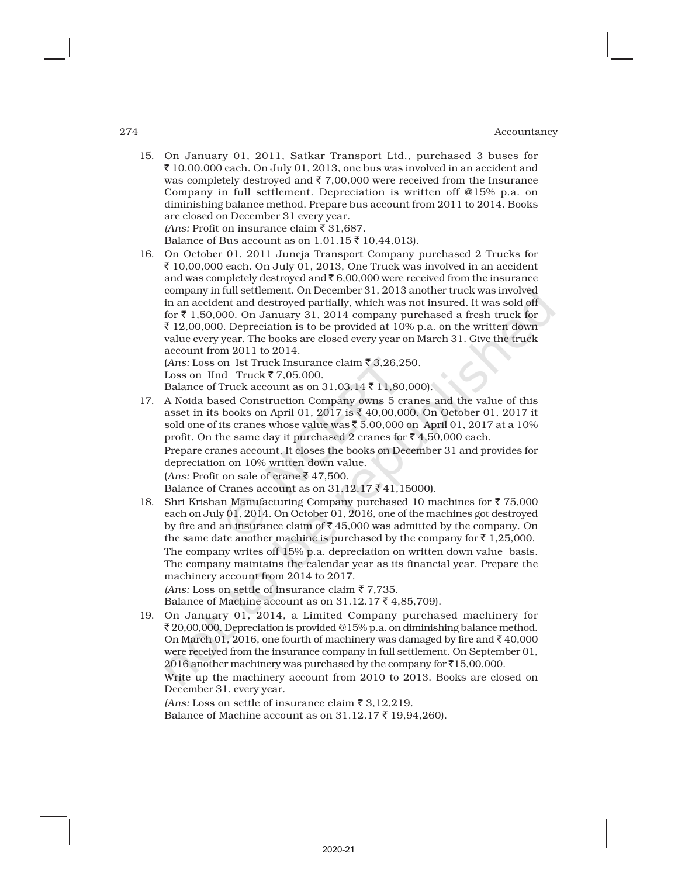15. On January 01, 2011, Satkar Transport Ltd., purchased 3 buses for ₹ 10,00,000 each. On July 01, 2013, one bus was involved in an accident and was completely destroyed and ₹ 7,00,000 were received from the Insurance Company in full settlement. Depreciation is written off @15% p.a. on diminishing balance method. Prepare bus account from 2011 to 2014. Books are closed on December 31 every year.

    *(Ans:* Profit on insurance claim ₹ 31,687.

    Balance of Bus account as on 1.01.15 ₹ 10,44,013).

16. On October 01, 2011 Juneja Transport Company purchased 2 Trucks for ₹ 10,00,000 each. On July 01, 2013, One Truck was involved in an accident and was completely destroyed and ₹ 6,00,000 were received from the insurance company in full settlement. On December 31, 2013 another truck was involved in an accident and destroyed partially, which was not insured. It was sold off for ₹ 1,50,000. On January 31, 2014 company purchased a fresh truck for ₹ 12,00,000. Depreciation is to be provided at 10% p.a. on the written down value every year. The books are closed every year on March 31. Give the truck account from 2011 to 2014.

    (*Ans:* Loss on Ist Truck Insurance claim ₹ 3,26,250.

    Loss on IInd Truck ₹ 7,05,000.

    Balance of Truck account as on 31.03.14 ₹ 11,80,000).

17. A Noida based Construction Company owns 5 cranes and the value of this asset in its books on April 01, 2017 is ₹ 40,00,000. On October 01, 2017 it sold one of its cranes whose value was ₹ 5,00,000 on April 01, 2017 at a 10% profit. On the same day it purchased 2 cranes for ₹ 4,50,000 each.

    Prepare cranes account. It closes the books on December 31 and provides for depreciation on 10% written down value.

    (*Ans:* Profit on sale of crane ₹ 47,500.

    Balance of Cranes account as on 31.12.17 ₹ 41,15000).

18. Shri Krishan Manufacturing Company purchased 10 machines for ₹ 75,000 each on July 01, 2014. On October 01, 2016, one of the machines got destroyed by fire and an insurance claim of ₹ 45,000 was admitted by the company. On the same date another machine is purchased by the company for ₹ 1,25,000.

    The company writes off 15% p.a. depreciation on written down value basis. The company maintains the calendar year as its financial year. Prepare the machinery account from 2014 to 2017.

    *(Ans:* Loss on settle of insurance claim ₹ 7,735.

    Balance of Machine account as on 31.12.17 ₹ 4,85,709).

19. On January 01, 2014, a Limited Company purchased machinery for ₹ 20,00,000. Depreciation is provided @15% p.a. on diminishing balance method. On March 01, 2016, one fourth of machinery was damaged by fire and ₹ 40,000 were received from the insurance company in full settlement. On September 01, 2016 another machinery was purchased by the company for ₹15,00,000.

    Write up the machinery account from 2010 to 2013. Books are closed on December 31, every year.

    *(Ans:* Loss on settle of insurance claim ₹ 3,12,219.

    Balance of Machine account as on 31.12.17 ₹ 19,94,260).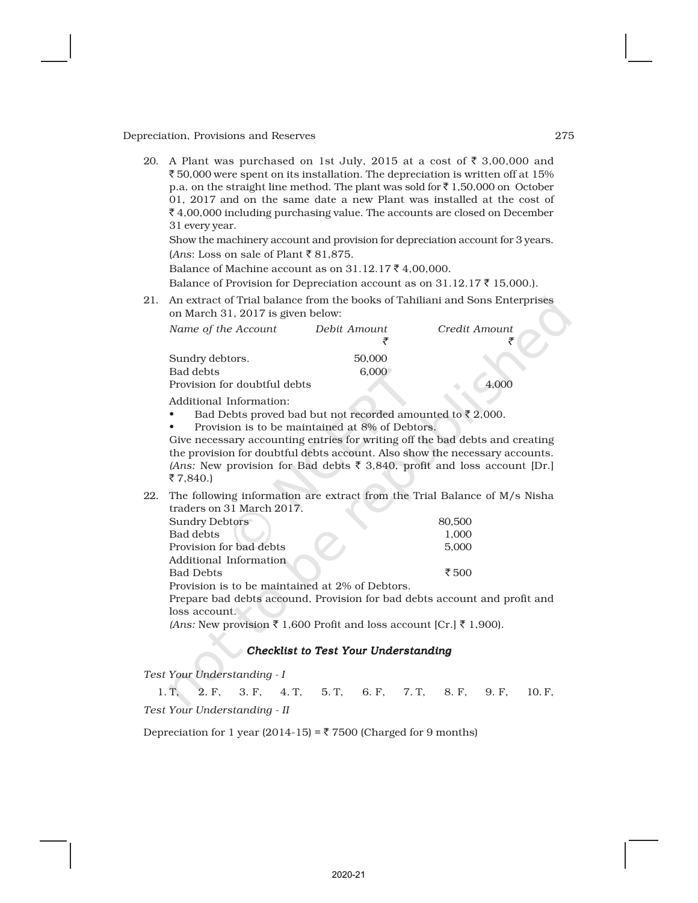20. A Plant was purchased on 1st July, 2015 at a cost of ₹ 3,00,000 and ₹ 50,000 were spent on its installation. The depreciation is written off at 15% p.a. on the straight line method. The plant was sold for ₹ 1,50,000 on October 01, 2017 and on the same date a new Plant was installed at the cost of ₹ 4,00,000 including purchasing value. The accounts are closed on December 31 every year.

    Show the machinery account and provision for depreciation account for 3 years.

    (*Ans*: Loss on sale of Plant ₹ 81,875.

    Balance of Machine account as on 31.12.17 ₹ 4,00,000.

    Balance of Provision for Depreciation account as on 31.12.17 ₹ 15,000.).

21. An extract of Trial balance from the books of Tahiliani and Sons Enterprises on March 31, 2017 is given below:

| *Name of the Account* | *Debit Amount* ₹ | *Credit Amount* ₹ |
|---|---|---|
| Sundry debtors. | 50,000 | |
| Bad debts | 6,000 | |
| Provision for doubtful debts | | 4,000 |

    Additional Information:

    - Bad Debts proved bad but not recorded amounted to ₹ 2,000.
    - Provision is to be maintained at 8% of Debtors.

    Give necessary accounting entries for writing off the bad debts and creating the provision for doubtful debts account. Also show the necessary accounts. *(Ans:* New provision for Bad debts ₹ 3,840, profit and loss account [Dr.] ₹ 7,840.)

22. The following information are extract from the Trial Balance of M/s Nisha traders on 31 March 2017.

| | |
|---|---|
| Sundry Debtors | 80,500 |
| Bad debts | 1,000 |
| Provision for bad debts | 5,000 |
| Additional Information | |
| Bad Debts | ₹ 500 |

    Provision is to be maintained at 2% of Debtors.

    Prepare bad debts accound, Provision for bad debts account and profit and loss account.

    *(Ans:* New provision ₹ 1,600 Profit and loss account [Cr.] ₹ 1,900).

### *Checklist to Test Your Understanding*

*Test Your Understanding - I*

1. T, 2. F, 3. F, 4. T, 5. T, 6. F, 7. T, 8. F, 9. F, 10. F,

*Test Your Understanding - II*

Depreciation for 1 year (2014-15) = ₹ 7500 (Charged for 9 months)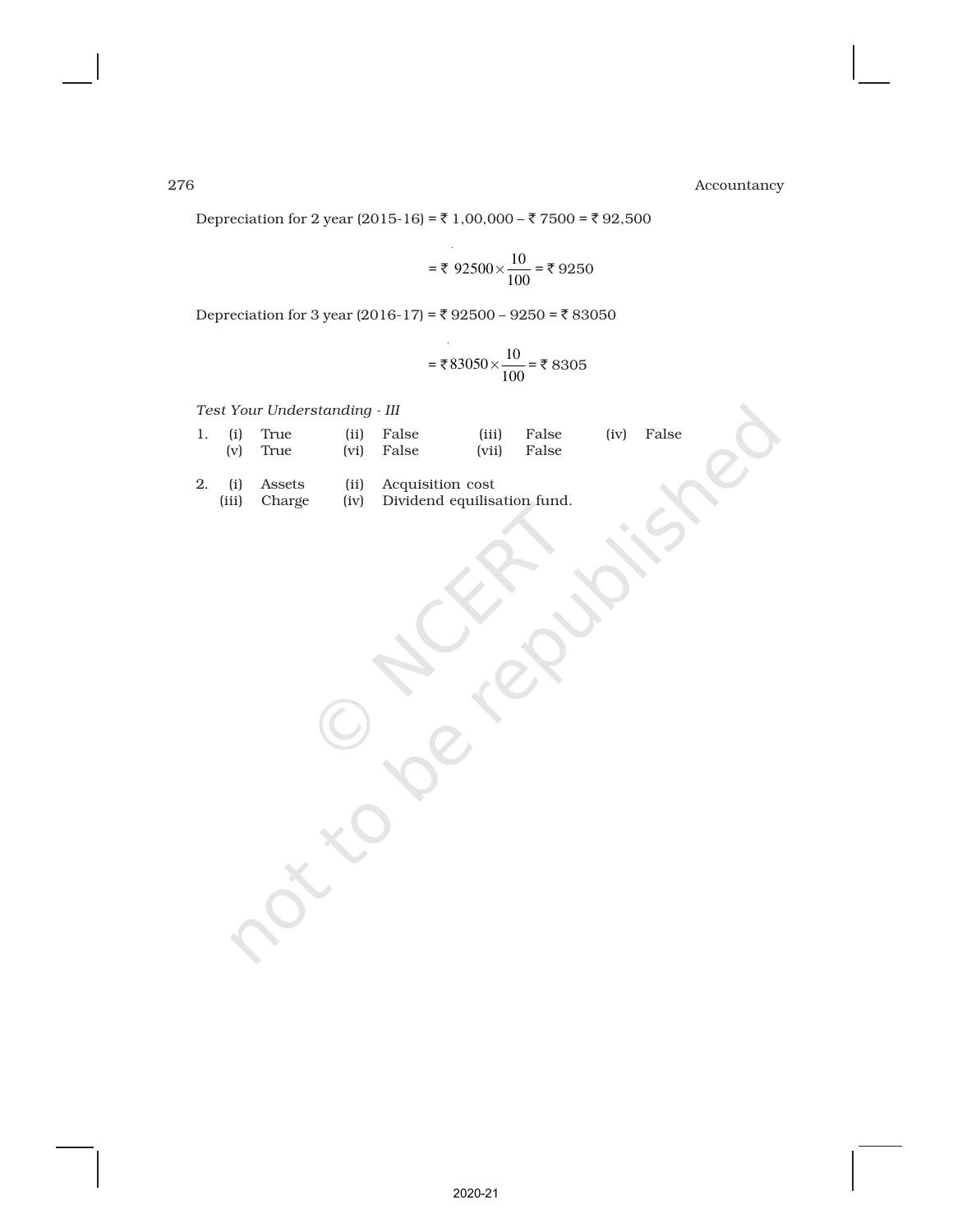Depreciation for 2 year (2015-16) = ₹ 1,00,000 – ₹ 7500 = ₹ 92,500

$$= ₹\ 92500 \times \frac{10}{100} = ₹\ 9250$$

Depreciation for 3 year (2016-17) = ₹ 92500 – 9250 = ₹ 83050

$$= ₹ 83050 \times \frac{10}{100} = ₹\ 8305$$

*Test Your Understanding - III*

1. (i) True (ii) False (iii) False (iv) False
   (v) True (vi) False (vii) False

2. (i) Assets (ii) Acquisition cost
   (iii) Charge (iv) Dividend equilisation fund.